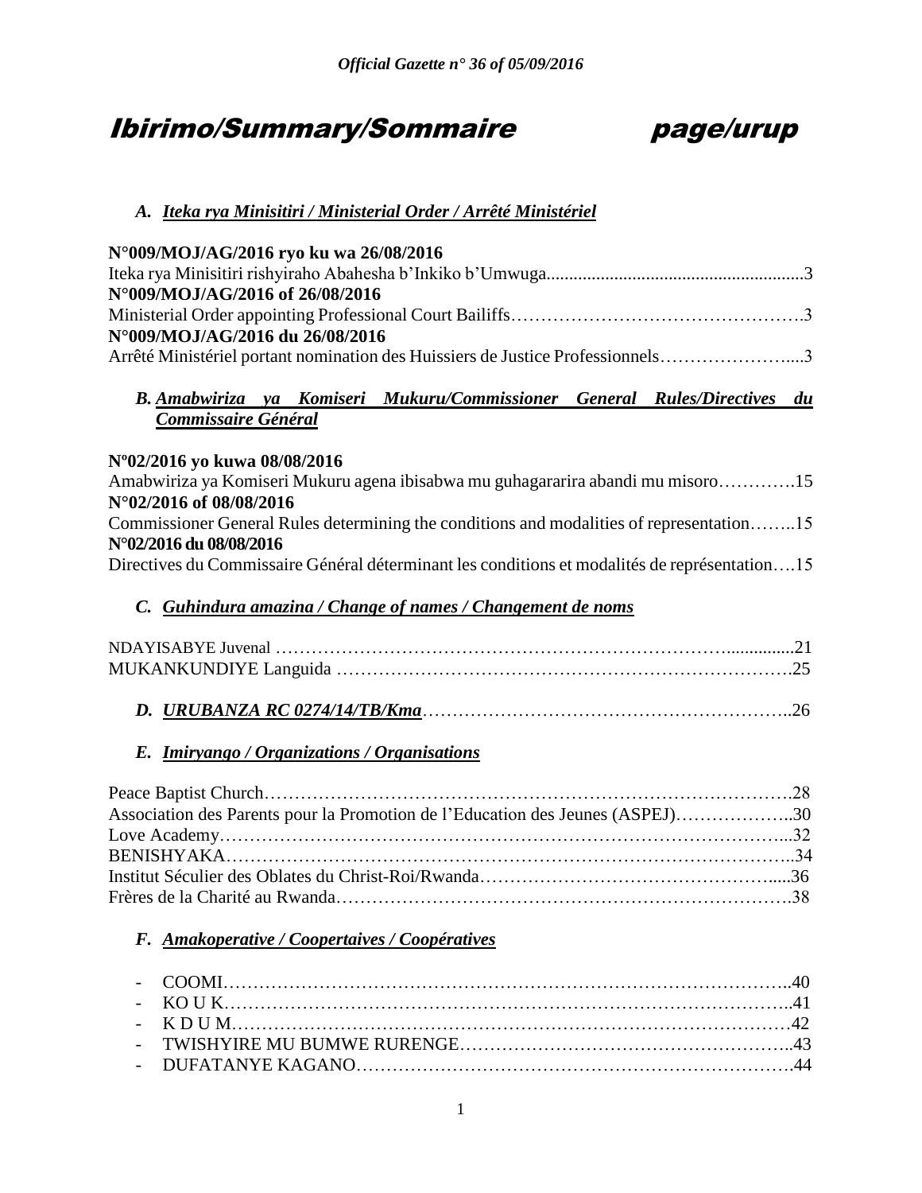*Official Gazette n° 36 of 05/09/2016*

# Ibirimo/Summary/Sommaire page/urup

### A. Iteka rya Minisitiri / Ministerial Order / Arrêté Ministériel

**N°009/MOJ/AG/2016 ryo ku wa 26/08/2016**
Iteka rya Minisitiri rishyiraho Abahesha b'Inkiko b'Umwuga........................................................3
**N°009/MOJ/AG/2016 of 26/08/2016**
Ministerial Order appointing Professional Court Bailiffs……………………………………….3
**N°009/MOJ/AG/2016 du 26/08/2016**
Arrêté Ministériel portant nomination des Huissiers de Justice Professionnels………………....3

### B. Amabwiriza ya Komiseri Mukuru/Commissioner General Rules/Directives du Commissaire Général

**Nº02/2016 yo kuwa 08/08/2016**
Amabwiriza ya Komiseri Mukuru agena ibisabwa mu guhagararira abandi mu misoro………….15
**N°02/2016 of 08/08/2016**
Commissioner General Rules determining the conditions and modalities of representation……..15
**N°02/2016 du 08/08/2016**
Directives du Commissaire Général déterminant les conditions et modalités de représentation….15

### C. Guhindura amazina / Change of names / Changement de noms

NDAYISABYE Juvenal ……………………………………………………………...............21
MUKANKUNDIYE Languida ………………………………………………………………….25

### D. URUBANZA RC 0274/14/TB/Kma……………………………………………………..26

### E. Imiryango / Organizations / Organisations

Peace Baptist Church……………………………………………………………………………….28
Association des Parents pour la Promotion de l'Education des Jeunes (ASPEJ)………………..30
Love Academy……………………………………………………………………………...32
BENISHYAKA……………………………………………………………………………..34
Institut Séculier des Oblates du Christ-Roi/Rwanda…………………………………….....36
Frères de la Charité au Rwanda……………………………………………………………..38

### F. Amakoperative / Coopertaives / Coopératives

- COOMI……………………………………………………………………………..40
- KO U K……………………………………………………………………………..41
- K D U M…………………………………………………………………………….42
- TWISHYIRE MU BUMWE RURENGE……………………………………………..43
- DUFATANYE KAGANO…………………………………………………………….44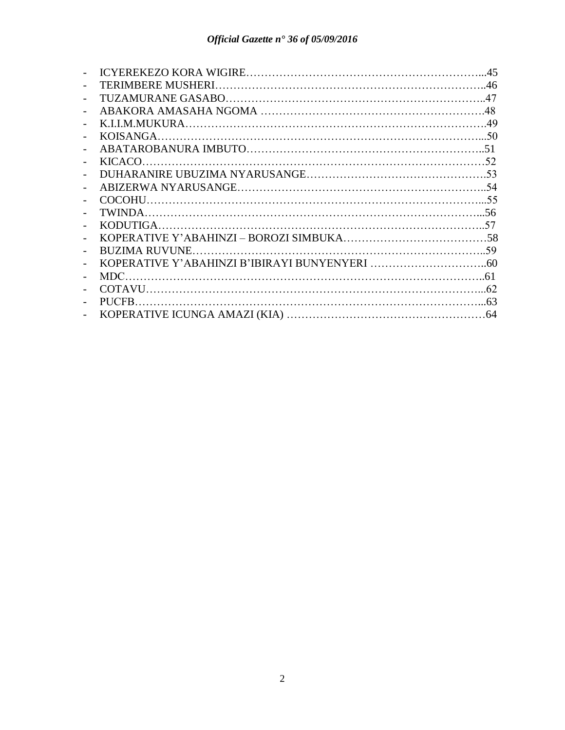- ICYEREKEZO KORA WIGIRE…………………………………………………………...45
- TERIMBERE MUSHERI……………………………………………………………..46
- TUZAMURANE GASABO……………………………………………………………..47
- ABAKORA AMASAHA NGOMA ………………………………………………….48
- K.I.I.M.MUKURA……………………………………………………………………49
- KOISANGA…………………………………………………………………………...50
- ABATAROBANURA IMBUTO………………………………………………………..51
- KICACO………………………………………………………………………………52
- DUHARANIRE UBUZIMA NYARUSANGE………………………………………….53
- ABIZERWA NYARUSANGE………………………………………………………….54
- COCOHU……………………………………………………………………………...55
- TWINDA……………………………………………………………………………...56
- KODUTIGA…………………………………………………………………………..57
- KOPERATIVE Y'ABAHINZI – BOROZI SIMBUKA…………………………………58
- BUZIMA RUVUNE……………………………………………………………………..59
- KOPERATIVE Y'ABAHINZI B'IBIRAYI BUNYENYERI …………………………..60
- MDC…………………………………………………………………………………..61
- COTAVU……………………………………………………………………………...62
- PUCFB………………………………………………………………………………...63
- KOPERATIVE ICUNGA AMAZI (KIA) ………………………………………………64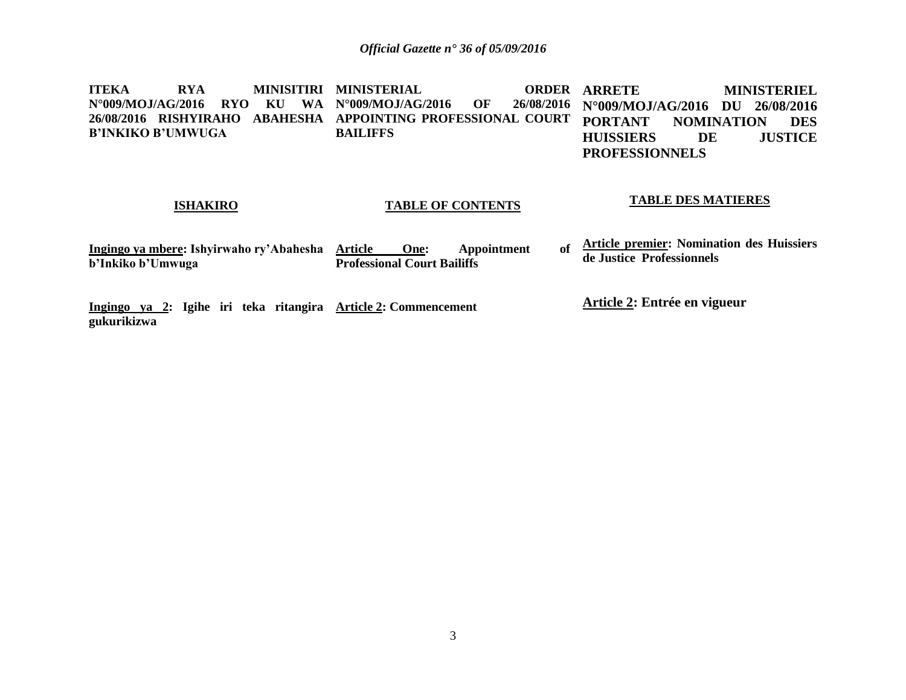**ITEKA RYA MINISITIRI N°009/MOJ/AG/2016 RYO KU WA 26/08/2016 RISHYIRAHO ABAHESHA B'INKIKO B'UMWUGA**

**ISHAKIRO**

**Ingingo ya mbere: Ishyirwaho ry'Abahesha b'Inkiko b'Umwuga**

**Ingingo ya 2: Igihe iri teka ritangira gukurikizwa**

**MINISTERIAL ORDER N°009/MOJ/AG/2016 OF 26/08/2016 APPOINTING PROFESSIONAL COURT BAILIFFS**

**TABLE OF CONTENTS**

**Article One: Appointment of Professional Court Bailiffs**

**Article 2: Commencement**

**ARRETE MINISTERIEL N°009/MOJ/AG/2016 DU 26/08/2016 PORTANT NOMINATION DES HUISSIERS DE JUSTICE PROFESSIONNELS**

**TABLE DES MATIERES**

**Article premier: Nomination des Huissiers de Justice Professionnels**

**Article 2: Entrée en vigueur**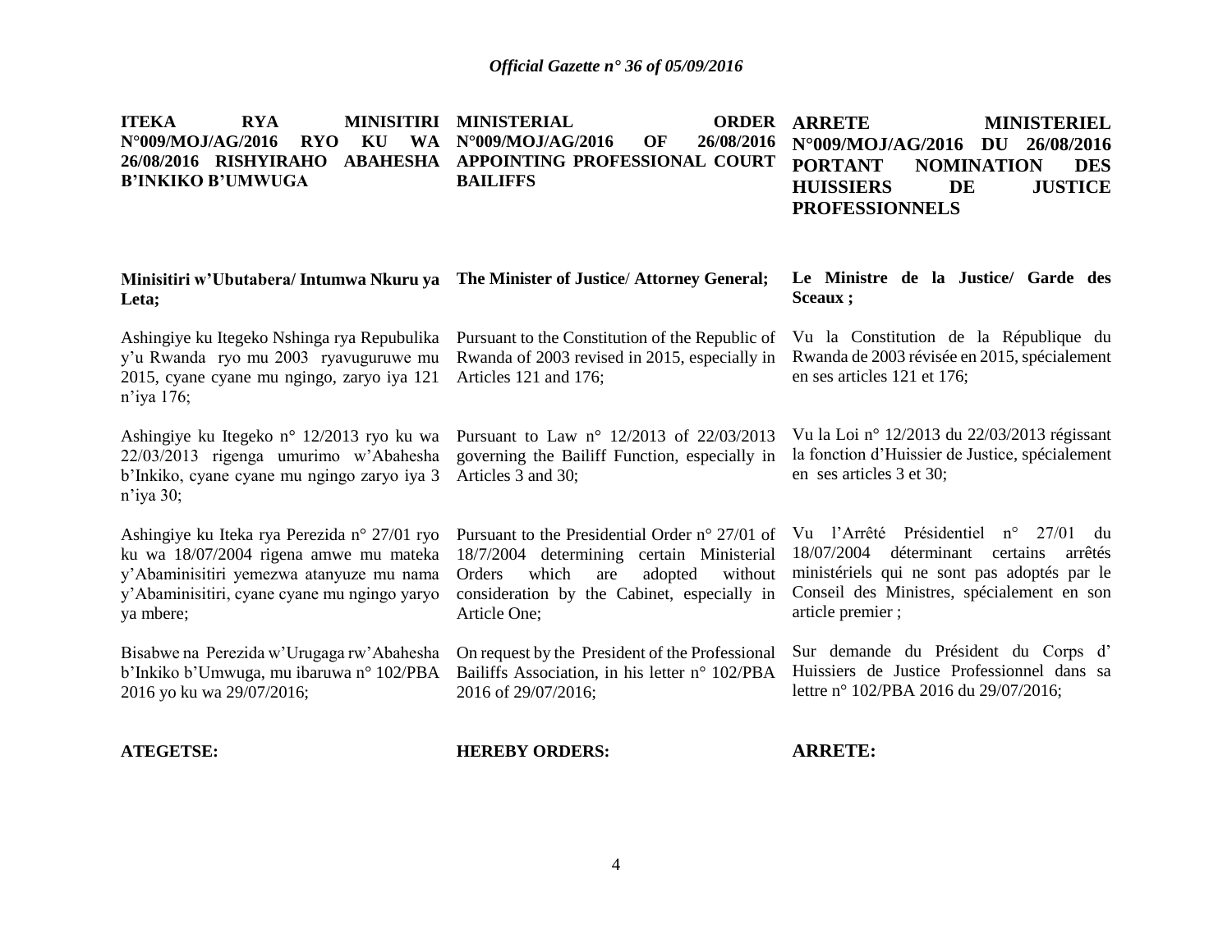**ITEKA RYA MINISITIRI N°009/MOJ/AG/2016 RYO KU WA 26/08/2016 RISHYIRAHO ABAHESHA B'INKIKO B'UMWUGA**

**Minisitiri w'Ubutabera/ Intumwa Nkuru ya Leta;**

Ashingiye ku Itegeko Nshinga rya Repubulika y'u Rwanda ryo mu 2003 ryavuguruwe mu 2015, cyane cyane mu ngingo, zaryo iya 121 n'iya 176;

Ashingiye ku Itegeko n° 12/2013 ryo ku wa 22/03/2013 rigenga umurimo w'Abahesha b'Inkiko, cyane cyane mu ngingo zaryo iya 3 n'iya 30;

Ashingiye ku Iteka rya Perezida n° 27/01 ryo ku wa 18/07/2004 rigena amwe mu mateka y'Abaminisitiri yemezwa atanyuze mu nama y'Abaminisitiri, cyane cyane mu ngingo yaryo ya mbere;

Bisabwe na Perezida w'Urugaga rw'Abahesha b'Inkiko b'Umwuga, mu ibaruwa n° 102/PBA 2016 yo ku wa 29/07/2016;

**ATEGETSE:**

**MINISTERIAL ORDER N°009/MOJ/AG/2016 OF 26/08/2016 APPOINTING PROFESSIONAL COURT BAILIFFS**

**The Minister of Justice/ Attorney General;**

Pursuant to the Constitution of the Republic of Rwanda of 2003 revised in 2015, especially in Articles 121 and 176;

Pursuant to Law n° 12/2013 of 22/03/2013 governing the Bailiff Function, especially in Articles 3 and 30;

Pursuant to the Presidential Order n° 27/01 of 18/7/2004 determining certain Ministerial Orders which are adopted without consideration by the Cabinet, especially in Article One;

On request by the President of the Professional Bailiffs Association, in his letter n° 102/PBA 2016 of 29/07/2016;

**HEREBY ORDERS:**

**ARRETE MINISTERIEL N°009/MOJ/AG/2016 DU 26/08/2016 PORTANT NOMINATION DES HUISSIERS DE JUSTICE PROFESSIONNELS**

**Le Ministre de la Justice/ Garde des Sceaux ;**

Vu la Constitution de la République du Rwanda de 2003 révisée en 2015, spécialement en ses articles 121 et 176;

Vu la Loi n° 12/2013 du 22/03/2013 régissant la fonction d'Huissier de Justice, spécialement en ses articles 3 et 30;

Vu l'Arrêté Présidentiel n° 27/01 du 18/07/2004 déterminant certains arrêtés ministériels qui ne sont pas adoptés par le Conseil des Ministres, spécialement en son article premier ;

Sur demande du Président du Corps d' Huissiers de Justice Professionnel dans sa lettre n° 102/PBA 2016 du 29/07/2016;

**ARRETE:**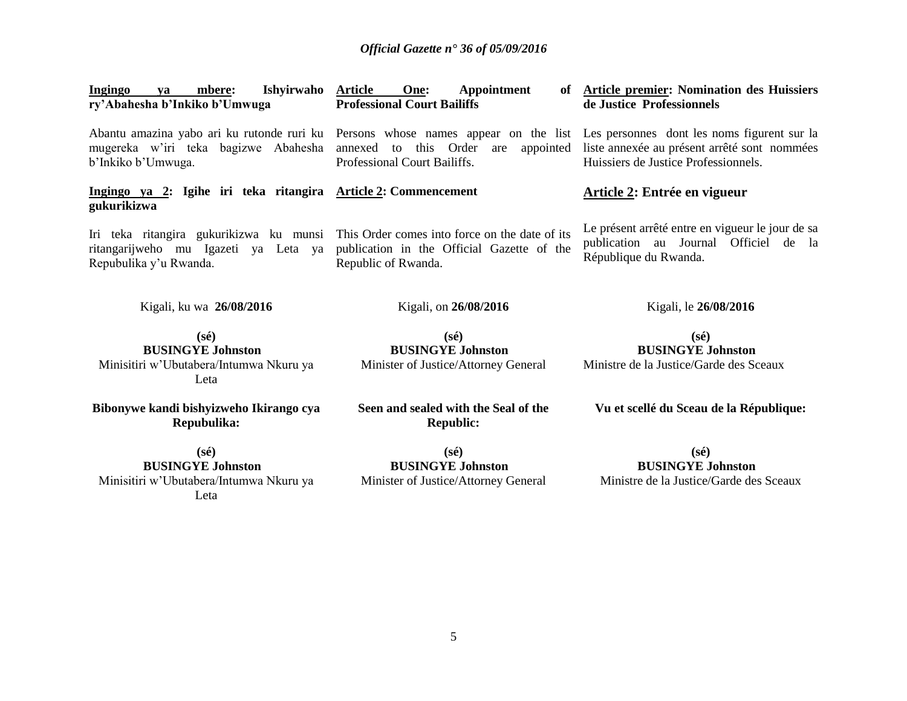**Ingingo ya mbere: Ishyirwaho ry'Abahesha b'Inkiko b'Umwuga**

Abantu amazina yabo ari ku rutonde ruri ku mugereka w'iri teka bagizwe Abahesha b'Inkiko b'Umwuga.

**Ingingo ya 2: Igihe iri teka ritangira gukurikizwa**

Iri teka ritangira gukurikizwa ku munsi ritangarijweho mu Igazeti ya Leta ya Repubulika y'u Rwanda.

Kigali, ku wa **26/08/2016**

**(sé)**
**BUSINGYE Johnston**
Minisitiri w'Ubutabera/Intumwa Nkuru ya Leta

**Bibonywe kandi bishyizweho Ikirango cya Repubulika:**

**(sé)**
**BUSINGYE Johnston**
Minisitiri w'Ubutabera/Intumwa Nkuru ya Leta

---

**Article One: Appointment of Professional Court Bailiffs**

Persons whose names appear on the list annexed to this Order are appointed Professional Court Bailiffs.

**Article 2: Commencement**

This Order comes into force on the date of its publication in the Official Gazette of the Republic of Rwanda.

Kigali, on **26/08/2016**

**(sé)**
**BUSINGYE Johnston**
Minister of Justice/Attorney General

**Seen and sealed with the Seal of the Republic:**

**(sé)**
**BUSINGYE Johnston**
Minister of Justice/Attorney General

---

**Article premier: Nomination des Huissiers de Justice Professionnels**

Les personnes dont les noms figurent sur la liste annexée au présent arrêté sont nommées Huissiers de Justice Professionnels.

**Article 2: Entrée en vigueur**

Le présent arrêté entre en vigueur le jour de sa publication au Journal Officiel de la République du Rwanda.

Kigali, le **26/08/2016**

**(sé)**
**BUSINGYE Johnston**
Ministre de la Justice/Garde des Sceaux

**Vu et scellé du Sceau de la République:**

**(sé)**
**BUSINGYE Johnston**
Ministre de la Justice/Garde des Sceaux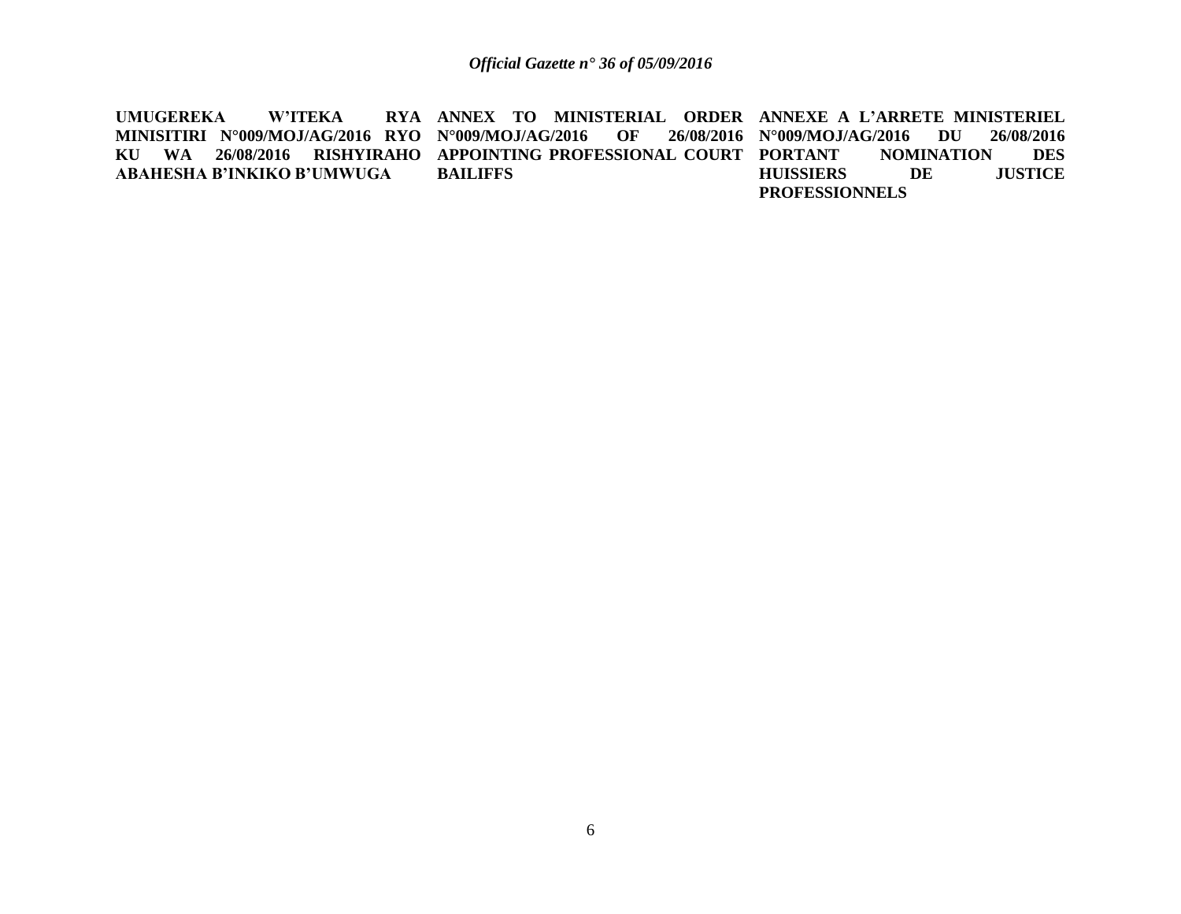**UMUGEREKA W'ITEKA RYA MINISITIRI N°009/MOJ/AG/2016 RYO KU WA 26/08/2016 RISHYIRAHO ABAHESHA B'INKIKO B'UMWUGA**

**ANNEX TO MINISTERIAL ORDER N°009/MOJ/AG/2016 OF 26/08/2016 APPOINTING PROFESSIONAL COURT BAILIFFS**

**ANNEXE A L'ARRETE MINISTERIEL N°009/MOJ/AG/2016 DU 26/08/2016 PORTANT NOMINATION DES HUISSIERS DE JUSTICE PROFESSIONNELS**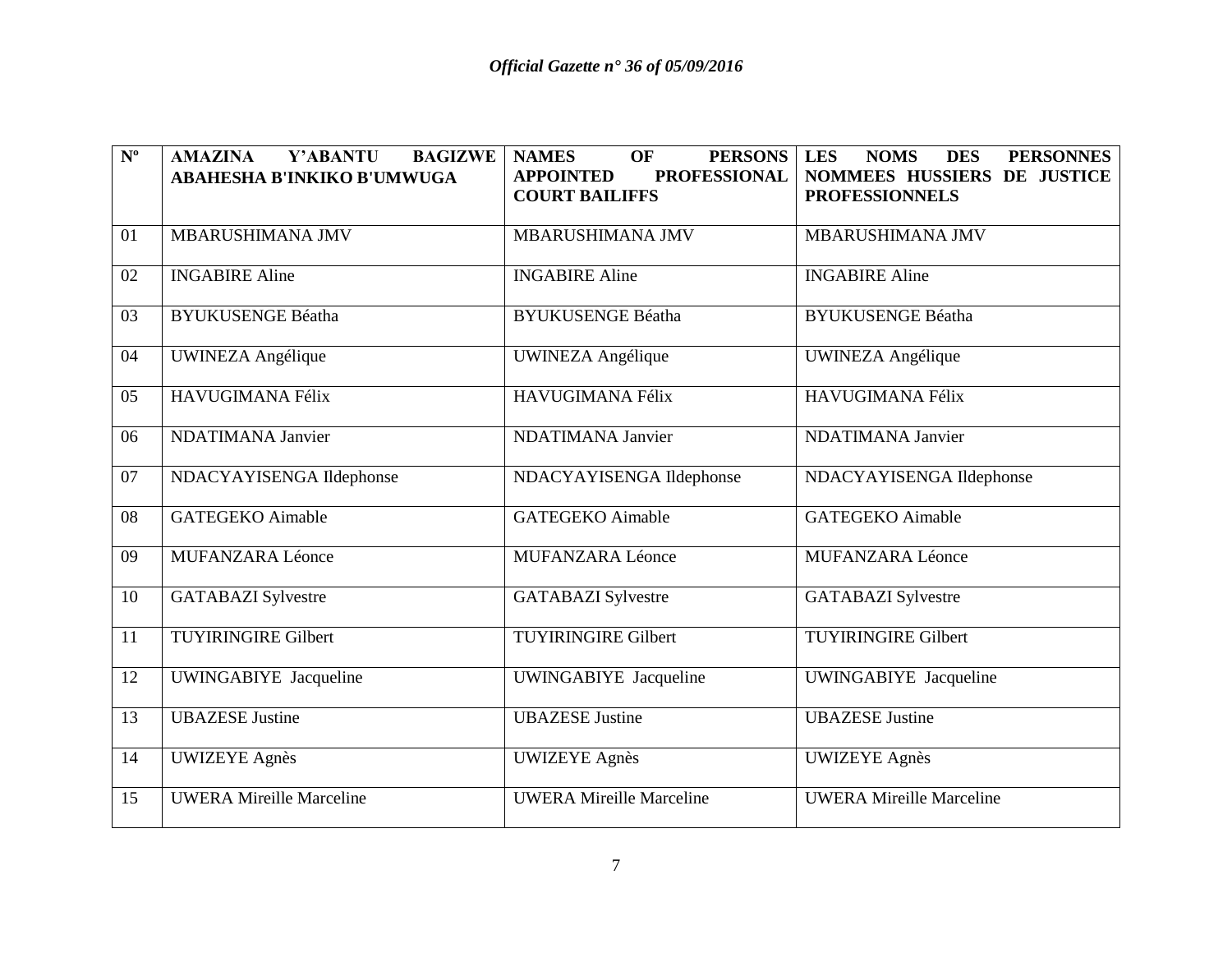| Nº | AMAZINA Y'ABANTU BAGIZWE ABAHESHA B'INKIKO B'UMWUGA | NAMES OF PERSONS APPOINTED PROFESSIONAL COURT BAILIFFS | LES NOMS DES PERSONNES NOMMEES HUSSIERS DE JUSTICE PROFESSIONNELS |
|---|---|---|---|
| 01 | MBARUSHIMANA JMV | MBARUSHIMANA JMV | MBARUSHIMANA JMV |
| 02 | INGABIRE Aline | INGABIRE Aline | INGABIRE Aline |
| 03 | BYUKUSENGE Béatha | BYUKUSENGE Béatha | BYUKUSENGE Béatha |
| 04 | UWINEZA Angélique | UWINEZA Angélique | UWINEZA Angélique |
| 05 | HAVUGIMANA Félix | HAVUGIMANA Félix | HAVUGIMANA Félix |
| 06 | NDATIMANA Janvier | NDATIMANA Janvier | NDATIMANA Janvier |
| 07 | NDACYAYISENGA Ildephonse | NDACYAYISENGA Ildephonse | NDACYAYISENGA Ildephonse |
| 08 | GATEGEKO Aimable | GATEGEKO Aimable | GATEGEKO Aimable |
| 09 | MUFANZARA Léonce | MUFANZARA Léonce | MUFANZARA Léonce |
| 10 | GATABAZI Sylvestre | GATABAZI Sylvestre | GATABAZI Sylvestre |
| 11 | TUYIRINGIRE Gilbert | TUYIRINGIRE Gilbert | TUYIRINGIRE Gilbert |
| 12 | UWINGABIYE Jacqueline | UWINGABIYE Jacqueline | UWINGABIYE Jacqueline |
| 13 | UBAZESE Justine | UBAZESE Justine | UBAZESE Justine |
| 14 | UWIZEYE Agnès | UWIZEYE Agnès | UWIZEYE Agnès |
| 15 | UWERA Mireille Marceline | UWERA Mireille Marceline | UWERA Mireille Marceline |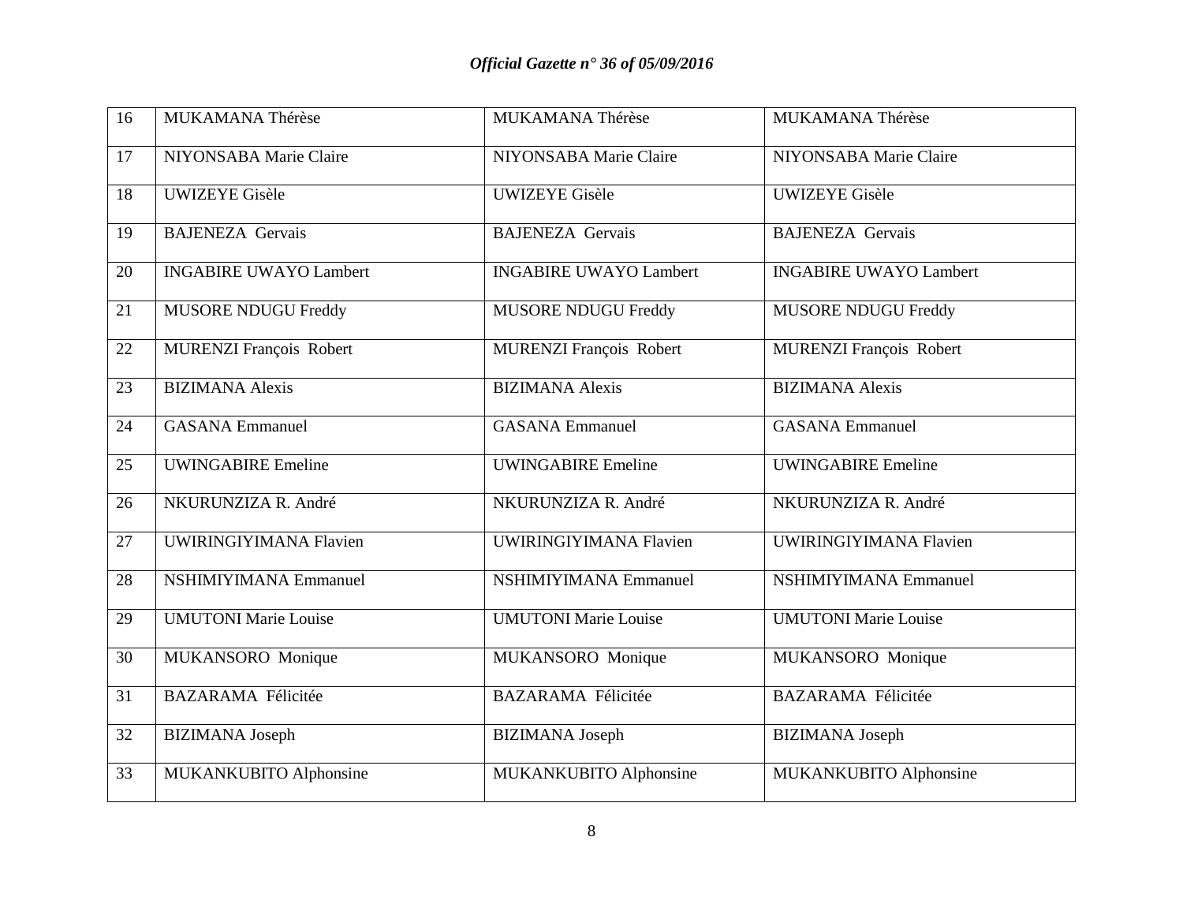| 16 | MUKAMANA Thérèse | MUKAMANA Thérèse | MUKAMANA Thérèse |
|---|---|---|---|
| 17 | NIYONSABA Marie Claire | NIYONSABA Marie Claire | NIYONSABA Marie Claire |
| 18 | UWIZEYE Gisèle | UWIZEYE Gisèle | UWIZEYE Gisèle |
| 19 | BAJENEZA Gervais | BAJENEZA Gervais | BAJENEZA Gervais |
| 20 | INGABIRE UWAYO Lambert | INGABIRE UWAYO Lambert | INGABIRE UWAYO Lambert |
| 21 | MUSORE NDUGU Freddy | MUSORE NDUGU Freddy | MUSORE NDUGU Freddy |
| 22 | MURENZI François Robert | MURENZI François Robert | MURENZI François Robert |
| 23 | BIZIMANA Alexis | BIZIMANA Alexis | BIZIMANA Alexis |
| 24 | GASANA Emmanuel | GASANA Emmanuel | GASANA Emmanuel |
| 25 | UWINGABIRE Emeline | UWINGABIRE Emeline | UWINGABIRE Emeline |
| 26 | NKURUNZIZA R. André | NKURUNZIZA R. André | NKURUNZIZA R. André |
| 27 | UWIRINGIYIMANA Flavien | UWIRINGIYIMANA Flavien | UWIRINGIYIMANA Flavien |
| 28 | NSHIMIYIMANA Emmanuel | NSHIMIYIMANA Emmanuel | NSHIMIYIMANA Emmanuel |
| 29 | UMUTONI Marie Louise | UMUTONI Marie Louise | UMUTONI Marie Louise |
| 30 | MUKANSORO Monique | MUKANSORO Monique | MUKANSORO Monique |
| 31 | BAZARAMA Félicitée | BAZARAMA Félicitée | BAZARAMA Félicitée |
| 32 | BIZIMANA Joseph | BIZIMANA Joseph | BIZIMANA Joseph |
| 33 | MUKANKUBITO Alphonsine | MUKANKUBITO Alphonsine | MUKANKUBITO Alphonsine |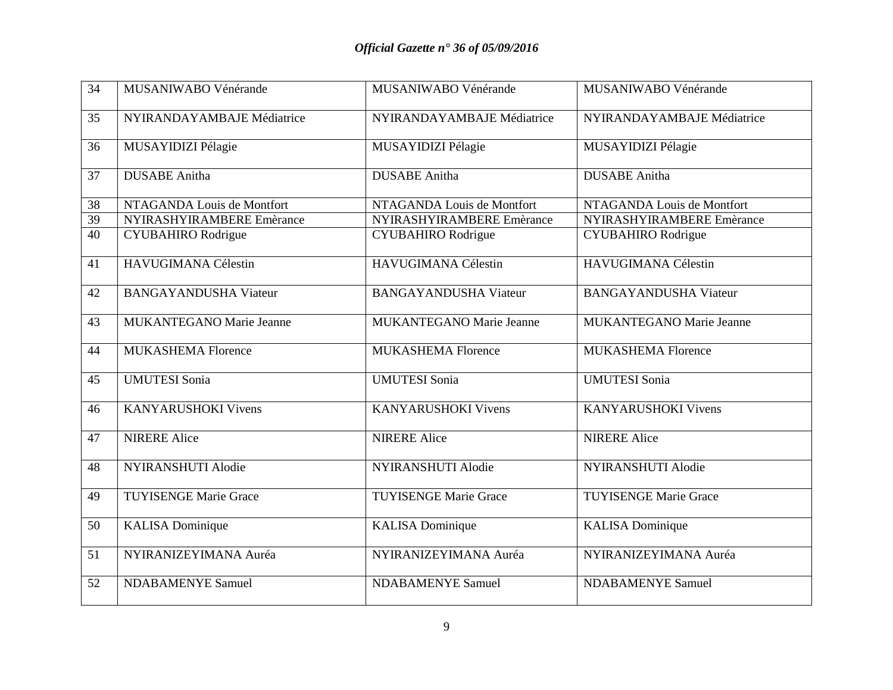| 34 | MUSANIWABO Vénérande | MUSANIWABO Vénérande | MUSANIWABO Vénérande |
|---|---|---|---|
| 35 | NYIRANDAYAMBAJE Médiatrice | NYIRANDAYAMBAJE Médiatrice | NYIRANDAYAMBAJE Médiatrice |
| 36 | MUSAYIDIZI Pélagie | MUSAYIDIZI Pélagie | MUSAYIDIZI Pélagie |
| 37 | DUSABE Anitha | DUSABE Anitha | DUSABE Anitha |
| 38 | NTAGANDA Louis de Montfort | NTAGANDA Louis de Montfort | NTAGANDA Louis de Montfort |
| 39 | NYIRASHYIRAMBERE Emèrance | NYIRASHYIRAMBERE Emèrance | NYIRASHYIRAMBERE Emèrance |
| 40 | CYUBAHIRO Rodrigue | CYUBAHIRO Rodrigue | CYUBAHIRO Rodrigue |
| 41 | HAVUGIMANA Célestin | HAVUGIMANA Célestin | HAVUGIMANA Célestin |
| 42 | BANGAYANDUSHA Viateur | BANGAYANDUSHA Viateur | BANGAYANDUSHA Viateur |
| 43 | MUKANTEGANO Marie Jeanne | MUKANTEGANO Marie Jeanne | MUKANTEGANO Marie Jeanne |
| 44 | MUKASHEMA Florence | MUKASHEMA Florence | MUKASHEMA Florence |
| 45 | UMUTESI Sonia | UMUTESI Sonia | UMUTESI Sonia |
| 46 | KANYARUSHOKI Vivens | KANYARUSHOKI Vivens | KANYARUSHOKI Vivens |
| 47 | NIRERE Alice | NIRERE Alice | NIRERE Alice |
| 48 | NYIRANSHUTI Alodie | NYIRANSHUTI Alodie | NYIRANSHUTI Alodie |
| 49 | TUYISENGE Marie Grace | TUYISENGE Marie Grace | TUYISENGE Marie Grace |
| 50 | KALISA Dominique | KALISA Dominique | KALISA Dominique |
| 51 | NYIRANIZEYIMANA Auréa | NYIRANIZEYIMANA Auréa | NYIRANIZEYIMANA Auréa |
| 52 | NDABAMENYE Samuel | NDABAMENYE Samuel | NDABAMENYE Samuel |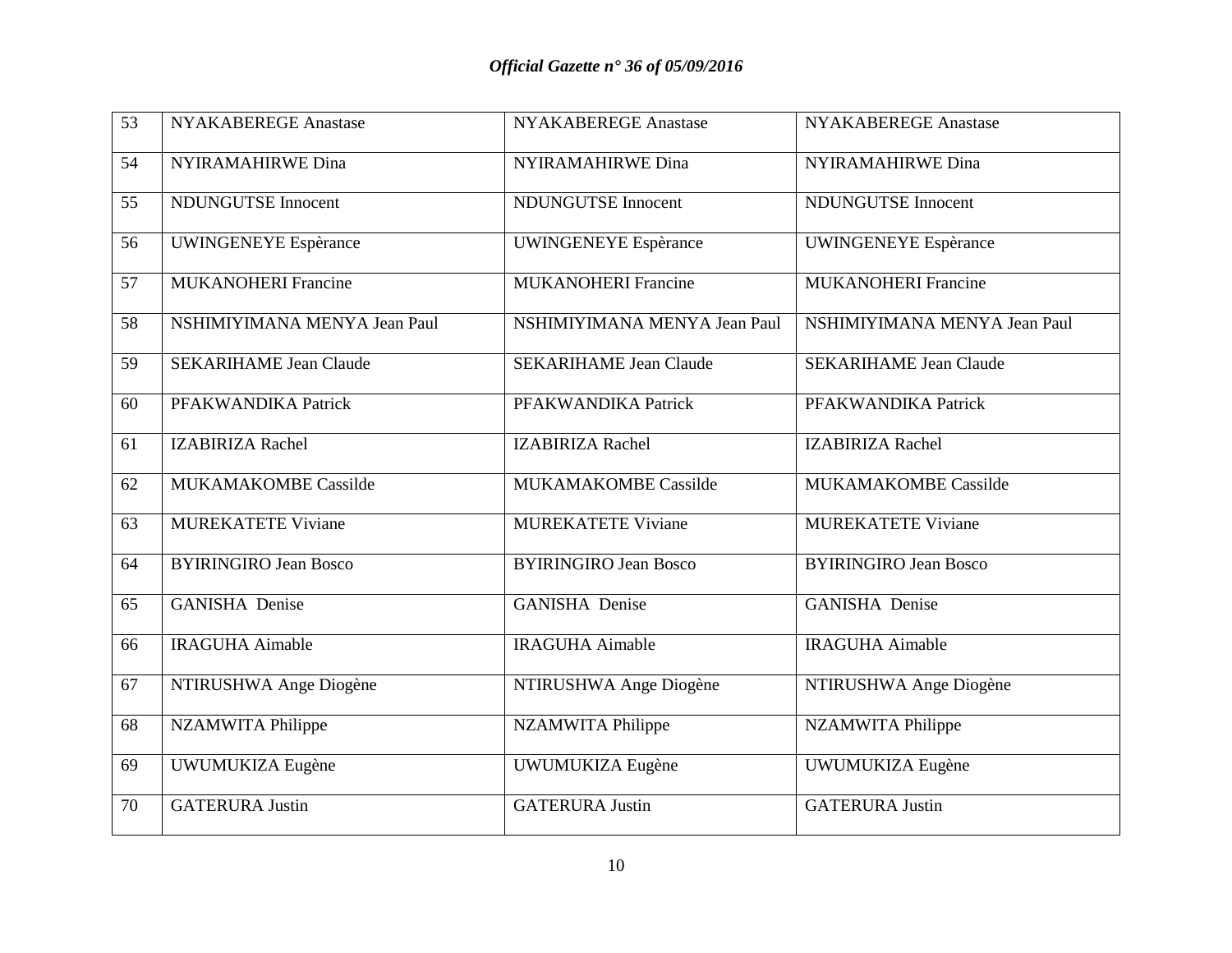| 53 | NYAKABEREGE Anastase | NYAKABEREGE Anastase | NYAKABEREGE Anastase |
|---|---|---|---|
| 54 | NYIRAMAHIRWE Dina | NYIRAMAHIRWE Dina | NYIRAMAHIRWE Dina |
| 55 | NDUNGUTSE Innocent | NDUNGUTSE Innocent | NDUNGUTSE Innocent |
| 56 | UWINGENEYE Espèrance | UWINGENEYE Espèrance | UWINGENEYE Espèrance |
| 57 | MUKANOHERI Francine | MUKANOHERI Francine | MUKANOHERI Francine |
| 58 | NSHIMIYIMANA MENYA Jean Paul | NSHIMIYIMANA MENYA Jean Paul | NSHIMIYIMANA MENYA Jean Paul |
| 59 | SEKARIHAME Jean Claude | SEKARIHAME Jean Claude | SEKARIHAME Jean Claude |
| 60 | PFAKWANDIKA Patrick | PFAKWANDIKA Patrick | PFAKWANDIKA Patrick |
| 61 | IZABIRIZA Rachel | IZABIRIZA Rachel | IZABIRIZA Rachel |
| 62 | MUKAMAKOMBE Cassilde | MUKAMAKOMBE Cassilde | MUKAMAKOMBE Cassilde |
| 63 | MUREKATETE Viviane | MUREKATETE Viviane | MUREKATETE Viviane |
| 64 | BYIRINGIRO Jean Bosco | BYIRINGIRO Jean Bosco | BYIRINGIRO Jean Bosco |
| 65 | GANISHA Denise | GANISHA Denise | GANISHA Denise |
| 66 | IRAGUHA Aimable | IRAGUHA Aimable | IRAGUHA Aimable |
| 67 | NTIRUSHWA Ange Diogène | NTIRUSHWA Ange Diogène | NTIRUSHWA Ange Diogène |
| 68 | NZAMWITA Philippe | NZAMWITA Philippe | NZAMWITA Philippe |
| 69 | UWUMUKIZA Eugène | UWUMUKIZA Eugène | UWUMUKIZA Eugène |
| 70 | GATERURA Justin | GATERURA Justin | GATERURA Justin |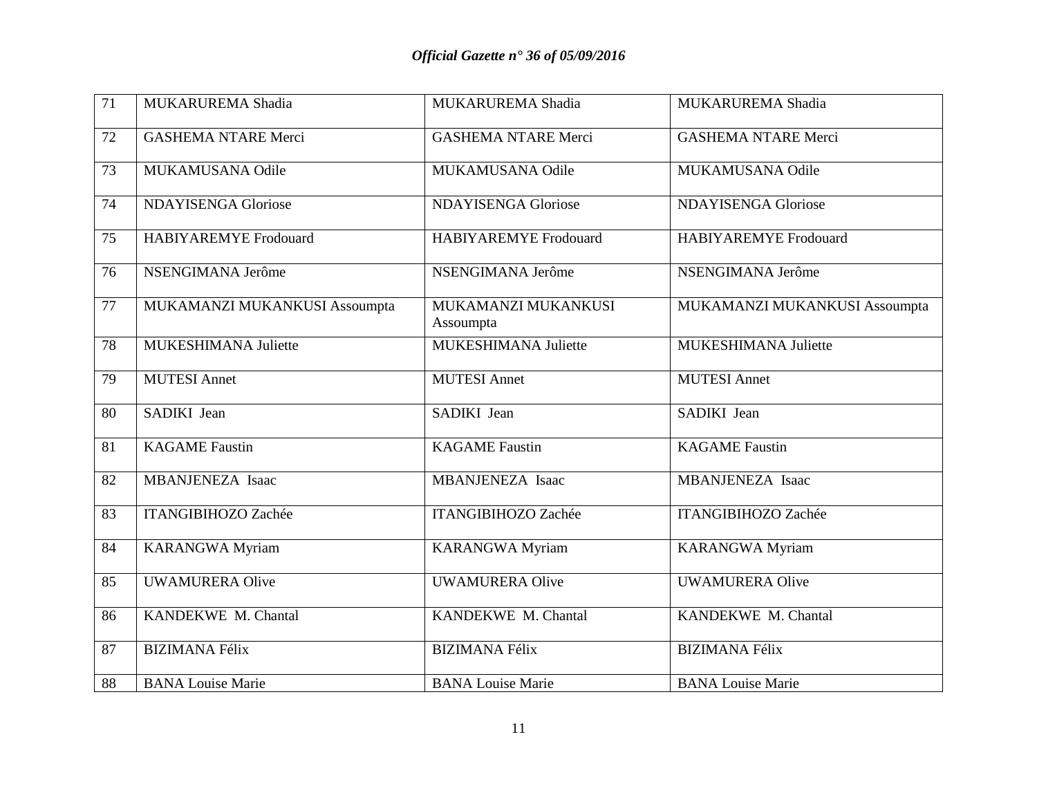| 71 | MUKARUREMA Shadia | MUKARUREMA Shadia | MUKARUREMA Shadia |
|---|---|---|---|
| 72 | GASHEMA NTARE Merci | GASHEMA NTARE Merci | GASHEMA NTARE Merci |
| 73 | MUKAMUSANA Odile | MUKAMUSANA Odile | MUKAMUSANA Odile |
| 74 | NDAYISENGA Gloriose | NDAYISENGA Gloriose | NDAYISENGA Gloriose |
| 75 | HABIYAREMYE Frodouard | HABIYAREMYE Frodouard | HABIYAREMYE Frodouard |
| 76 | NSENGIMANA Jerôme | NSENGIMANA Jerôme | NSENGIMANA Jerôme |
| 77 | MUKAMANZI MUKANKUSI Assoumpta | MUKAMANZI MUKANKUSI Assoumpta | MUKAMANZI MUKANKUSI Assoumpta |
| 78 | MUKESHIMANA Juliette | MUKESHIMANA Juliette | MUKESHIMANA Juliette |
| 79 | MUTESI Annet | MUTESI Annet | MUTESI Annet |
| 80 | SADIKI Jean | SADIKI Jean | SADIKI Jean |
| 81 | KAGAME Faustin | KAGAME Faustin | KAGAME Faustin |
| 82 | MBANJENEZA Isaac | MBANJENEZA Isaac | MBANJENEZA Isaac |
| 83 | ITANGIBIHOZO Zachée | ITANGIBIHOZO Zachée | ITANGIBIHOZO Zachée |
| 84 | KARANGWA Myriam | KARANGWA Myriam | KARANGWA Myriam |
| 85 | UWAMURERA Olive | UWAMURERA Olive | UWAMURERA Olive |
| 86 | KANDEKWE M. Chantal | KANDEKWE M. Chantal | KANDEKWE M. Chantal |
| 87 | BIZIMANA Félix | BIZIMANA Félix | BIZIMANA Félix |
| 88 | BANA Louise Marie | BANA Louise Marie | BANA Louise Marie |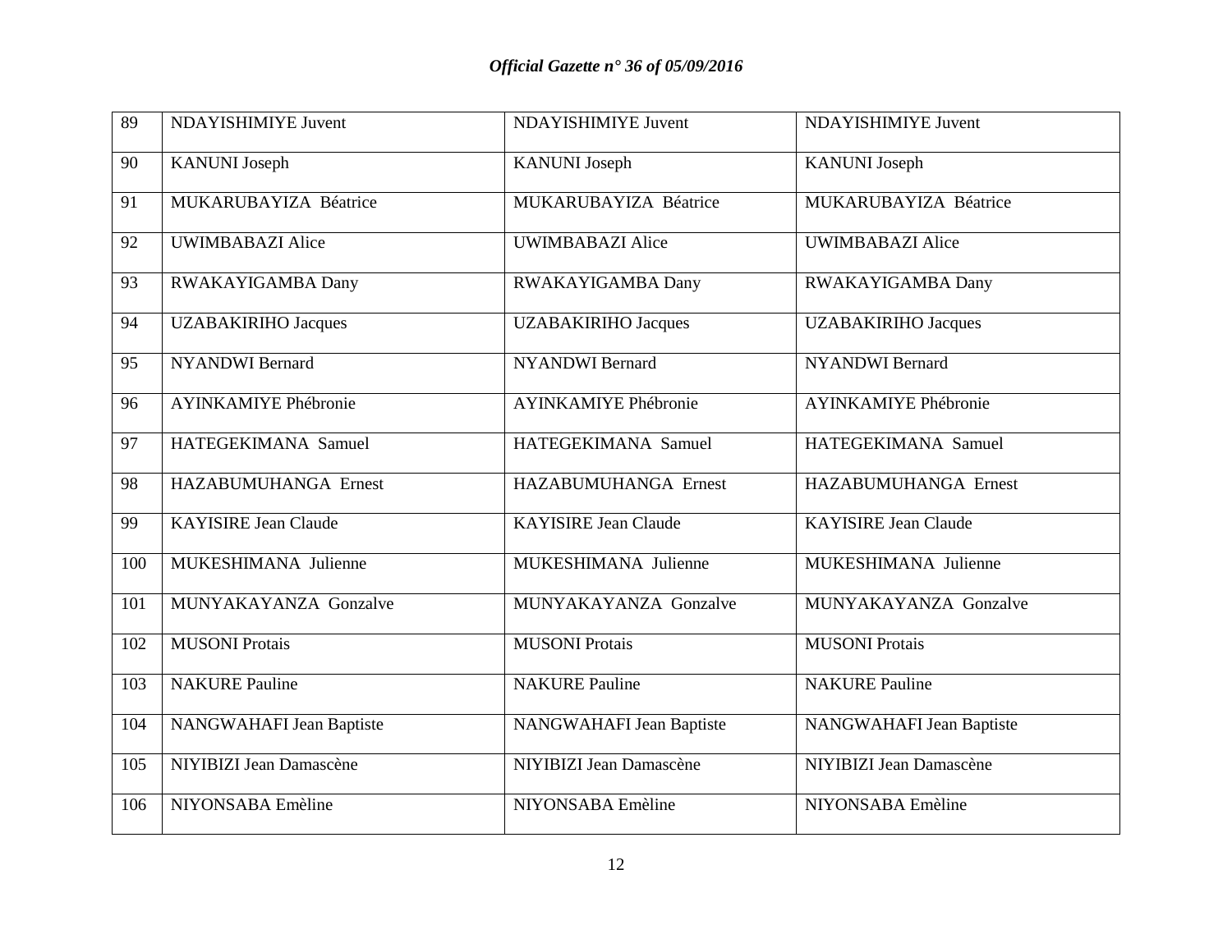| 89 | NDAYISHIMIYE Juvent | NDAYISHIMIYE Juvent | NDAYISHIMIYE Juvent |
|---|---|---|---|
| 90 | KANUNI Joseph | KANUNI Joseph | KANUNI Joseph |
| 91 | MUKARUBAYIZA Béatrice | MUKARUBAYIZA Béatrice | MUKARUBAYIZA Béatrice |
| 92 | UWIMBABAZI Alice | UWIMBABAZI Alice | UWIMBABAZI Alice |
| 93 | RWAKAYIGAMBA Dany | RWAKAYIGAMBA Dany | RWAKAYIGAMBA Dany |
| 94 | UZABAKIRIHO Jacques | UZABAKIRIHO Jacques | UZABAKIRIHO Jacques |
| 95 | NYANDWI Bernard | NYANDWI Bernard | NYANDWI Bernard |
| 96 | AYINKAMIYE Phébronie | AYINKAMIYE Phébronie | AYINKAMIYE Phébronie |
| 97 | HATEGEKIMANA Samuel | HATEGEKIMANA Samuel | HATEGEKIMANA Samuel |
| 98 | HAZABUMUHANGA Ernest | HAZABUMUHANGA Ernest | HAZABUMUHANGA Ernest |
| 99 | KAYISIRE Jean Claude | KAYISIRE Jean Claude | KAYISIRE Jean Claude |
| 100 | MUKESHIMANA Julienne | MUKESHIMANA Julienne | MUKESHIMANA Julienne |
| 101 | MUNYAKAYANZA Gonzalve | MUNYAKAYANZA Gonzalve | MUNYAKAYANZA Gonzalve |
| 102 | MUSONI Protais | MUSONI Protais | MUSONI Protais |
| 103 | NAKURE Pauline | NAKURE Pauline | NAKURE Pauline |
| 104 | NANGWAHAFI Jean Baptiste | NANGWAHAFI Jean Baptiste | NANGWAHAFI Jean Baptiste |
| 105 | NIYIBIZI Jean Damascène | NIYIBIZI Jean Damascène | NIYIBIZI Jean Damascène |
| 106 | NIYONSABA Emèline | NIYONSABA Emèline | NIYONSABA Emèline |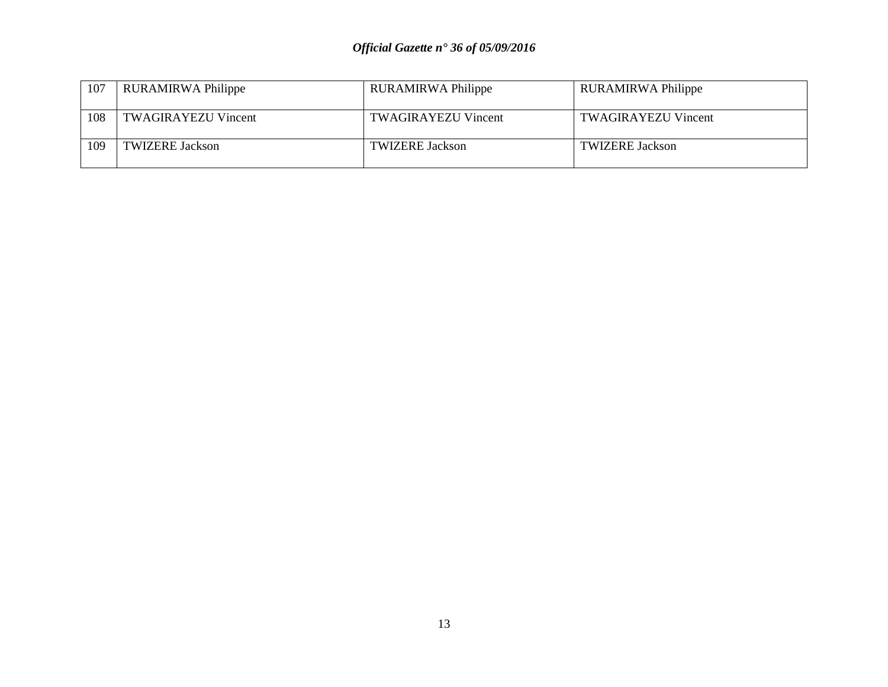| 107 | RURAMIRWA Philippe | RURAMIRWA Philippe | RURAMIRWA Philippe |
|---|---|---|---|
| 108 | TWAGIRAYEZU Vincent | TWAGIRAYEZU Vincent | TWAGIRAYEZU Vincent |
| 109 | TWIZERE Jackson | TWIZERE Jackson | TWIZERE Jackson |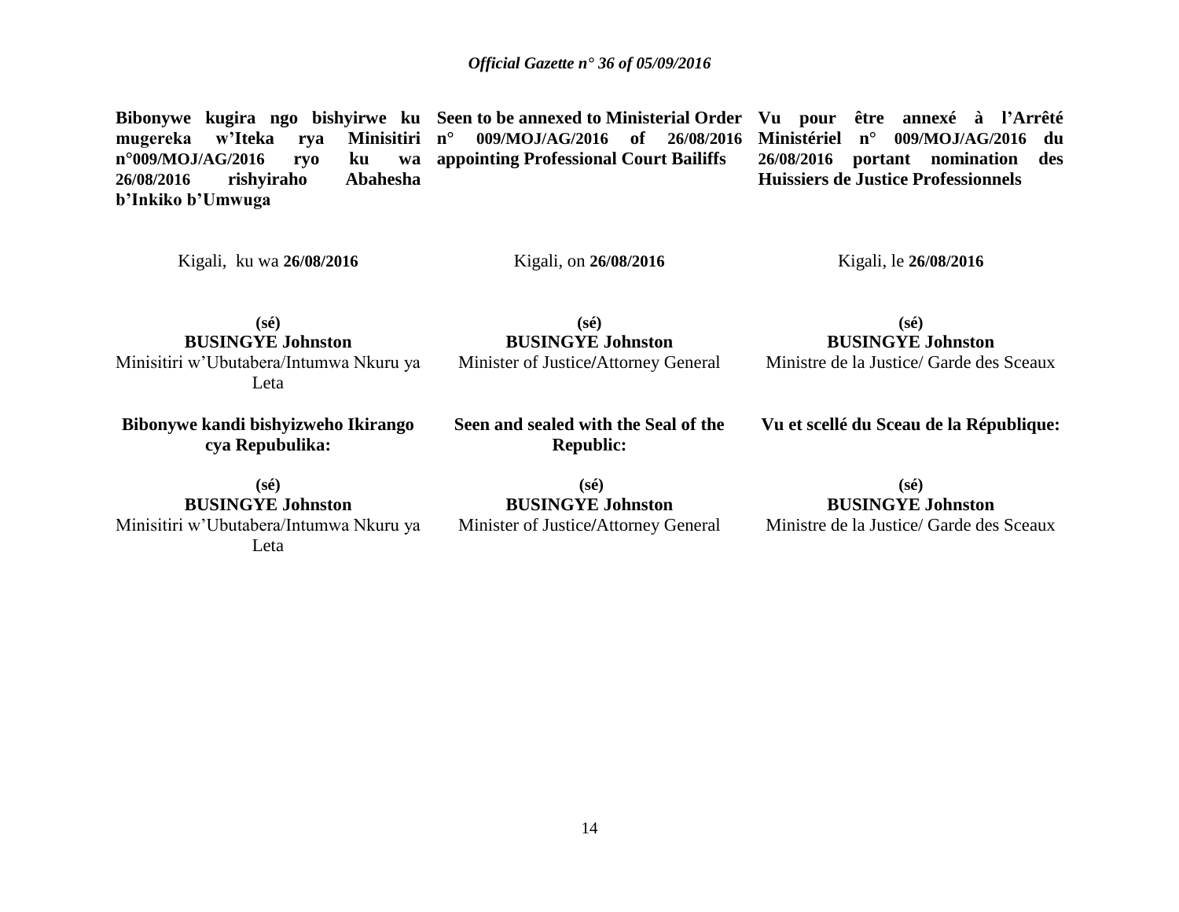**Bibonywe kugira ngo bishyirwe ku mugereka w'Iteka rya Minisitiri n°009/MOJ/AG/2016 ryo ku wa 26/08/2016 rishyiraho Abahesha b'Inkiko b'Umwuga**

Kigali, ku wa **26/08/2016**

**(sé)**
**BUSINGYE Johnston**
Minisitiri w'Ubutabera/Intumwa Nkuru ya Leta

**Bibonywe kandi bishyizweho Ikirango cya Repubulika:**

**(sé)**
**BUSINGYE Johnston**
Minisitiri w'Ubutabera/Intumwa Nkuru ya Leta

**Seen to be annexed to Ministerial Order n° 009/MOJ/AG/2016 of 26/08/2016 appointing Professional Court Bailiffs**

Kigali, on **26/08/2016**

**(sé)**
**BUSINGYE Johnston**
Minister of Justice/Attorney General

**Seen and sealed with the Seal of the Republic:**

**(sé)**
**BUSINGYE Johnston**
Minister of Justice/Attorney General

**Vu pour être annexé à l'Arrêté Ministériel n° 009/MOJ/AG/2016 du 26/08/2016 portant nomination des Huissiers de Justice Professionnels**

Kigali, le **26/08/2016**

**(sé)**
**BUSINGYE Johnston**
Ministre de la Justice/ Garde des Sceaux

**Vu et scellé du Sceau de la République:**

**(sé)**
**BUSINGYE Johnston**
Ministre de la Justice/ Garde des Sceaux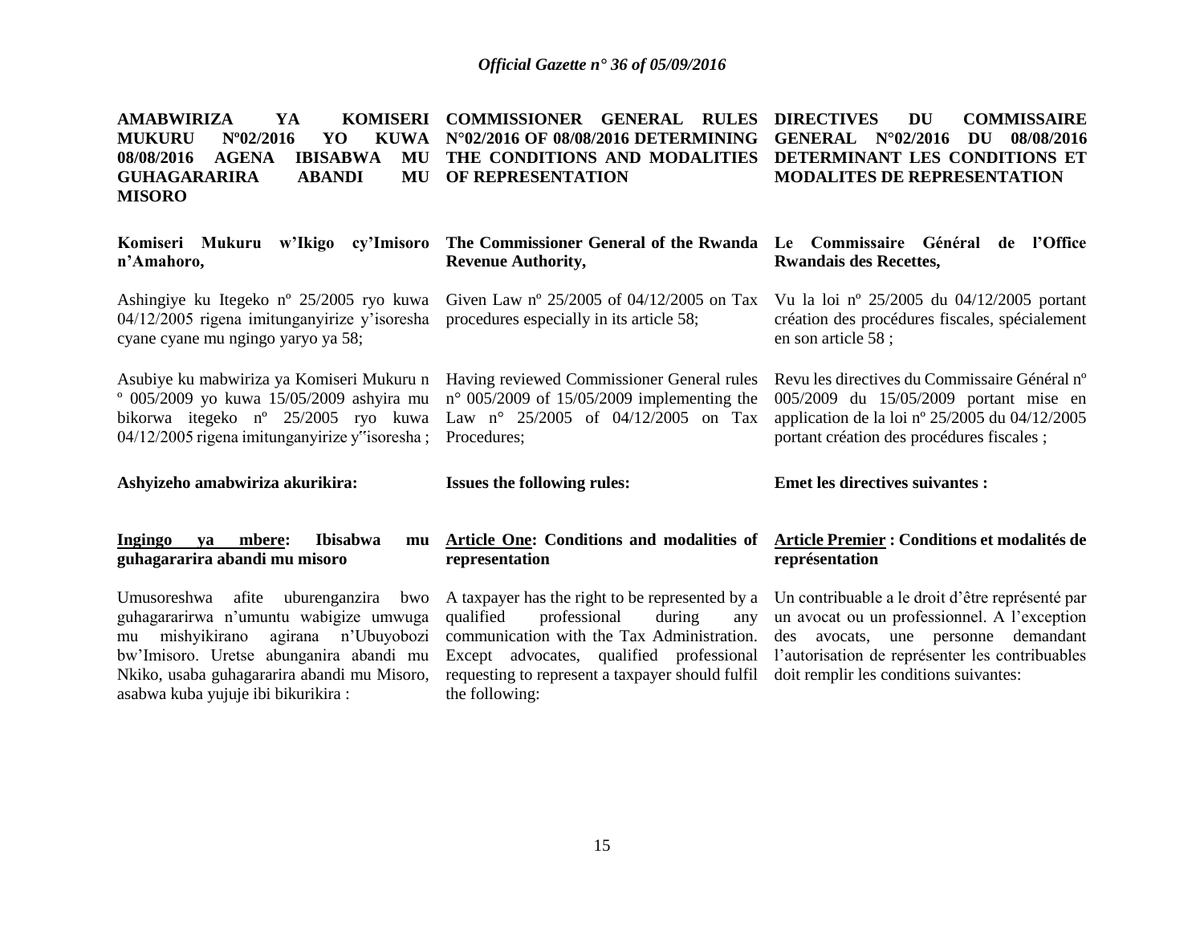**AMABWIRIZA YA KOMISERI MUKURU Nº02/2016 YO KUWA 08/08/2016 AGENA IBISABWA MU GUHAGARARIRA ABANDI MU MISORO**

**Komiseri Mukuru w'Ikigo cy'Imisoro n'Amahoro,**

Ashingiye ku Itegeko nº 25/2005 ryo kuwa 04/12/2005 rigena imitunganyirize y'isoresha cyane cyane mu ngingo yaryo ya 58;

Asubiye ku mabwiriza ya Komiseri Mukuru n º 005/2009 yo kuwa 15/05/2009 ashyira mu bikorwa itegeko nº 25/2005 ryo kuwa 04/12/2005 rigena imitunganyirize y"isoresha ;

**Ashyizeho amabwiriza akurikira:**

**Ingingo ya mbere: Ibisabwa mu guhagararira abandi mu misoro**

Umusoreshwa afite uburenganzira bwo guhagararirwa n'umuntu wabigize umwuga mu mishyikirano agirana n'Ubuyobozi bw'Imisoro. Uretse abunganira abandi mu Nkiko, usaba guhagararira abandi mu Misoro, asabwa kuba yujuje ibi bikurikira :

**COMMISSIONER GENERAL RULES N°02/2016 OF 08/08/2016 DETERMINING THE CONDITIONS AND MODALITIES OF REPRESENTATION**

**The Commissioner General of the Rwanda Revenue Authority,**

Given Law nº 25/2005 of 04/12/2005 on Tax procedures especially in its article 58;

Having reviewed Commissioner General rules n° 005/2009 of 15/05/2009 implementing the Law n° 25/2005 of 04/12/2005 on Tax Procedures;

**Issues the following rules:**

**Article One: Conditions and modalities of representation**

A taxpayer has the right to be represented by a qualified professional during any communication with the Tax Administration. Except advocates, qualified professional requesting to represent a taxpayer should fulfil the following:

**DIRECTIVES DU COMMISSAIRE GENERAL N°02/2016 DU 08/08/2016 DETERMINANT LES CONDITIONS ET MODALITES DE REPRESENTATION**

**Le Commissaire Général de l'Office Rwandais des Recettes,**

Vu la loi nº 25/2005 du 04/12/2005 portant création des procédures fiscales, spécialement en son article 58 ;

Revu les directives du Commissaire Général nº 005/2009 du 15/05/2009 portant mise en application de la loi nº 25/2005 du 04/12/2005 portant création des procédures fiscales ;

**Emet les directives suivantes :**

**Article Premier : Conditions et modalités de représentation**

Un contribuable a le droit d'être représenté par un avocat ou un professionnel. A l'exception des avocats, une personne demandant l'autorisation de représenter les contribuables doit remplir les conditions suivantes: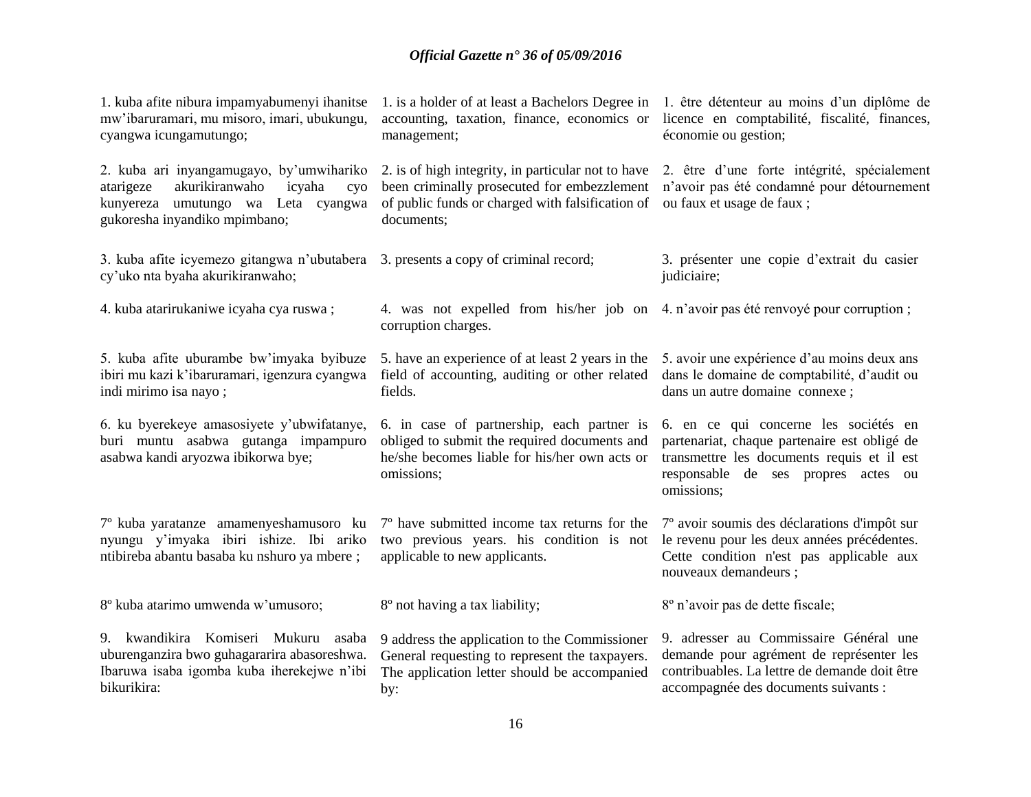| | | |
|---|---|---|
| 1. kuba afite nibura impamyabumenyi ihanitse mw'ibaruramari, mu misoro, imari, ubukungu, cyangwa icungamutungo; | 1. is a holder of at least a Bachelors Degree in accounting, taxation, finance, economics or management; | 1. être détenteur au moins d'un diplôme de licence en comptabilité, fiscalité, finances, économie ou gestion; |
| 2. kuba ari inyangamugayo, by'umwihariko atarigeze akurikiranwaho icyaha cyo kunyereza umutungo wa Leta cyangwa gukoresha inyandiko mpimbano; | 2. is of high integrity, in particular not to have been criminally prosecuted for embezzlement of public funds or charged with falsification of documents; | 2. être d'une forte intégrité, spécialement n'avoir pas été condamné pour détournement ou faux et usage de faux ; |
| 3. kuba afite icyemezo gitangwa n'ubutabera cy'uko nta byaha akurikiranwaho; | 3. presents a copy of criminal record; | 3. présenter une copie d'extrait du casier judiciaire; |
| 4. kuba atarirukaniwe icyaha cya ruswa ; | 4. was not expelled from his/her job on corruption charges. | 4. n'avoir pas été renvoyé pour corruption ; |
| 5. kuba afite uburambe bw'imyaka byibuze ibiri mu kazi k'ibaruramari, igenzura cyangwa indi mirimo isa nayo ; | 5. have an experience of at least 2 years in the field of accounting, auditing or other related fields. | 5. avoir une expérience d'au moins deux ans dans le domaine de comptabilité, d'audit ou dans un autre domaine connexe ; |
| 6. ku byerekeye amasosiyete y'ubwifatanye, buri muntu asabwa gutanga impampuro asabwa kandi aryozwa ibikorwa bye; | 6. in case of partnership, each partner is obliged to submit the required documents and he/she becomes liable for his/her own acts or omissions; | 6. en ce qui concerne les sociétés en partenariat, chaque partenaire est obligé de transmettre les documents requis et il est responsable de ses propres actes ou omissions; |
| 7º kuba yaratanze amamenyeshamusoro ku nyungu y'imyaka ibiri ishize. Ibi ariko ntibireba abantu basaba ku nshuro ya mbere ; | 7º have submitted income tax returns for the two previous years. his condition is not applicable to new applicants. | 7º avoir soumis des déclarations d'impôt sur le revenu pour les deux années précédentes. Cette condition n'est pas applicable aux nouveaux demandeurs ; |
| 8º kuba atarimo umwenda w'umusoro; | 8º not having a tax liability; | 8º n'avoir pas de dette fiscale; |
| 9. kwandikira Komiseri Mukuru asaba uburenganzira bwo guhagararira abasoreshwa. Ibaruwa isaba igomba kuba iherekejwe n'ibi bikurikira: | 9 address the application to the Commissioner General requesting to represent the taxpayers. The application letter should be accompanied by: | 9. adresser au Commissaire Général une demande pour agrément de représenter les contribuables. La lettre de demande doit être accompagnée des documents suivants : |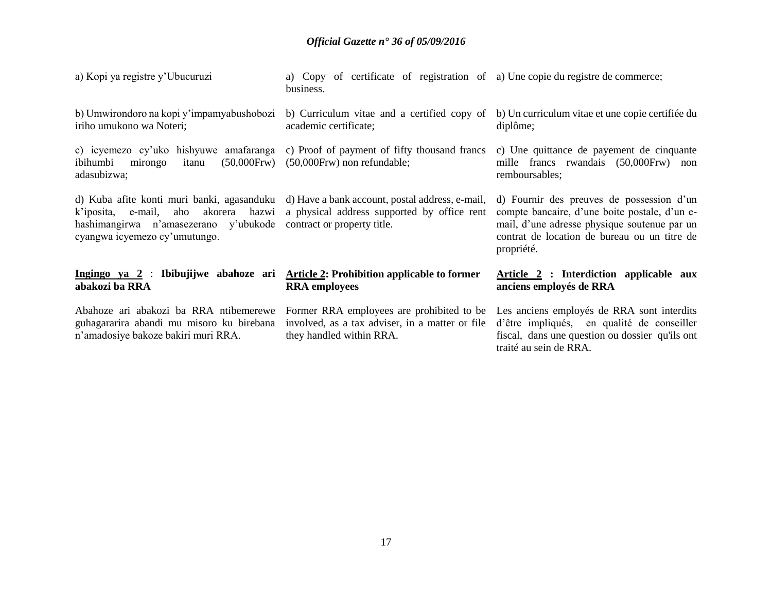a) Kopi ya registre y'Ubucuruzi

b) Umwirondoro na kopi y'impamyabushobozi iriho umukono wa Noteri;

c) icyemezo cy'uko hishyuwe amafaranga ibihumbi mirongo itanu (50,000Frw) adasubizwa;

d) Kuba afite konti muri banki, agasanduku k'iposita, e-mail, aho akorera hazwi hashimangirwa n'amasezerano y'ubukode cyangwa icyemezo cy'umutungo.

**<u>Ingingo ya 2</u> : Ibibujijwe abahoze ari abakozi ba RRA**

Abahoze ari abakozi ba RRA ntibemerewe guhagararira abandi mu misoro ku birebana n'amadosiye bakoze bakiri muri RRA.

a) Copy of certificate of registration of business.

b) Curriculum vitae and a certified copy of academic certificate;

c) Proof of payment of fifty thousand francs (50,000Frw) non refundable;

d) Have a bank account, postal address, e-mail, a physical address supported by office rent contract or property title.

**<u>Article 2</u>: Prohibition applicable to former RRA employees**

Former RRA employees are prohibited to be involved, as a tax adviser, in a matter or file they handled within RRA.

a) Une copie du registre de commerce;

b) Un curriculum vitae et une copie certifiée du diplôme;

c) Une quittance de payement de cinquante mille francs rwandais (50,000Frw) non remboursables;

d) Fournir des preuves de possession d'un compte bancaire, d'une boite postale, d'un e-mail, d'une adresse physique soutenue par un contrat de location de bureau ou un titre de propriété.

**<u>Article 2</u> : Interdiction applicable aux anciens employés de RRA**

Les anciens employés de RRA sont interdits d'être impliqués, en qualité de conseiller fiscal, dans une question ou dossier qu'ils ont traité au sein de RRA.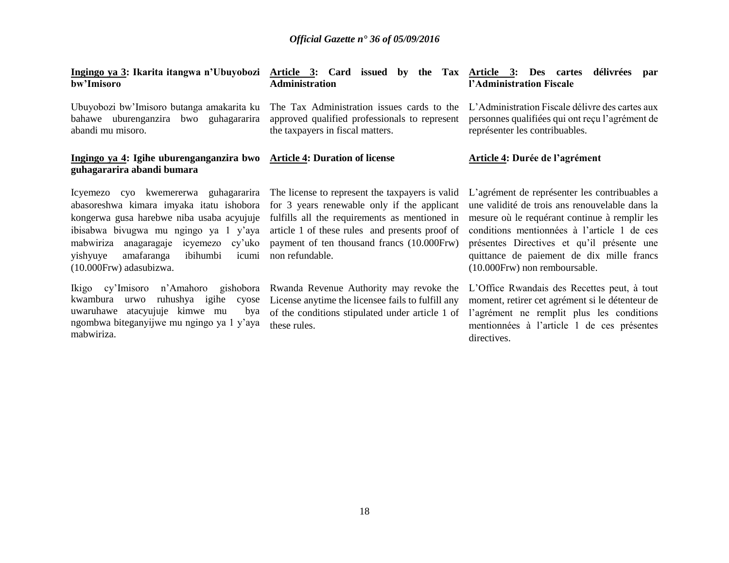**Ingingo ya 3: Ikarita itangwa n'Ubuyobozi bw'Imisoro**

Ubuyobozi bw'Imisoro butanga amakarita ku bahawe uburenganzira bwo guhagararira abandi mu misoro.

**Ingingo ya 4: Igihe uburenganganzira bwo guhagararira abandi bumara**

Icyemezo cyo kwemererwa guhagararira abasoreshwa kimara imyaka itatu ishobora kongerwa gusa harebwe niba usaba acyujuje ibisabwa bivugwa mu ngingo ya 1 y'aya mabwiriza anagaragaje icyemezo cy'uko yishyuye amafaranga ibihumbi icumi (10.000Frw) adasubizwa.

Ikigo cy'Imisoro n'Amahoro gishobora kwambura urwo ruhushya igihe cyose uwaruhawe atacyujuje kimwe mu bya ngombwa biteganyijwe mu ngingo ya 1 y'aya mabwiriza.

**Article 3: Card issued by the Tax Administration**

The Tax Administration issues cards to the approved qualified professionals to represent the taxpayers in fiscal matters.

**Article 4: Duration of license**

The license to represent the taxpayers is valid for 3 years renewable only if the applicant fulfills all the requirements as mentioned in article 1 of these rules and presents proof of payment of ten thousand francs (10.000Frw) non refundable.

Rwanda Revenue Authority may revoke the License anytime the licensee fails to fulfill any of the conditions stipulated under article 1 of these rules.

**Article 3: Des cartes délivrées par l'Administration Fiscale**

L'Administration Fiscale délivre des cartes aux personnes qualifiées qui ont reçu l'agrément de représenter les contribuables.

**Article 4: Durée de l'agrément**

L'agrément de représenter les contribuables a une validité de trois ans renouvelable dans la mesure où le requérant continue à remplir les conditions mentionnées à l'article 1 de ces présentes Directives et qu'il présente une quittance de paiement de dix mille francs (10.000Frw) non remboursable.

L'Office Rwandais des Recettes peut, à tout moment, retirer cet agrément si le détenteur de l'agrément ne remplit plus les conditions mentionnées à l'article 1 de ces présentes directives.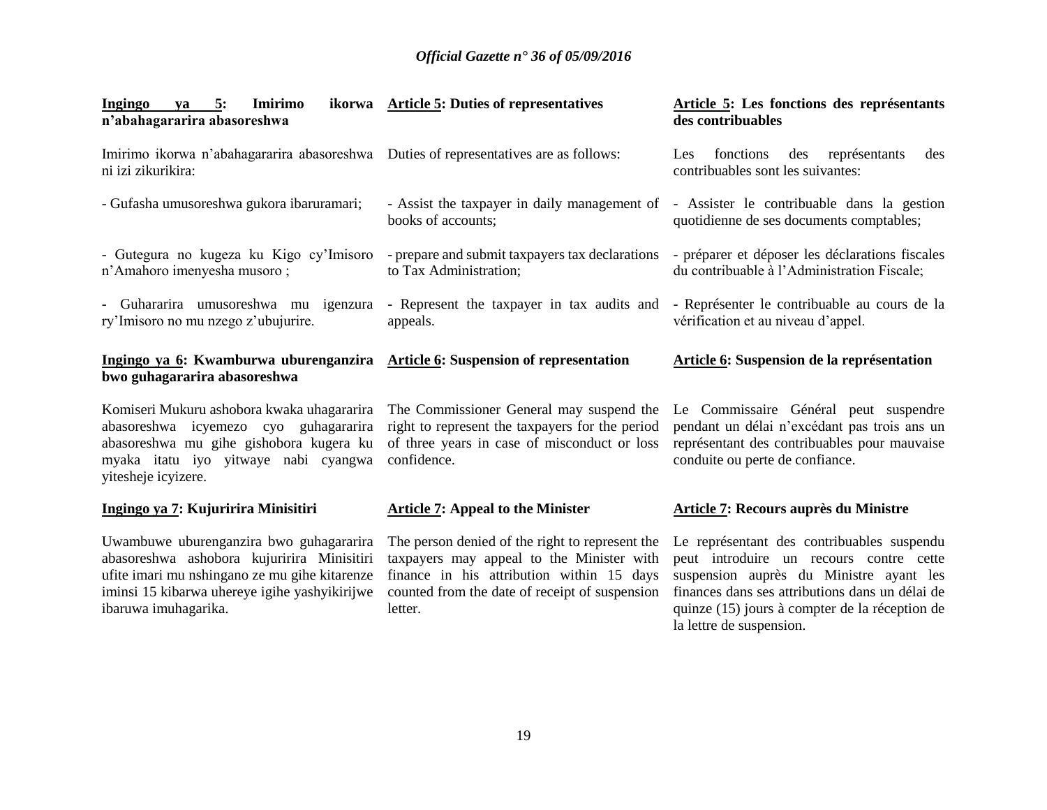**Ingingo ya 5: Imirimo ikorwa n'abahagararira abasoreshwa**

Imirimo ikorwa n'abahagararira abasoreshwa ni izi zikurikira:

- Gufasha umusoreshwa gukora ibaruramari;

- Gutegura no kugeza ku Kigo cy'Imisoro n'Amahoro imenyesha musoro ;

- Guhararira umusoreshwa mu igenzura ry'Imisoro no mu nzego z'ubujurire.

**Ingingo ya 6: Kwamburwa uburenganzira bwo guhagararira abasoreshwa**

Komiseri Mukuru ashobora kwaka uhagararira abasoreshwa icyemezo cyo guhagararira abasoreshwa mu gihe gishobora kugera ku myaka itatu iyo yitwaye nabi cyangwa yitesheje icyizere.

**Ingingo ya 7: Kujuririra Minisitiri**

Uwambuwe uburenganzira bwo guhagararira abasoreshwa ashobora kujuririra Minisitiri ufite imari mu nshingano ze mu gihe kitarenze iminsi 15 kibarwa uhereye igihe yashyikirijwe ibaruwa imuhagarika.

**Article 5: Duties of representatives**

Duties of representatives are as follows:

- Assist the taxpayer in daily management of books of accounts;

- prepare and submit taxpayers tax declarations to Tax Administration;

- Represent the taxpayer in tax audits and appeals.

**Article 6: Suspension of representation**

The Commissioner General may suspend the right to represent the taxpayers for the period of three years in case of misconduct or loss confidence.

**Article 7: Appeal to the Minister**

The person denied of the right to represent the taxpayers may appeal to the Minister with finance in his attribution within 15 days counted from the date of receipt of suspension letter.

**Article 5: Les fonctions des représentants des contribuables**

Les fonctions des représentants des contribuables sont les suivantes:

- Assister le contribuable dans la gestion quotidienne de ses documents comptables;

- préparer et déposer les déclarations fiscales du contribuable à l'Administration Fiscale;

- Représenter le contribuable au cours de la vérification et au niveau d'appel.

**Article 6: Suspension de la représentation**

Le Commissaire Général peut suspendre pendant un délai n'excédant pas trois ans un représentant des contribuables pour mauvaise conduite ou perte de confiance.

**Article 7: Recours auprès du Ministre**

Le représentant des contribuables suspendu peut introduire un recours contre cette suspension auprès du Ministre ayant les finances dans ses attributions dans un délai de quinze (15) jours à compter de la réception de la lettre de suspension.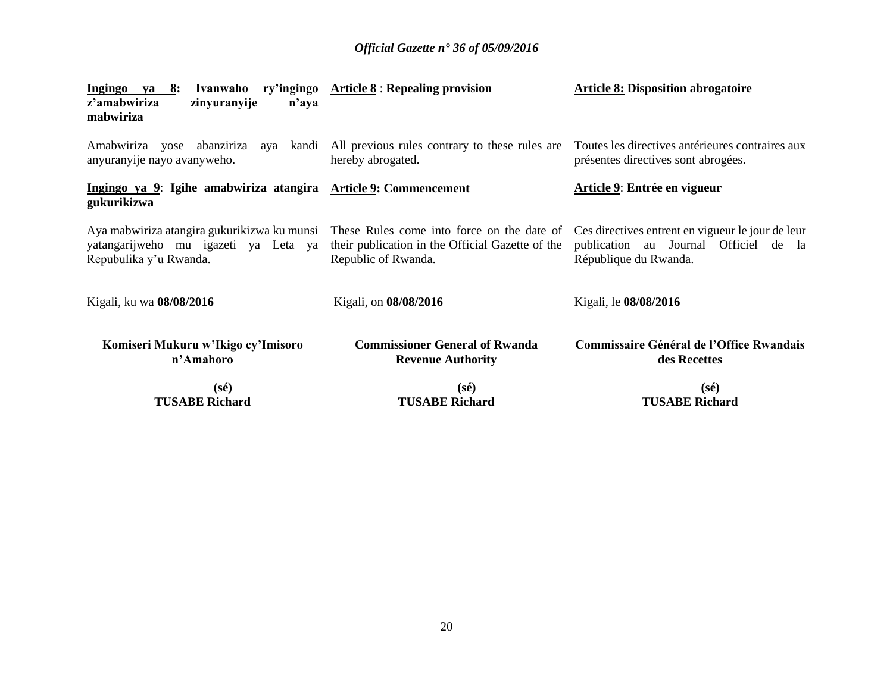**Ingingo ya 8: Ivanwaho ry'ingingo z'amabwiriza zinyuranyije n'aya mabwiriza**

Amabwiriza yose abanziriza aya kandi anyuranyije nayo avanyweho.

**Ingingo ya 9: Igihe amabwiriza atangira gukurikizwa**

Aya mabwiriza atangira gukurikizwa ku munsi yatangarijweho mu igazeti ya Leta ya Repubulika y'u Rwanda.

Kigali, ku wa **08/08/2016**

**Komiseri Mukuru w'Ikigo cy'Imisoro n'Amahoro**

**(sé)**
**TUSABE Richard**

**Article 8 : Repealing provision**

All previous rules contrary to these rules are hereby abrogated.

**Article 9: Commencement**

These Rules come into force on the date of their publication in the Official Gazette of the Republic of Rwanda.

Kigali, on **08/08/2016**

**Commissioner General of Rwanda Revenue Authority**

**(sé)**
**TUSABE Richard**

**Article 8: Disposition abrogatoire**

Toutes les directives antérieures contraires aux présentes directives sont abrogées.

**Article 9: Entrée en vigueur**

Ces directives entrent en vigueur le jour de leur publication au Journal Officiel de la République du Rwanda.

Kigali, le **08/08/2016**

**Commissaire Général de l'Office Rwandais des Recettes**

**(sé)**
**TUSABE Richard**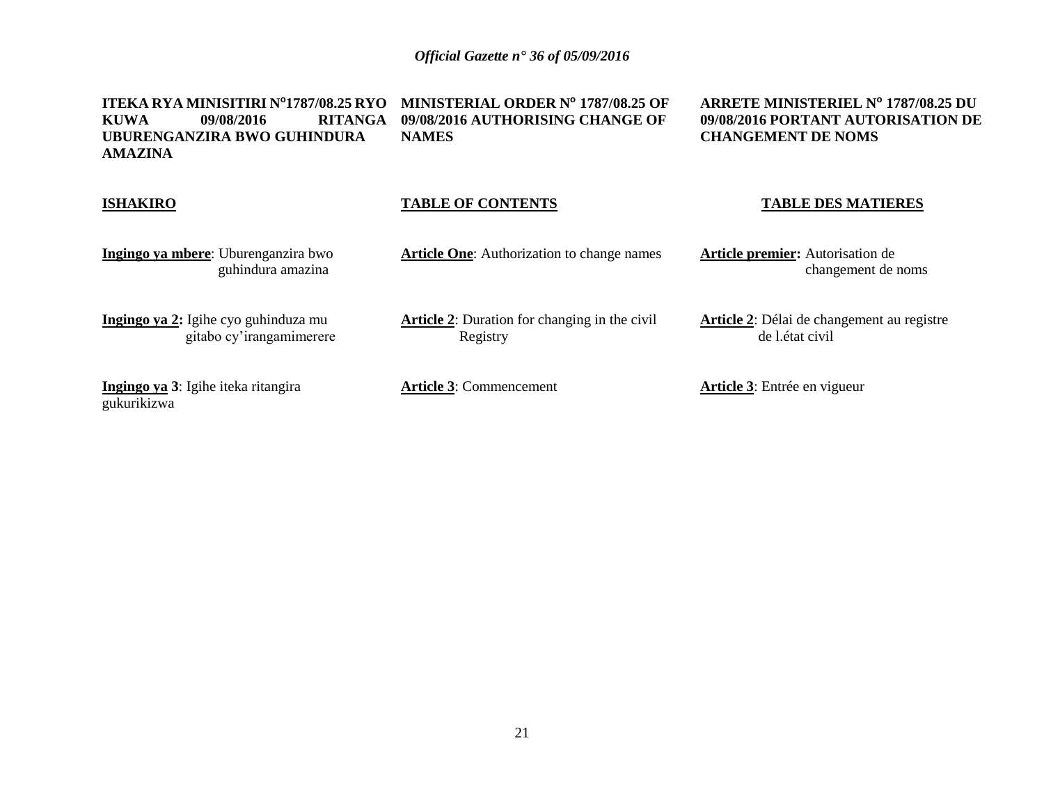**ITEKA RYA MINISITIRI N°1787/08.25 RYO KUWA 09/08/2016 RITANGA UBURENGANZIRA BWO GUHINDURA AMAZINA**

**ISHAKIRO**

**Ingingo ya mbere**: Uburenganzira bwo guhindura amazina

**Ingingo ya 2:** Igihe cyo guhinduza mu gitabo cy'irangamimerere

**Ingingo ya 3**: Igihe iteka ritangira gukurikizwa

**MINISTERIAL ORDER N° 1787/08.25 OF 09/08/2016 AUTHORISING CHANGE OF NAMES**

**TABLE OF CONTENTS**

**Article One**: Authorization to change names

**Article 2**: Duration for changing in the civil Registry

**Article 3**: Commencement

**ARRETE MINISTERIEL N° 1787/08.25 DU 09/08/2016 PORTANT AUTORISATION DE CHANGEMENT DE NOMS**

**TABLE DES MATIERES**

**Article premier:** Autorisation de changement de noms

**Article 2**: Délai de changement au registre de l.état civil

**Article 3**: Entrée en vigueur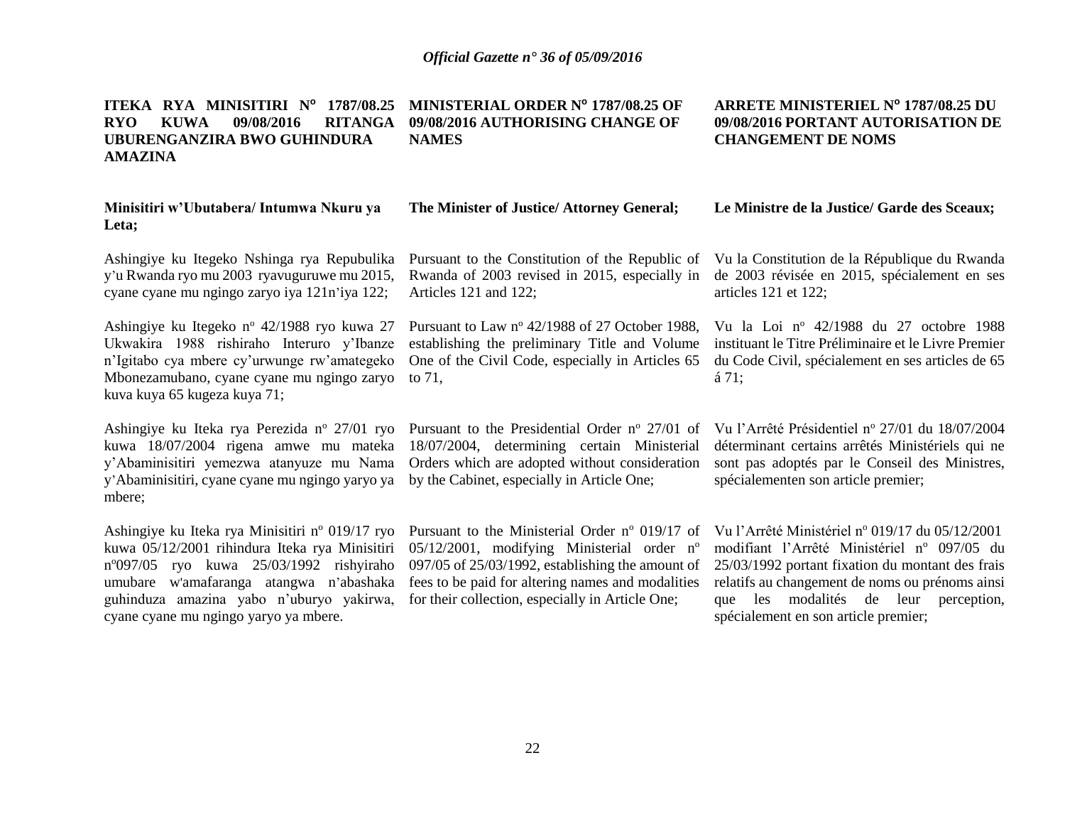**ITEKA RYA MINISITIRI N° 1787/08.25 RYO KUWA 09/08/2016 RITANGA UBURENGANZIRA BWO GUHINDURA AMAZINA**

**Minisitiri w'Ubutabera/ Intumwa Nkuru ya Leta;**

Ashingiye ku Itegeko Nshinga rya Repubulika y'u Rwanda ryo mu 2003 ryavuguruwe mu 2015, cyane cyane mu ngingo zaryo iya 121n'iya 122;

Ashingiye ku Itegeko n° 42/1988 ryo kuwa 27 Ukwakira 1988 rishiraho Interuro y'Ibanze n'Igitabo cya mbere cy'urwunge rw'amategeko Mbonezamubano, cyane cyane mu ngingo zaryo kuva kuya 65 kugeza kuya 71;

Ashingiye ku Iteka rya Perezida n° 27/01 ryo kuwa 18/07/2004 rigena amwe mu mateka y'Abaminisitiri yemezwa atanyuze mu Nama y'Abaminisitiri, cyane cyane mu ngingo yaryo ya mbere;

Ashingiye ku Iteka rya Minisitiri n° 019/17 ryo kuwa 05/12/2001 rihindura Iteka rya Minisitiri n°097/05 ryo kuwa 25/03/1992 rishyiraho umubare w'amafaranga atangwa n'abashaka guhinduza amazina yabo n'uburyo yakirwa, cyane cyane mu ngingo yaryo ya mbere.

**MINISTERIAL ORDER N° 1787/08.25 OF 09/08/2016 AUTHORISING CHANGE OF NAMES**

**The Minister of Justice/ Attorney General;**

Pursuant to the Constitution of the Republic of Rwanda of 2003 revised in 2015, especially in Articles 121 and 122;

Pursuant to Law n° 42/1988 of 27 October 1988, establishing the preliminary Title and Volume One of the Civil Code, especially in Articles 65 to 71,

Pursuant to the Presidential Order n° 27/01 of 18/07/2004, determining certain Ministerial Orders which are adopted without consideration by the Cabinet, especially in Article One;

Pursuant to the Ministerial Order n° 019/17 of 05/12/2001, modifying Ministerial order n° 097/05 of 25/03/1992, establishing the amount of fees to be paid for altering names and modalities for their collection, especially in Article One;

**ARRETE MINISTERIEL N° 1787/08.25 DU 09/08/2016 PORTANT AUTORISATION DE CHANGEMENT DE NOMS**

**Le Ministre de la Justice/ Garde des Sceaux;**

Vu la Constitution de la République du Rwanda de 2003 révisée en 2015, spécialement en ses articles 121 et 122;

Vu la Loi n° 42/1988 du 27 octobre 1988 instituant le Titre Préliminaire et le Livre Premier du Code Civil, spécialement en ses articles de 65 á 71;

Vu l'Arrêté Présidentiel n° 27/01 du 18/07/2004 déterminant certains arrêtés Ministériels qui ne sont pas adoptés par le Conseil des Ministres, spécialementen son article premier;

Vu l'Arrêté Ministériel n° 019/17 du 05/12/2001 modifiant l'Arrêté Ministériel n° 097/05 du 25/03/1992 portant fixation du montant des frais relatifs au changement de noms ou prénoms ainsi que les modalités de leur perception, spécialement en son article premier;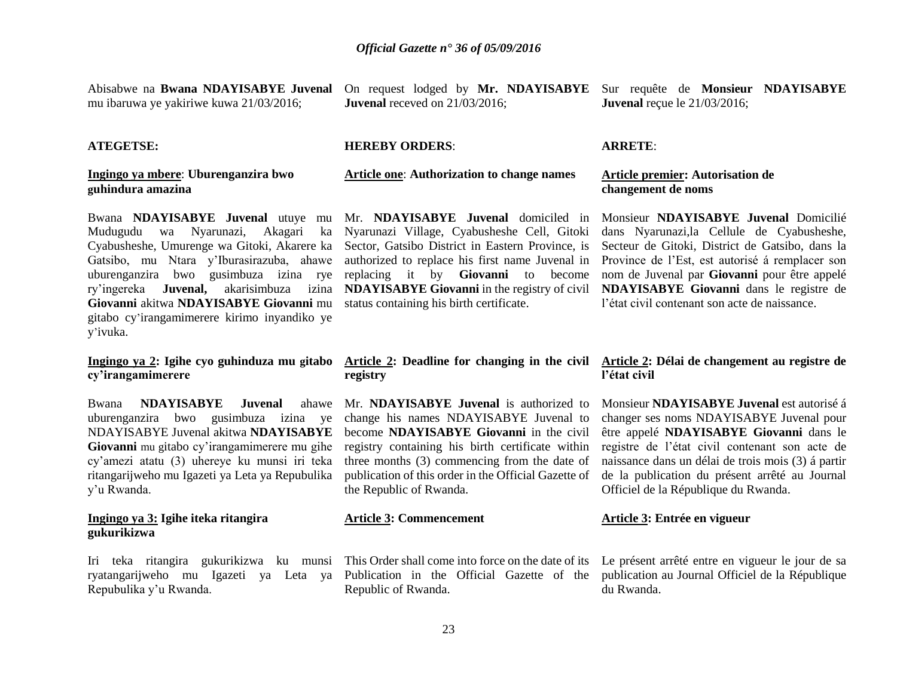Abisabwe na **Bwana NDAYISABYE Juvenal** mu ibaruwa ye yakiriwe kuwa 21/03/2016;

**ATEGETSE:**

**Ingingo ya mbere**: **Uburenganzira bwo guhindura amazina**

Bwana **NDAYISABYE Juvenal** utuye mu Mudugudu wa Nyarunazi, Akagari ka Cyabusheshe, Umurenge wa Gitoki, Akarere ka Gatsibo, mu Ntara y'Iburasirazuba, ahawe uburenganzira bwo gusimbuza izina rye ry'ingereka **Juvenal,** akarisimbuza izina **Giovanni** akitwa **NDAYISABYE Giovanni** mu gitabo cy'irangamimerere kirimo inyandiko ye y'ivuka.

**Ingingo ya 2: Igihe cyo guhinduza mu gitabo cy'irangamimerere**

Bwana **NDAYISABYE Juvenal** ahawe uburenganzira bwo gusimbuza izina ye NDAYISABYE Juvenal akitwa **NDAYISABYE Giovanni** mu gitabo cy'irangamimerere mu gihe cy'amezi atatu (3) uhereye ku munsi iri teka ritangarijweho mu Igazeti ya Leta ya Repubulika y'u Rwanda.

**Ingingo ya 3: Igihe iteka ritangira gukurikizwa**

Iri teka ritangira gukurikizwa ku munsi ryatangarijweho mu Igazeti ya Leta ya Repubulika y'u Rwanda.

On request lodged by **Mr. NDAYISABYE Juvenal** receved on 21/03/2016;

**HEREBY ORDERS**:

**Article one**: **Authorization to change names**

Mr. **NDAYISABYE Juvenal** domiciled in Nyarunazi Village, Cyabusheshe Cell, Gitoki Sector, Gatsibo District in Eastern Province, is authorized to replace his first name Juvenal in replacing it by **Giovanni** to become **NDAYISABYE Giovanni** in the registry of civil status containing his birth certificate.

**Article 2: Deadline for changing in the civil registry**

Mr. **NDAYISABYE Juvenal** is authorized to change his names NDAYISABYE Juvenal to become **NDAYISABYE Giovanni** in the civil registry containing his birth certificate within three months (3) commencing from the date of publication of this order in the Official Gazette of the Republic of Rwanda.

**Article 3: Commencement**

This Order shall come into force on the date of its Publication in the Official Gazette of the Republic of Rwanda.

Sur requête de **Monsieur NDAYISABYE Juvenal** reçue le 21/03/2016;

**ARRETE**:

**Article premier: Autorisation de changement de noms**

Monsieur **NDAYISABYE Juvenal** Domicilié dans Nyarunazi,la Cellule de Cyabusheshe, Secteur de Gitoki, District de Gatsibo, dans la Province de l'Est, est autorisé á remplacer son nom de Juvenal par **Giovanni** pour être appelé **NDAYISABYE Giovanni** dans le registre de l'état civil contenant son acte de naissance.

**Article 2: Délai de changement au registre de l'état civil**

Monsieur **NDAYISABYE Juvenal** est autorisé á changer ses noms NDAYISABYE Juvenal pour être appelé **NDAYISABYE Giovanni** dans le registre de l'état civil contenant son acte de naissance dans un délai de trois mois (3) á partir de la publication du présent arrêté au Journal Officiel de la République du Rwanda.

**Article 3: Entrée en vigueur**

Le présent arrêté entre en vigueur le jour de sa publication au Journal Officiel de la République du Rwanda.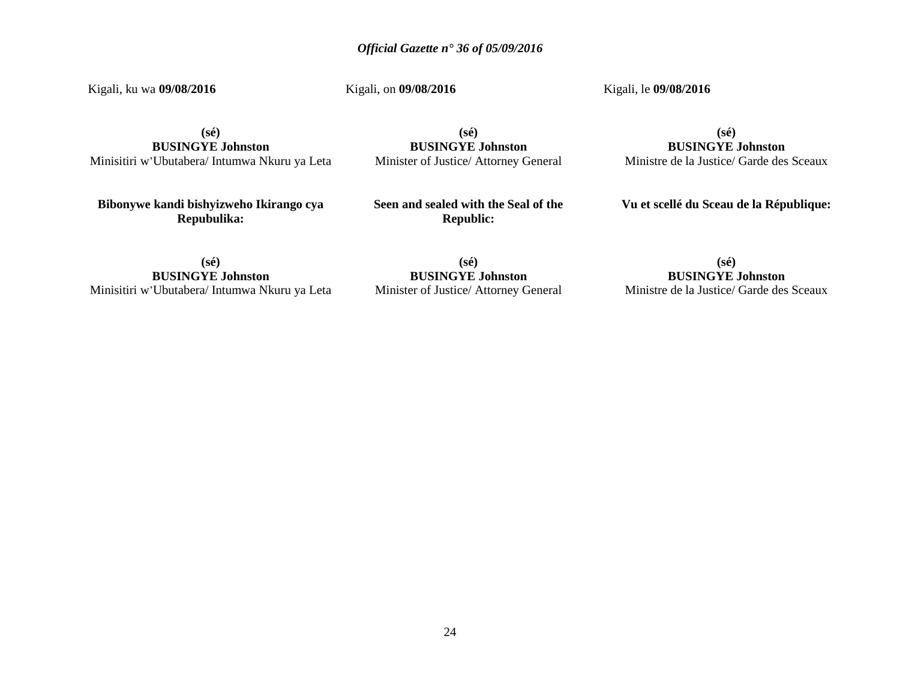Kigali, ku wa **09/08/2016**

**(sé)**
**BUSINGYE Johnston**
Minisitiri w'Ubutabera/ Intumwa Nkuru ya Leta

**Bibonywe kandi bishyizweho Ikirango cya Repubulika:**

**(sé)**
**BUSINGYE Johnston**
Minisitiri w'Ubutabera/ Intumwa Nkuru ya Leta

Kigali, on **09/08/2016**

**(sé)**
**BUSINGYE Johnston**
Minister of Justice/ Attorney General

**Seen and sealed with the Seal of the Republic:**

**(sé)**
**BUSINGYE Johnston**
Minister of Justice/ Attorney General

Kigali, le **09/08/2016**

**(sé)**
**BUSINGYE Johnston**
Ministre de la Justice/ Garde des Sceaux

**Vu et scellé du Sceau de la République:**

**(sé)**
**BUSINGYE Johnston**
Ministre de la Justice/ Garde des Sceaux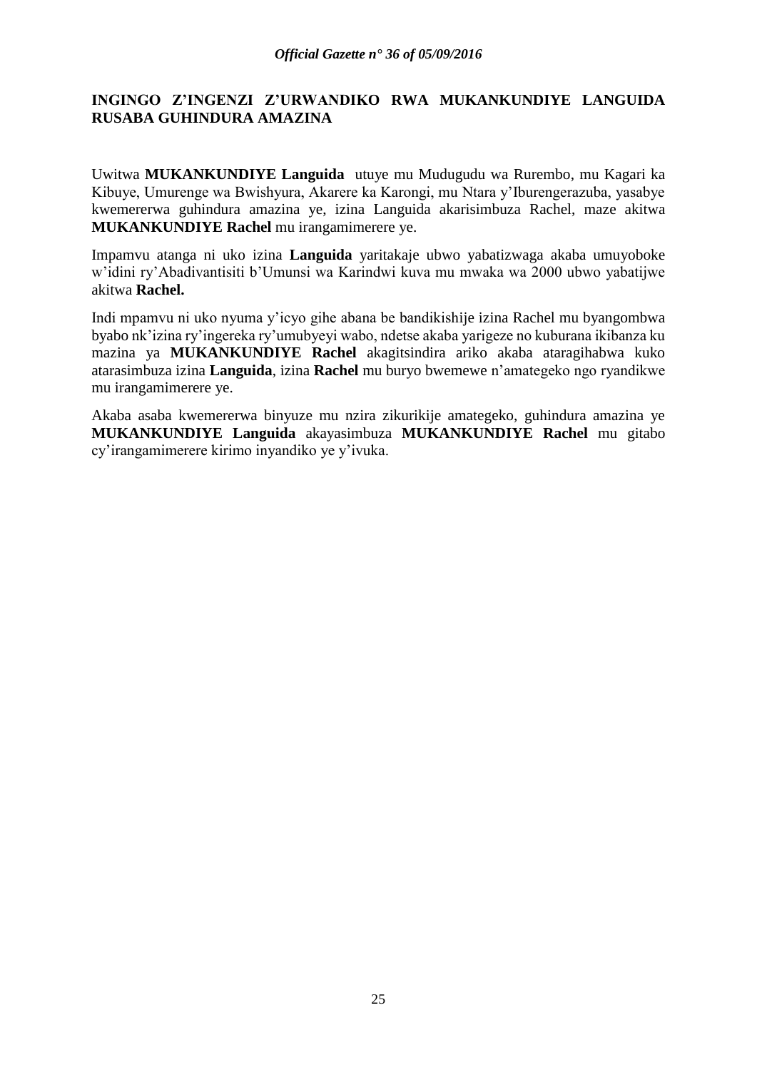**INGINGO Z'INGENZI Z'URWANDIKO RWA MUKANKUNDIYE LANGUIDA RUSABA GUHINDURA AMAZINA**

Uwitwa **MUKANKUNDIYE Languida** utuye mu Mudugudu wa Rurembo, mu Kagari ka Kibuye, Umurenge wa Bwishyura, Akarere ka Karongi, mu Ntara y'Iburengerazuba, yasabye kwemererwa guhindura amazina ye, izina Languida akarisimbuza Rachel, maze akitwa **MUKANKUNDIYE Rachel** mu irangamimerere ye.

Impamvu atanga ni uko izina **Languida** yaritakaje ubwo yabatizwaga akaba umuyoboke w'idini ry'Abadivantisiti b'Umunsi wa Karindwi kuva mu mwaka wa 2000 ubwo yabatijwe akitwa **Rachel.**

Indi mpamvu ni uko nyuma y'icyo gihe abana be bandikishije izina Rachel mu byangombwa byabo nk'izina ry'ingereka ry'umubyeyi wabo, ndetse akaba yarigeze no kuburana ikibanza ku mazina ya **MUKANKUNDIYE Rachel** akagitsindira ariko akaba ataragihabwa kuko atarasimbuza izina **Languida**, izina **Rachel** mu buryo bwemewe n'amategeko ngo ryandikwe mu irangamimerere ye.

Akaba asaba kwemererwa binyuze mu nzira zikurikije amategeko, guhindura amazina ye **MUKANKUNDIYE Languida** akayasimbuza **MUKANKUNDIYE Rachel** mu gitabo cy'irangamimerere kirimo inyandiko ye y'ivuka.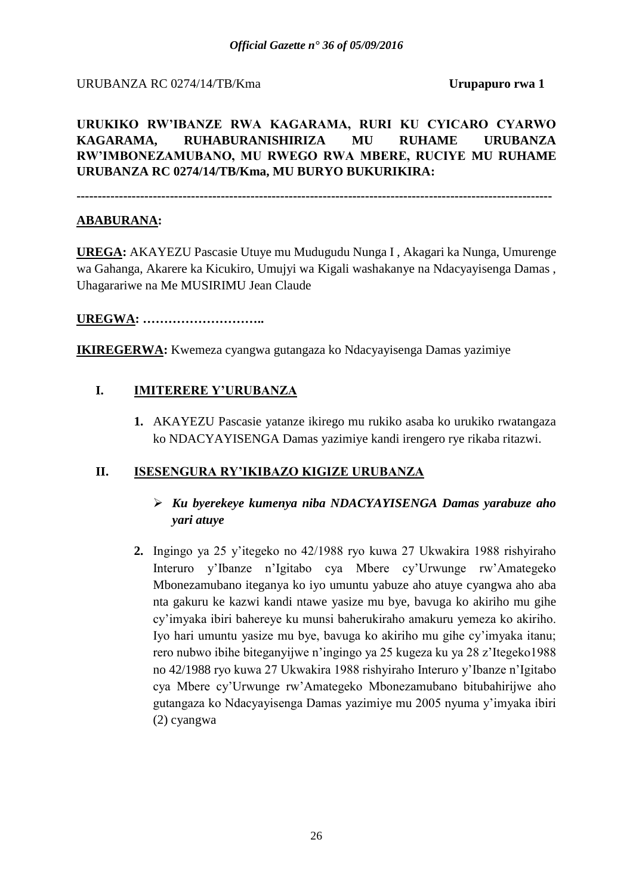URUBANZA RC 0274/14/TB/Kma **Urupapuro rwa 1**

**URUKIKO RW'IBANZE RWA KAGARAMA, RURI KU CYICARO CYARWO KAGARAMA, RUHABURANISHIRIZA MU RUHAME URUBANZA RW'IMBONEZAMUBANO, MU RWEGO RWA MBERE, RUCIYE MU RUHAME URUBANZA RC 0274/14/TB/Kma, MU BURYO BUKURIKIRA:**

------------------------------------------------------------------------------------------------------------

**ABABURANA:**

**UREGA:** AKAYEZU Pascasie Utuye mu Mudugudu Nunga I , Akagari ka Nunga, Umurenge wa Gahanga, Akarere ka Kicukiro, Umujyi wa Kigali washakanye na Ndacyayisenga Damas , Uhagarariwe na Me MUSIRIMU Jean Claude

**UREGWA: ………………………..**

**IKIREGERWA:** Kwemeza cyangwa gutangaza ko Ndacyayisenga Damas yazimiye

## I. IMITERERE Y'URUBANZA

**1.** AKAYEZU Pascasie yatanze ikirego mu rukiko asaba ko urukiko rwatangaza ko NDACYAYISENGA Damas yazimiye kandi irengero rye rikaba ritazwi.

## II. ISESENGURA RY'IKIBAZO KIGIZE URUBANZA

- ***Ku byerekeye kumenya niba NDACYAYISENGA Damas yarabuze aho yari atuye***

**2.** Ingingo ya 25 y'itegeko no 42/1988 ryo kuwa 27 Ukwakira 1988 rishyiraho Interuro y'Ibanze n'Igitabo cya Mbere cy'Urwunge rw'Amategeko Mbonezamubano iteganya ko iyo umuntu yabuze aho atuye cyangwa aho aba nta gakuru ke kazwi kandi ntawe yasize mu bye, bavuga ko akiriho mu gihe cy'imyaka ibiri bahereye ku munsi baherukiraho amakuru yemeza ko akiriho. Iyo hari umuntu yasize mu bye, bavuga ko akiriho mu gihe cy'imyaka itanu; rero nubwo ibihe biteganyijwe n'ingingo ya 25 kugeza ku ya 28 z'Itegeko1988 no 42/1988 ryo kuwa 27 Ukwakira 1988 rishyiraho Interuro y'Ibanze n'Igitabo cya Mbere cy'Urwunge rw'Amategeko Mbonezamubano bitubahirijwe aho gutangaza ko Ndacyayisenga Damas yazimiye mu 2005 nyuma y'imyaka ibiri (2) cyangwa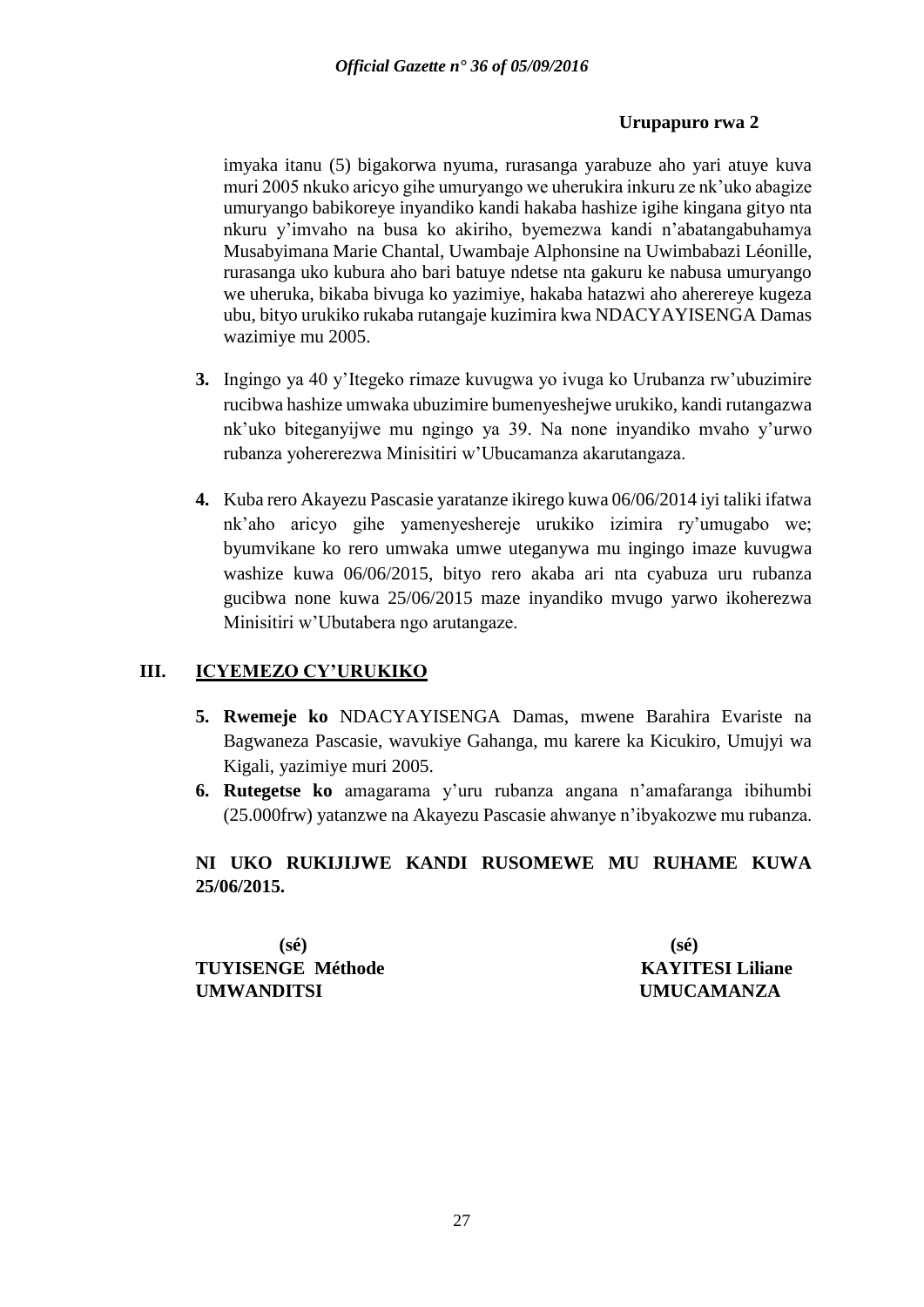**Urupapuro rwa 2**

imyaka itanu (5) bigakorwa nyuma, rurasanga yarabuze aho yari atuye kuva muri 2005 nkuko aricyo gihe umuryango we uherukira inkuru ze nk'uko abagize umuryango babikoreye inyandiko kandi hakaba hashize igihe kingana gityo nta nkuru y'imvaho na busa ko akiriho, byemezwa kandi n'abatangabuhamya Musabyimana Marie Chantal, Uwambaje Alphonsine na Uwimbabazi Léonille, rurasanga uko kubura aho bari batuye ndetse nta gakuru ke nabusa umuryango we uheruka, bikaba bivuga ko yazimiye, hakaba hatazwi aho aherereye kugeza ubu, bityo urukiko rukaba rutangaje kuzimira kwa NDACYAYISENGA Damas wazimiye mu 2005.

**3.** Ingingo ya 40 y'Itegeko rimaze kuvugwa yo ivuga ko Urubanza rw'ubuzimire rucibwa hashize umwaka ubuzimire bumenyeshejwe urukiko, kandi rutangazwa nk'uko biteganyijwe mu ngingo ya 39. Na none inyandiko mvaho y'urwo rubanza yohererezwa Minisitiri w'Ubucamanza akarutangaza.

**4.** Kuba rero Akayezu Pascasie yaratanze ikirego kuwa 06/06/2014 iyi taliki ifatwa nk'aho aricyo gihe yamenyeshereje urukiko izimira ry'umugabo we; byumvikane ko rero umwaka umwe uteganywa mu ingingo imaze kuvugwa washize kuwa 06/06/2015, bityo rero akaba ari nta cyabuza uru rubanza gucibwa none kuwa 25/06/2015 maze inyandiko mvugo yarwo ikoherezwa Minisitiri w'Ubutabera ngo arutangaze.

## III. ICYEMEZO CY'URUKIKO

**5. Rwemeje ko** NDACYAYISENGA Damas, mwene Barahira Evariste na Bagwaneza Pascasie, wavukiye Gahanga, mu karere ka Kicukiro, Umujyi wa Kigali, yazimiye muri 2005.

**6. Rutegetse ko** amagarama y'uru rubanza angana n'amafaranga ibihumbi (25.000frw) yatanzwe na Akayezu Pascasie ahwanye n'ibyakozwe mu rubanza.

**NI UKO RUKIJIJWE KANDI RUSOMEWE MU RUHAME KUWA 25/06/2015.**

| | |
|---|---|
| **(sé)** | **(sé)** |
| **TUYISENGE Méthode** | **KAYITESI Liliane** |
| **UMWANDITSI** | **UMUCAMANZA** |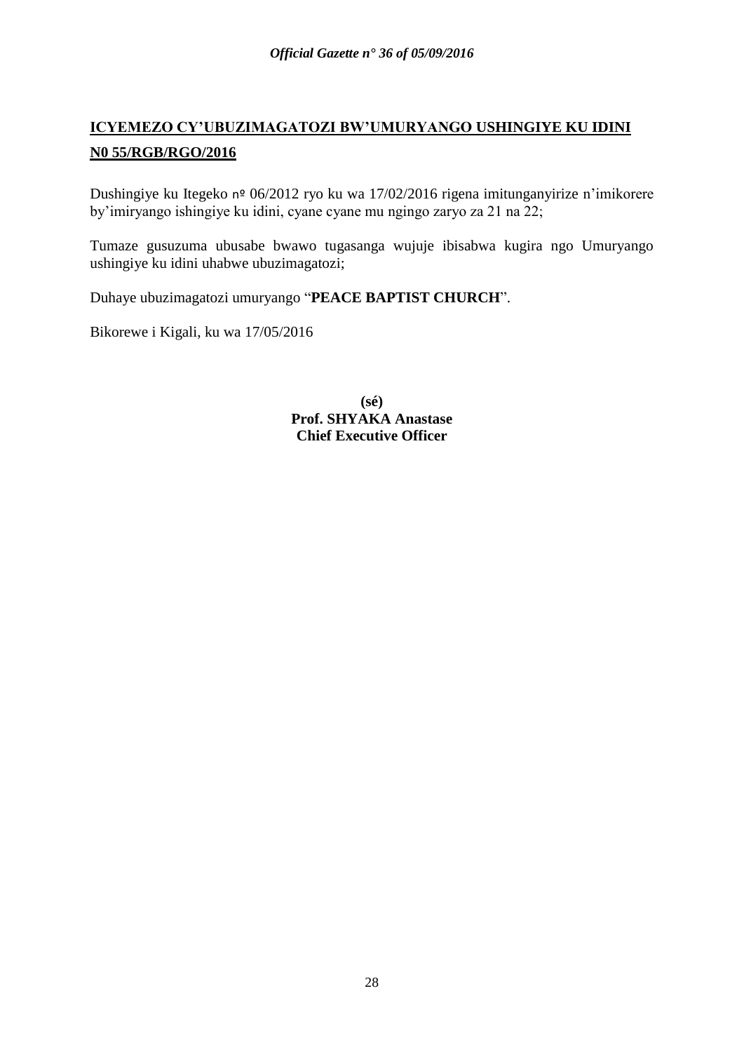# ICYEMEZO CY'UBUZIMAGATOZI BW'UMURYANGO USHINGIYE KU IDINI N0 55/RGB/RGO/2016

Dushingiye ku Itegeko nº 06/2012 ryo ku wa 17/02/2016 rigena imitunganyirize n'imikorere by'imiryango ishingiye ku idini, cyane cyane mu ngingo zaryo za 21 na 22;

Tumaze gusuzuma ubusabe bwawo tugasanga wujuje ibisabwa kugira ngo Umuryango ushingiye ku idini uhabwe ubuzimagatozi;

Duhaye ubuzimagatozi umuryango "**PEACE BAPTIST CHURCH**".

Bikorewe i Kigali, ku wa 17/05/2016

**(sé)**
**Prof. SHYAKA Anastase**
**Chief Executive Officer**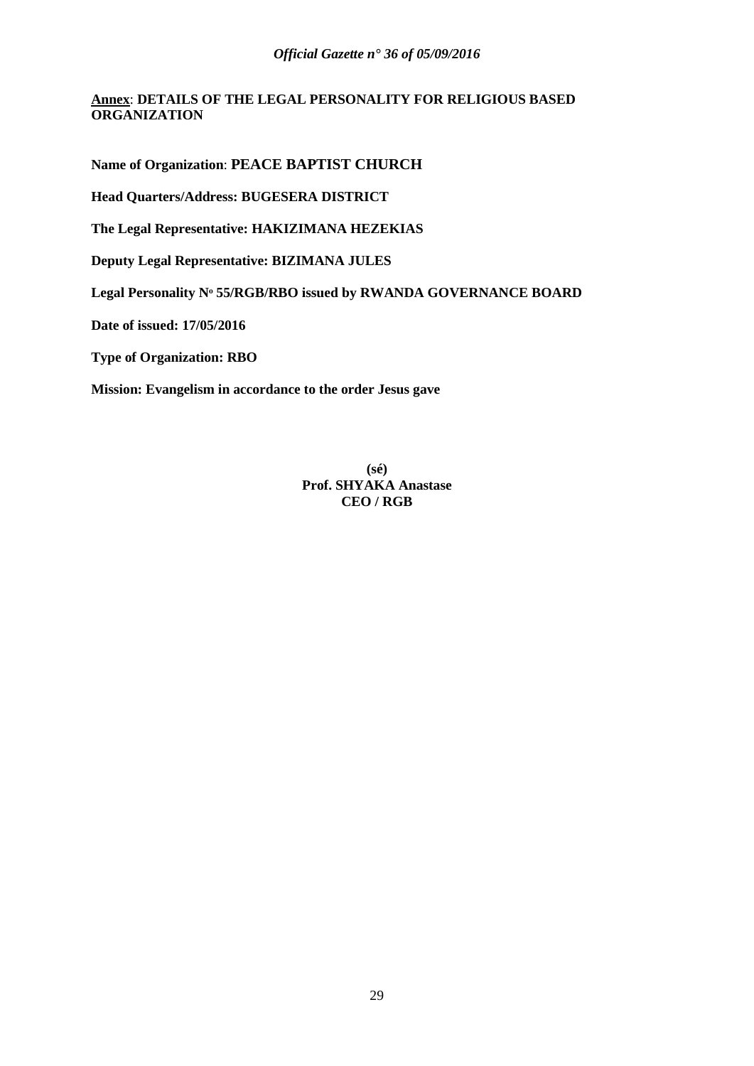**Annex**: **DETAILS OF THE LEGAL PERSONALITY FOR RELIGIOUS BASED ORGANIZATION**

**Name of Organization**: **PEACE BAPTIST CHURCH**

**Head Quarters/Address: BUGESERA DISTRICT**

**The Legal Representative: HAKIZIMANA HEZEKIAS**

**Deputy Legal Representative: BIZIMANA JULES**

**Legal Personality N<sup>o</sup> 55/RGB/RBO issued by RWANDA GOVERNANCE BOARD**

**Date of issued: 17/05/2016**

**Type of Organization: RBO**

**Mission: Evangelism in accordance to the order Jesus gave**

**(sé)**
**Prof. SHYAKA Anastase**
**CEO / RGB**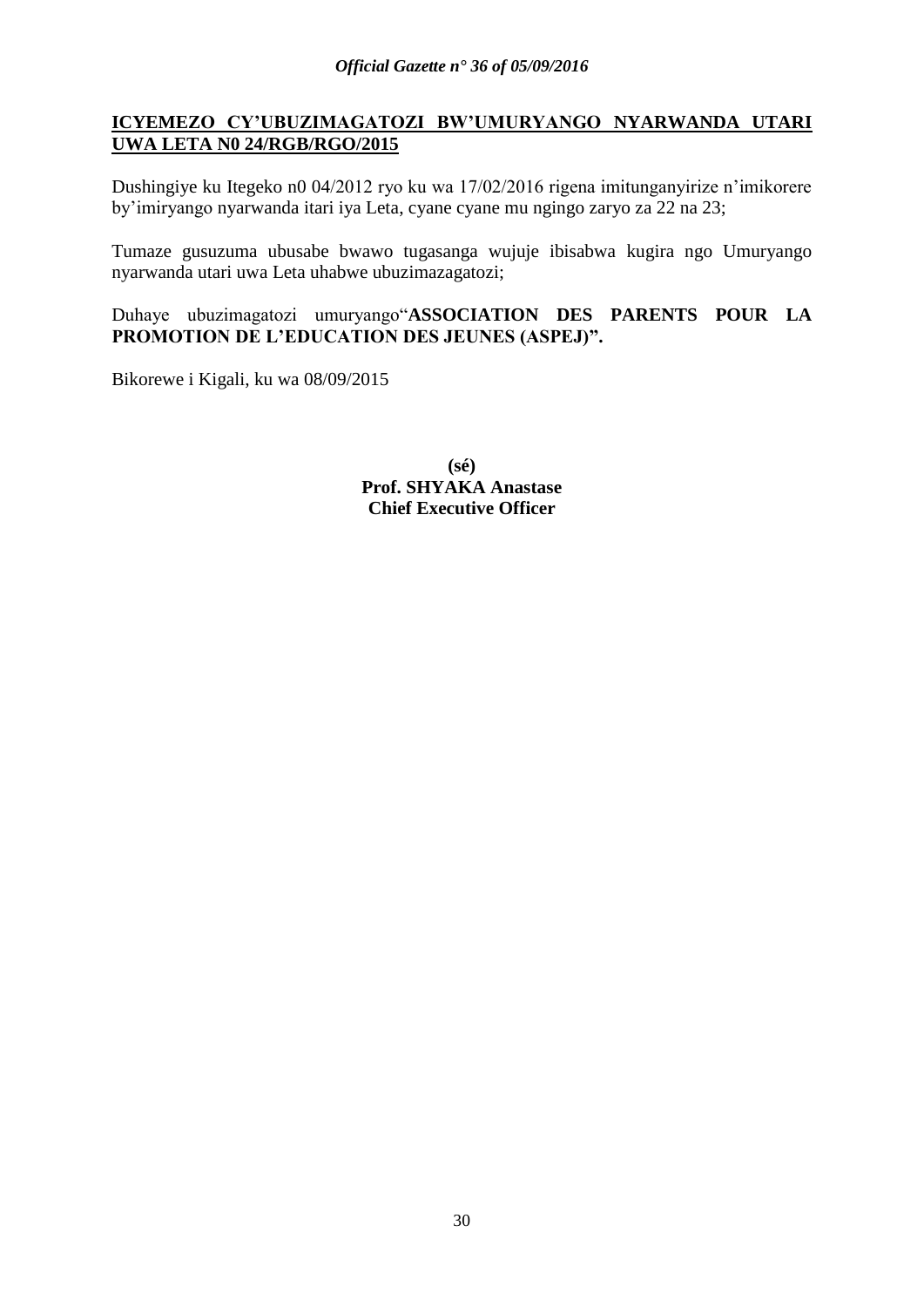**<u>ICYEMEZO CY'UBUZIMAGATOZI BW'UMURYANGO NYARWANDA UTARI UWA LETA N0 24/RGB/RGO/2015</u>**

Dushingiye ku Itegeko n0 04/2012 ryo ku wa 17/02/2016 rigena imitunganyirize n'imikorere by'imiryango nyarwanda itari iya Leta, cyane cyane mu ngingo zaryo za 22 na 23;

Tumaze gusuzuma ubusabe bwawo tugasanga wujuje ibisabwa kugira ngo Umuryango nyarwanda utari uwa Leta uhabwe ubuzimazagatozi;

Duhaye ubuzimagatozi umuryango"**ASSOCIATION DES PARENTS POUR LA PROMOTION DE L'EDUCATION DES JEUNES (ASPEJ)".**

Bikorewe i Kigali, ku wa 08/09/2015

**(sé)**
**Prof. SHYAKA Anastase**
**Chief Executive Officer**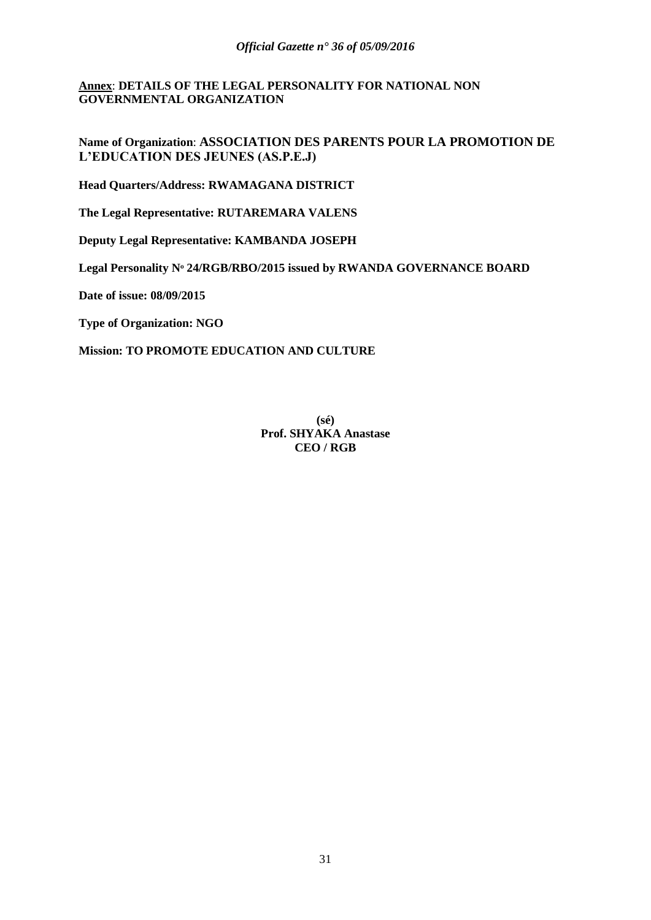**<u>Annex</u>**: **DETAILS OF THE LEGAL PERSONALITY FOR NATIONAL NON GOVERNMENTAL ORGANIZATION**

**Name of Organization**: **ASSOCIATION DES PARENTS POUR LA PROMOTION DE L'EDUCATION DES JEUNES (AS.P.E.J)**

**Head Quarters/Address: RWAMAGANA DISTRICT**

**The Legal Representative: RUTAREMARA VALENS**

**Deputy Legal Representative: KAMBANDA JOSEPH**

**Legal Personality N° 24/RGB/RBO/2015 issued by RWANDA GOVERNANCE BOARD**

**Date of issue: 08/09/2015**

**Type of Organization: NGO**

**Mission: TO PROMOTE EDUCATION AND CULTURE**

**(sé)**
**Prof. SHYAKA Anastase**
**CEO / RGB**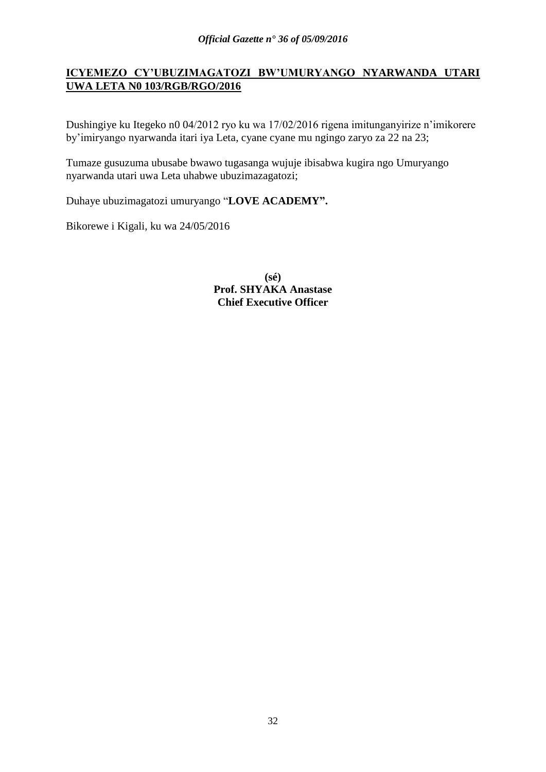## ICYEMEZO CY'UBUZIMAGATOZI BW'UMURYANGO NYARWANDA UTARI UWA LETA N0 103/RGB/RGO/2016

Dushingiye ku Itegeko n0 04/2012 ryo ku wa 17/02/2016 rigena imitunganyirize n'imikorere by'imiryango nyarwanda itari iya Leta, cyane cyane mu ngingo zaryo za 22 na 23;

Tumaze gusuzuma ubusabe bwawo tugasanga wujuje ibisabwa kugira ngo Umuryango nyarwanda utari uwa Leta uhabwe ubuzimazagatozi;

Duhaye ubuzimagatozi umuryango "**LOVE ACADEMY".**

Bikorewe i Kigali, ku wa 24/05/2016

**(sé)**
**Prof. SHYAKA Anastase**
**Chief Executive Officer**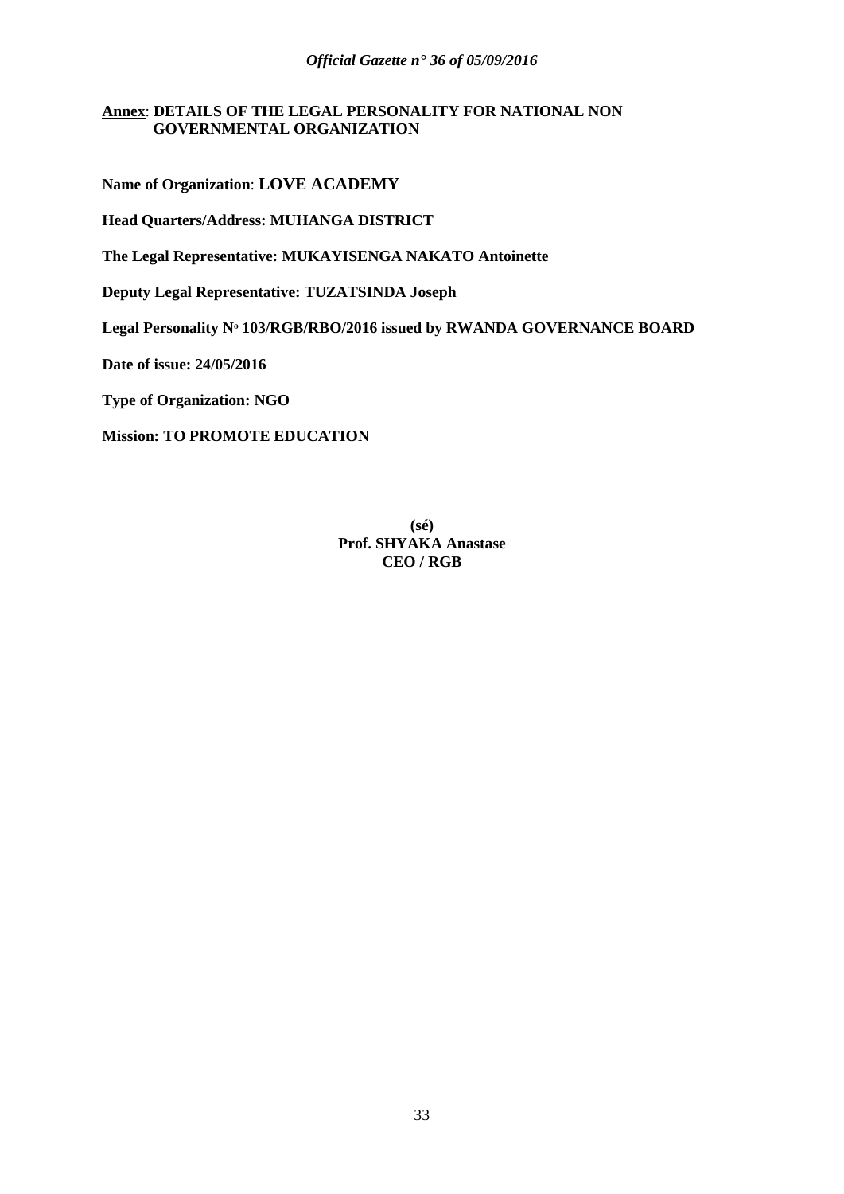**Annex**: **DETAILS OF THE LEGAL PERSONALITY FOR NATIONAL NON GOVERNMENTAL ORGANIZATION**

**Name of Organization**: **LOVE ACADEMY**

**Head Quarters/Address: MUHANGA DISTRICT**

**The Legal Representative: MUKAYISENGA NAKATO Antoinette**

**Deputy Legal Representative: TUZATSINDA Joseph**

**Legal Personality N° 103/RGB/RBO/2016 issued by RWANDA GOVERNANCE BOARD**

**Date of issue: 24/05/2016**

**Type of Organization: NGO**

**Mission: TO PROMOTE EDUCATION**

**(sé)**
**Prof. SHYAKA Anastase**
**CEO / RGB**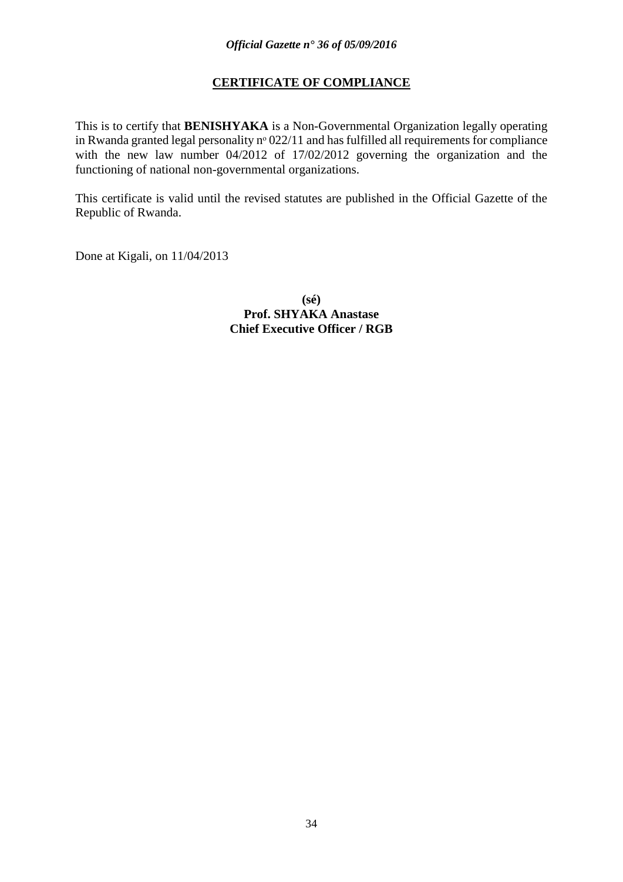## CERTIFICATE OF COMPLIANCE

This is to certify that **BENISHYAKA** is a Non-Governmental Organization legally operating in Rwanda granted legal personality n° 022/11 and has fulfilled all requirements for compliance with the new law number 04/2012 of 17/02/2012 governing the organization and the functioning of national non-governmental organizations.

This certificate is valid until the revised statutes are published in the Official Gazette of the Republic of Rwanda.

Done at Kigali, on 11/04/2013

**(sé)**
**Prof. SHYAKA Anastase**
**Chief Executive Officer / RGB**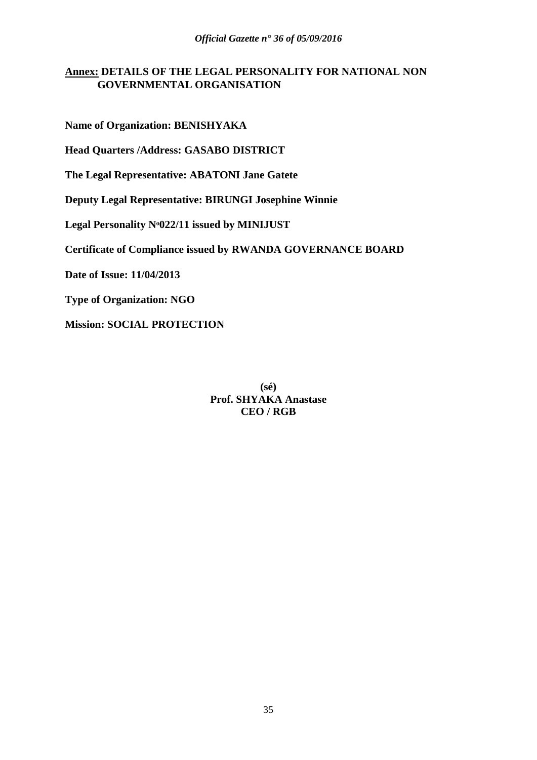**<u>Annex:</u> DETAILS OF THE LEGAL PERSONALITY FOR NATIONAL NON GOVERNMENTAL ORGANISATION**

**Name of Organization: BENISHYAKA**

**Head Quarters /Address: GASABO DISTRICT**

**The Legal Representative: ABATONI Jane Gatete**

**Deputy Legal Representative: BIRUNGI Josephine Winnie**

**Legal Personality Nº022/11 issued by MINIJUST**

**Certificate of Compliance issued by RWANDA GOVERNANCE BOARD**

**Date of Issue: 11/04/2013**

**Type of Organization: NGO**

**Mission: SOCIAL PROTECTION**

**(sé)**
**Prof. SHYAKA Anastase**
**CEO / RGB**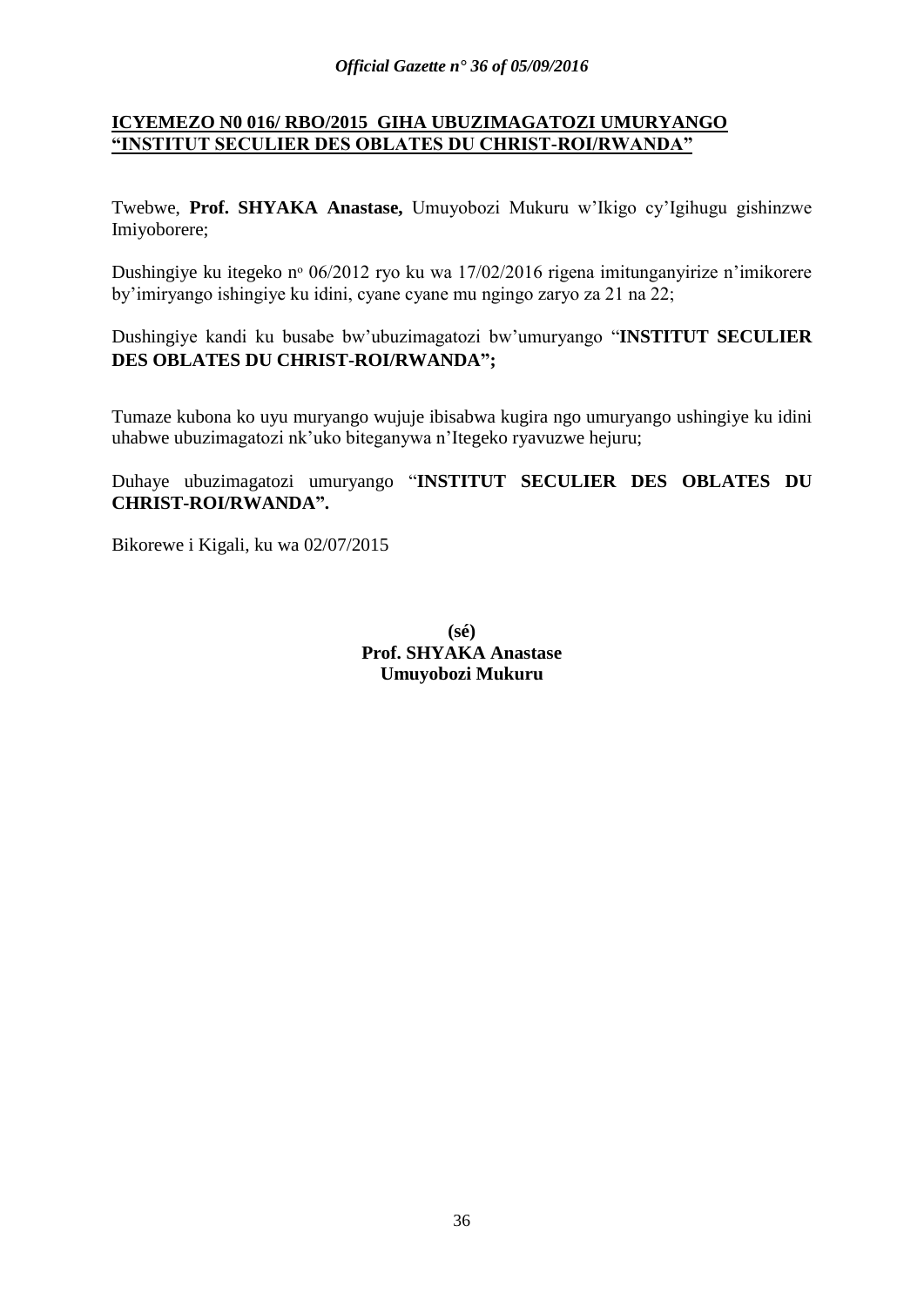**ICYEMEZO N0 016/ RBO/2015 GIHA UBUZIMAGATOZI UMURYANGO "INSTITUT SECULIER DES OBLATES DU CHRIST-ROI/RWANDA"**

Twebwe, **Prof. SHYAKA Anastase,** Umuyobozi Mukuru w'Ikigo cy'Igihugu gishinzwe Imiyoborere;

Dushingiye ku itegeko n° 06/2012 ryo ku wa 17/02/2016 rigena imitunganyirize n'imikorere by'imiryango ishingiye ku idini, cyane cyane mu ngingo zaryo za 21 na 22;

Dushingiye kandi ku busabe bw'ubuzimagatozi bw'umuryango "**INSTITUT SECULIER DES OBLATES DU CHRIST-ROI/RWANDA";**

Tumaze kubona ko uyu muryango wujuje ibisabwa kugira ngo umuryango ushingiye ku idini uhabwe ubuzimagatozi nk'uko biteganywa n'Itegeko ryavuzwe hejuru;

Duhaye ubuzimagatozi umuryango "**INSTITUT SECULIER DES OBLATES DU CHRIST-ROI/RWANDA".**

Bikorewe i Kigali, ku wa 02/07/2015

**(sé)**
**Prof. SHYAKA Anastase**
**Umuyobozi Mukuru**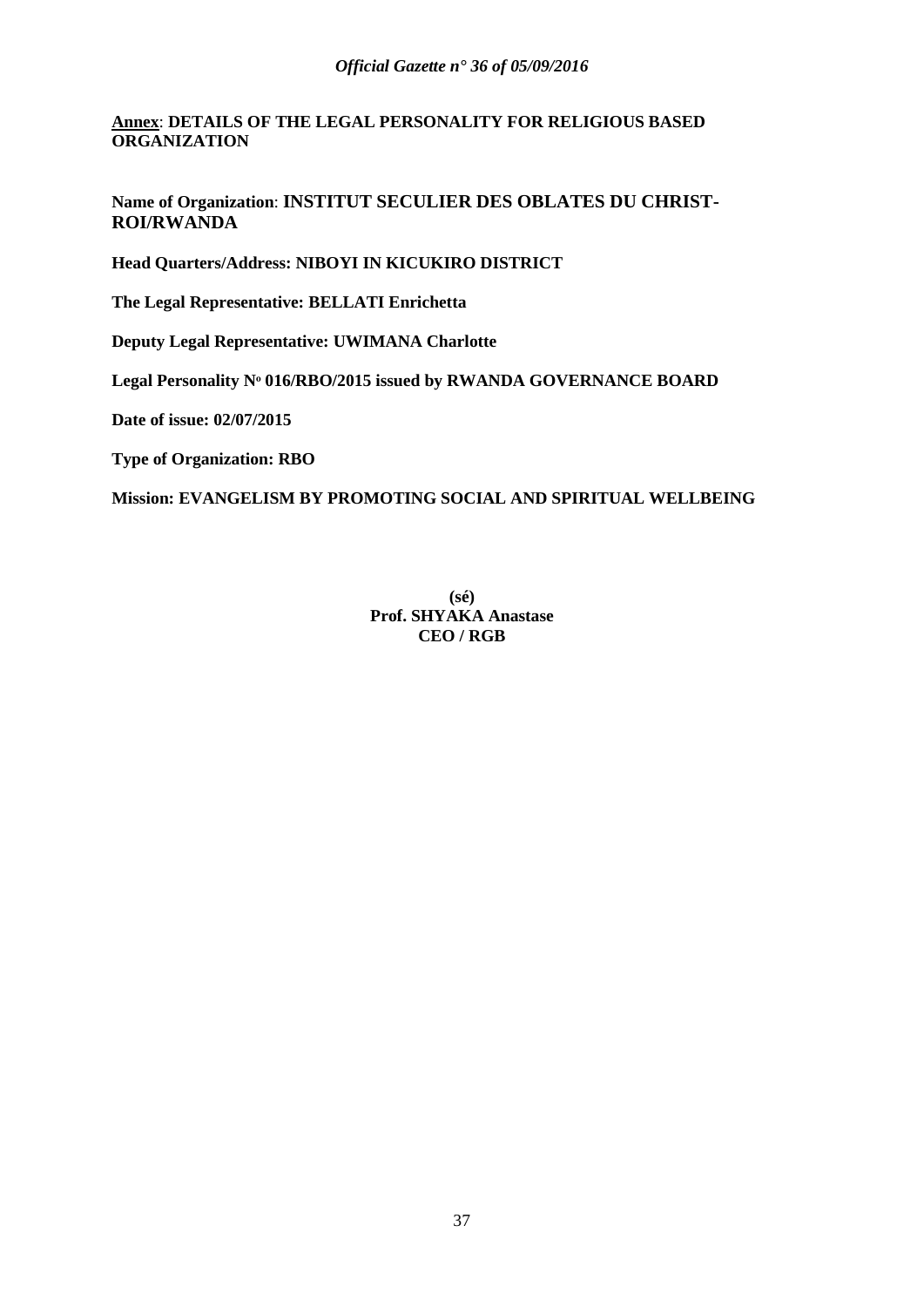**Annex**: **DETAILS OF THE LEGAL PERSONALITY FOR RELIGIOUS BASED ORGANIZATION**

**Name of Organization**: **INSTITUT SECULIER DES OBLATES DU CHRIST-ROI/RWANDA**

**Head Quarters/Address: NIBOYI IN KICUKIRO DISTRICT**

**The Legal Representative: BELLATI Enrichetta**

**Deputy Legal Representative: UWIMANA Charlotte**

**Legal Personality N° 016/RBO/2015 issued by RWANDA GOVERNANCE BOARD**

**Date of issue: 02/07/2015**

**Type of Organization: RBO**

**Mission: EVANGELISM BY PROMOTING SOCIAL AND SPIRITUAL WELLBEING**

**(sé)**
**Prof. SHYAKA Anastase**
**CEO / RGB**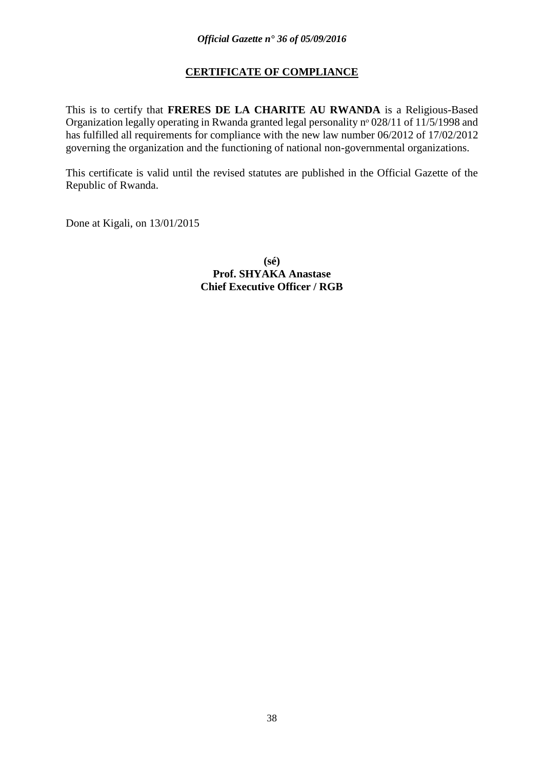## CERTIFICATE OF COMPLIANCE

This is to certify that **FRERES DE LA CHARITE AU RWANDA** is a Religious-Based Organization legally operating in Rwanda granted legal personality n° 028/11 of 11/5/1998 and has fulfilled all requirements for compliance with the new law number 06/2012 of 17/02/2012 governing the organization and the functioning of national non-governmental organizations.

This certificate is valid until the revised statutes are published in the Official Gazette of the Republic of Rwanda.

Done at Kigali, on 13/01/2015

**(sé)**
**Prof. SHYAKA Anastase**
**Chief Executive Officer / RGB**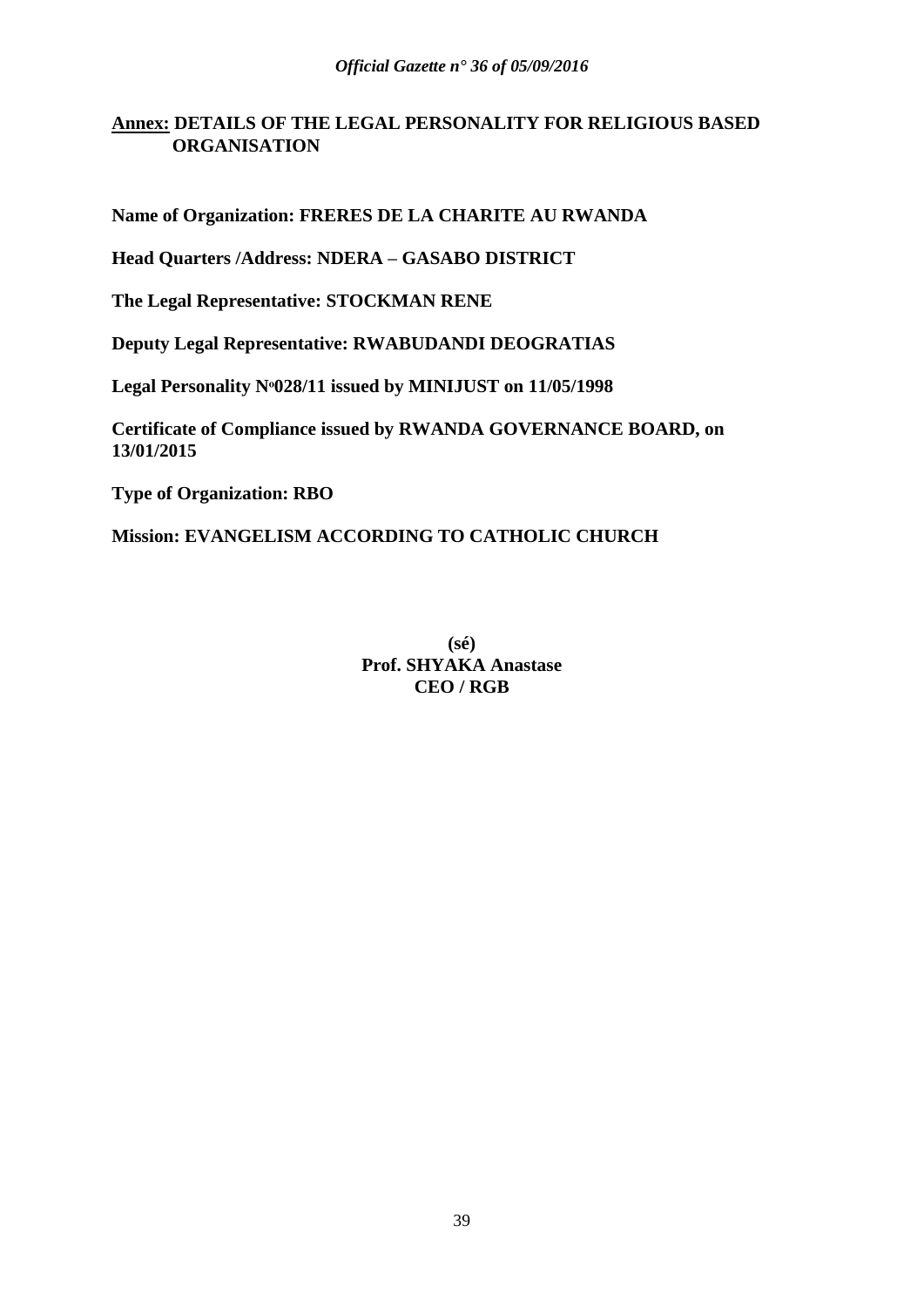## Annex: DETAILS OF THE LEGAL PERSONALITY FOR RELIGIOUS BASED ORGANISATION

**Name of Organization: FRERES DE LA CHARITE AU RWANDA**

**Head Quarters /Address: NDERA – GASABO DISTRICT**

**The Legal Representative: STOCKMAN RENE**

**Deputy Legal Representative: RWABUDANDI DEOGRATIAS**

**Legal Personality Nº028/11 issued by MINIJUST on 11/05/1998**

**Certificate of Compliance issued by RWANDA GOVERNANCE BOARD, on 13/01/2015**

**Type of Organization: RBO**

**Mission: EVANGELISM ACCORDING TO CATHOLIC CHURCH**

**(sé)**
**Prof. SHYAKA Anastase**
**CEO / RGB**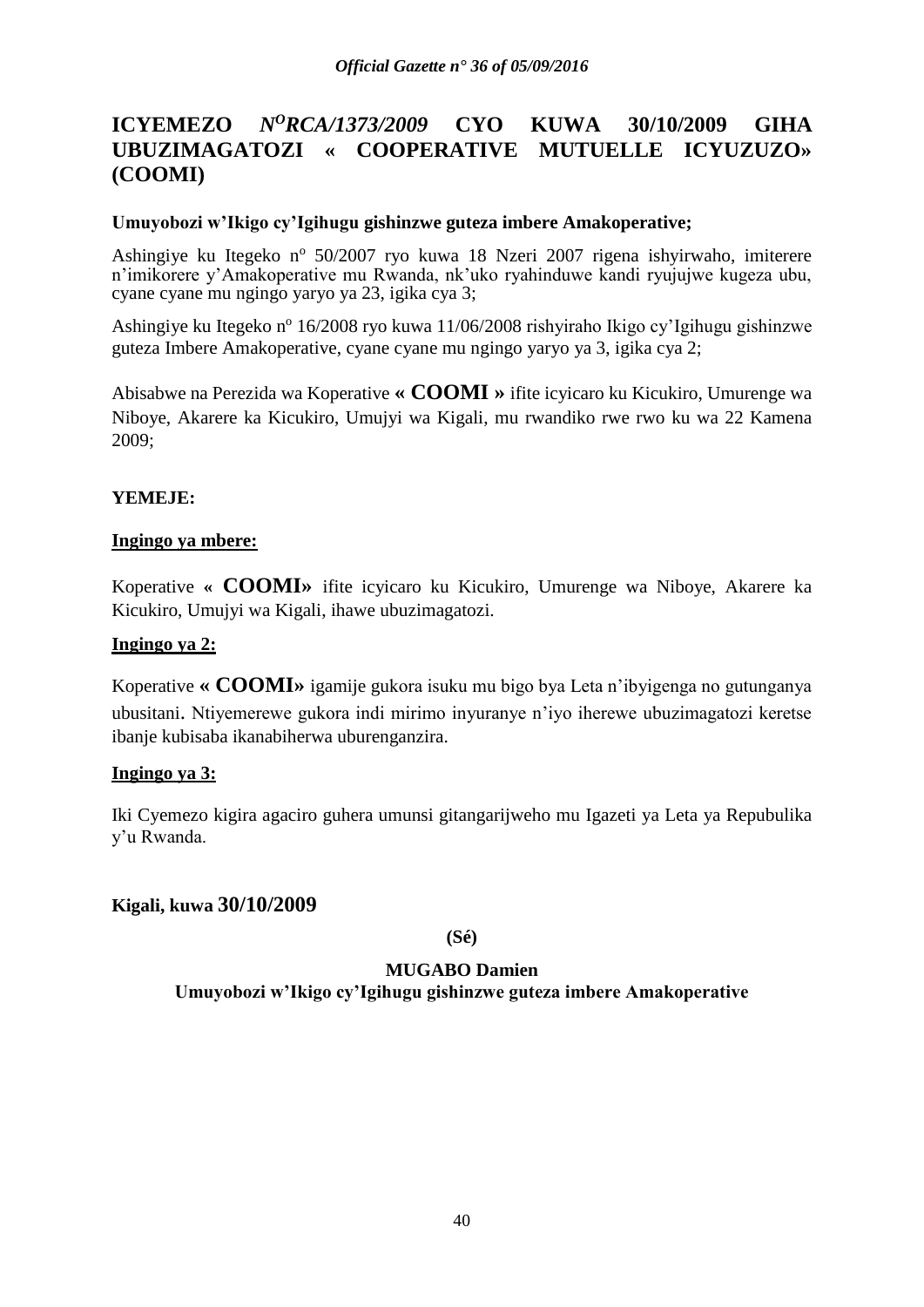# ICYEMEZO *N$^{O}$RCA/1373/2009* CYO KUWA 30/10/2009 GIHA UBUZIMAGATOZI « COOPERATIVE MUTUELLE ICYUZUZO» (COOMI)

**Umuyobozi w'Ikigo cy'Igihugu gishinzwe guteza imbere Amakoperative;**

Ashingiye ku Itegeko n$^{o}$ 50/2007 ryo kuwa 18 Nzeri 2007 rigena ishyirwaho, imiterere n'imikorere y'Amakoperative mu Rwanda, nk'uko ryahinduwe kandi ryujujwe kugeza ubu, cyane cyane mu ngingo yaryo ya 23, igika cya 3;

Ashingiye ku Itegeko n$^{o}$ 16/2008 ryo kuwa 11/06/2008 rishyiraho Ikigo cy'Igihugu gishinzwe guteza Imbere Amakoperative, cyane cyane mu ngingo yaryo ya 3, igika cya 2;

Abisabwe na Perezida wa Koperative **« COOMI »** ifite icyicaro ku Kicukiro, Umurenge wa Niboye, Akarere ka Kicukiro, Umujyi wa Kigali, mu rwandiko rwe rwo ku wa 22 Kamena 2009;

**YEMEJE:**

**<u>Ingingo ya mbere:</u>**

Koperative **« COOMI»** ifite icyicaro ku Kicukiro, Umurenge wa Niboye, Akarere ka Kicukiro, Umujyi wa Kigali, ihawe ubuzimagatozi.

**<u>Ingingo ya 2:</u>**

Koperative **« COOMI»** igamije gukora isuku mu bigo bya Leta n'ibyigenga no gutunganya ubusitani. Ntiyemerewe gukora indi mirimo inyuranye n'iyo iherewe ubuzimagatozi keretse ibanje kubisaba ikanabiherwa uburenganzira.

**<u>Ingingo ya 3:</u>**

Iki Cyemezo kigira agaciro guhera umunsi gitangarijweho mu Igazeti ya Leta ya Repubulika y'u Rwanda.

**Kigali, kuwa 30/10/2009**

**(Sé)**

**MUGABO Damien**

**Umuyobozi w'Ikigo cy'Igihugu gishinzwe guteza imbere Amakoperative**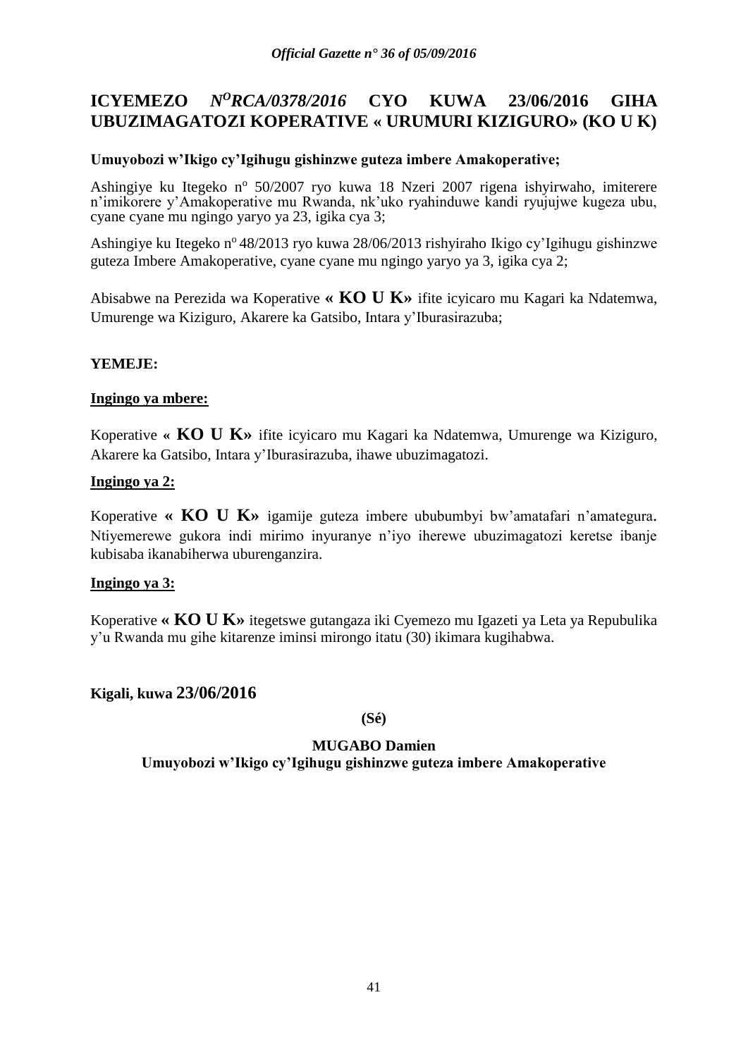**ICYEMEZO *N^O RCA/0378/2016* CYO KUWA 23/06/2016 GIHA UBUZIMAGATOZI KOPERATIVE « URUMURI KIZIGURO» (KO U K)**

**Umuyobozi w'Ikigo cy'Igihugu gishinzwe guteza imbere Amakoperative;**

Ashingiye ku Itegeko nº 50/2007 ryo kuwa 18 Nzeri 2007 rigena ishyirwaho, imiterere n'imikorere y'Amakoperative mu Rwanda, nk'uko ryahinduwe kandi ryujujwe kugeza ubu, cyane cyane mu ngingo yaryo ya 23, igika cya 3;

Ashingiye ku Itegeko nº 48/2013 ryo kuwa 28/06/2013 rishyiraho Ikigo cy'Igihugu gishinzwe guteza Imbere Amakoperative, cyane cyane mu ngingo yaryo ya 3, igika cya 2;

Abisabwe na Perezida wa Koperative **« KO U K»** ifite icyicaro mu Kagari ka Ndatemwa, Umurenge wa Kiziguro, Akarere ka Gatsibo, Intara y'Iburasirazuba;

**YEMEJE:**

**Ingingo ya mbere:**

Koperative « **KO U K»** ifite icyicaro mu Kagari ka Ndatemwa, Umurenge wa Kiziguro, Akarere ka Gatsibo, Intara y'Iburasirazuba, ihawe ubuzimagatozi.

**Ingingo ya 2:**

Koperative **« KO U K»** igamije guteza imbere ububumbyi bw'amatafari n'amategura**.** Ntiyemerewe gukora indi mirimo inyuranye n'iyo iherewe ubuzimagatozi keretse ibanje kubisaba ikanabiherwa uburenganzira.

**Ingingo ya 3:**

Koperative **« KO U K»** itegetswe gutangaza iki Cyemezo mu Igazeti ya Leta ya Repubulika y'u Rwanda mu gihe kitarenze iminsi mirongo itatu (30) ikimara kugihabwa.

**Kigali, kuwa 23/06/2016**

**(Sé)**

**MUGABO Damien**
**Umuyobozi w'Ikigo cy'Igihugu gishinzwe guteza imbere Amakoperative**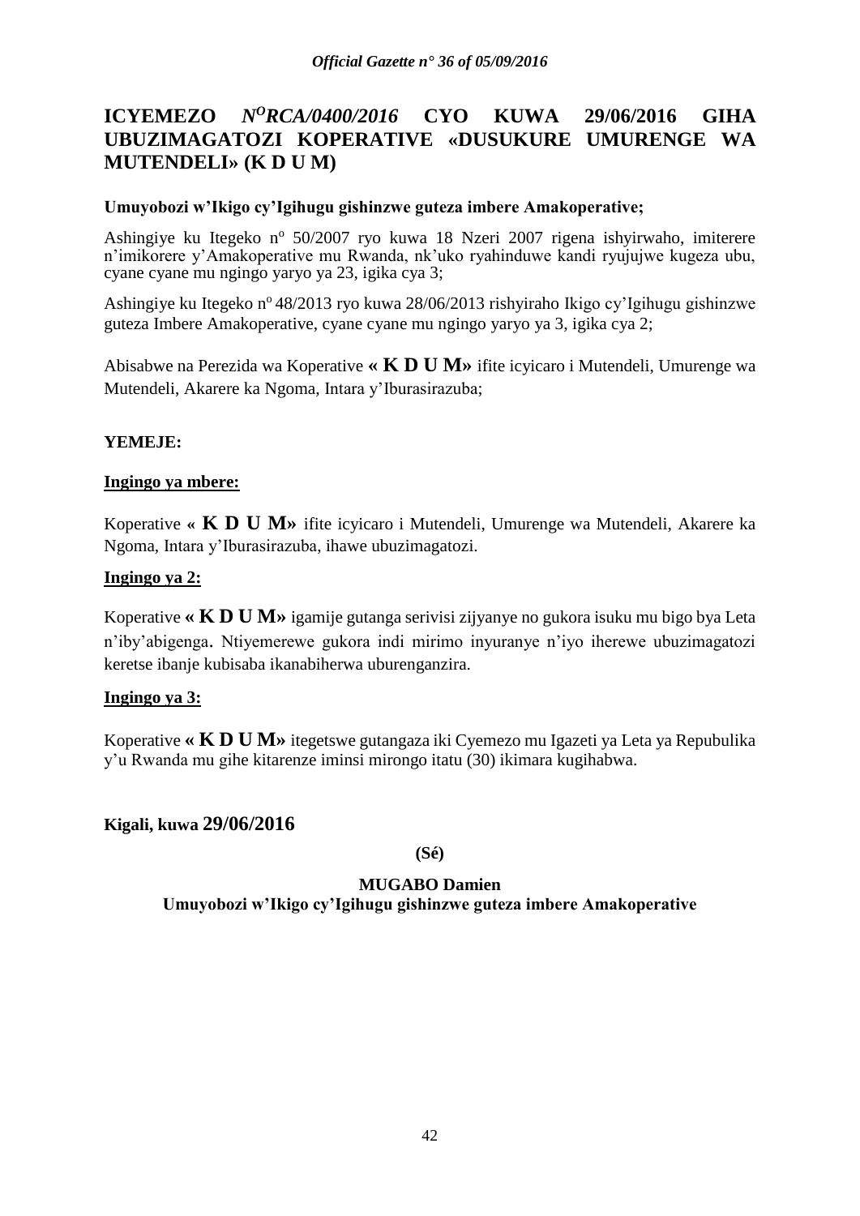# ICYEMEZO *N°RCA/0400/2016* CYO KUWA 29/06/2016 GIHA UBUZIMAGATOZI KOPERATIVE «DUSUKURE UMURENGE WA MUTENDELI» (K D U M)

**Umuyobozi w'Ikigo cy'Igihugu gishinzwe guteza imbere Amakoperative;**

Ashingiye ku Itegeko n° 50/2007 ryo kuwa 18 Nzeri 2007 rigena ishyirwaho, imiterere n'imikorere y'Amakoperative mu Rwanda, nk'uko ryahinduwe kandi ryujujwe kugeza ubu, cyane cyane mu ngingo yaryo ya 23, igika cya 3;

Ashingiye ku Itegeko n° 48/2013 ryo kuwa 28/06/2013 rishyiraho Ikigo cy'Igihugu gishinzwe guteza Imbere Amakoperative, cyane cyane mu ngingo yaryo ya 3, igika cya 2;

Abisabwe na Perezida wa Koperative **« K D U M»** ifite icyicaro i Mutendeli, Umurenge wa Mutendeli, Akarere ka Ngoma, Intara y'Iburasirazuba;

**YEMEJE:**

**Ingingo ya mbere:**

Koperative **« K D U M»** ifite icyicaro i Mutendeli, Umurenge wa Mutendeli, Akarere ka Ngoma, Intara y'Iburasirazuba, ihawe ubuzimagatozi.

**Ingingo ya 2:**

Koperative **« K D U M»** igamije gutanga serivisi zijyanye no gukora isuku mu bigo bya Leta n'iby'abigenga. Ntiyemerewe gukora indi mirimo inyuranye n'iyo iherewe ubuzimagatozi keretse ibanje kubisaba ikanabiherwa uburenganzira.

**Ingingo ya 3:**

Koperative **« K D U M»** itegetswe gutangaza iki Cyemezo mu Igazeti ya Leta ya Repubulika y'u Rwanda mu gihe kitarenze iminsi mirongo itatu (30) ikimara kugihabwa.

**Kigali, kuwa 29/06/2016**

**(Sé)**

**MUGABO Damien**
**Umuyobozi w'Ikigo cy'Igihugu gishinzwe guteza imbere Amakoperative**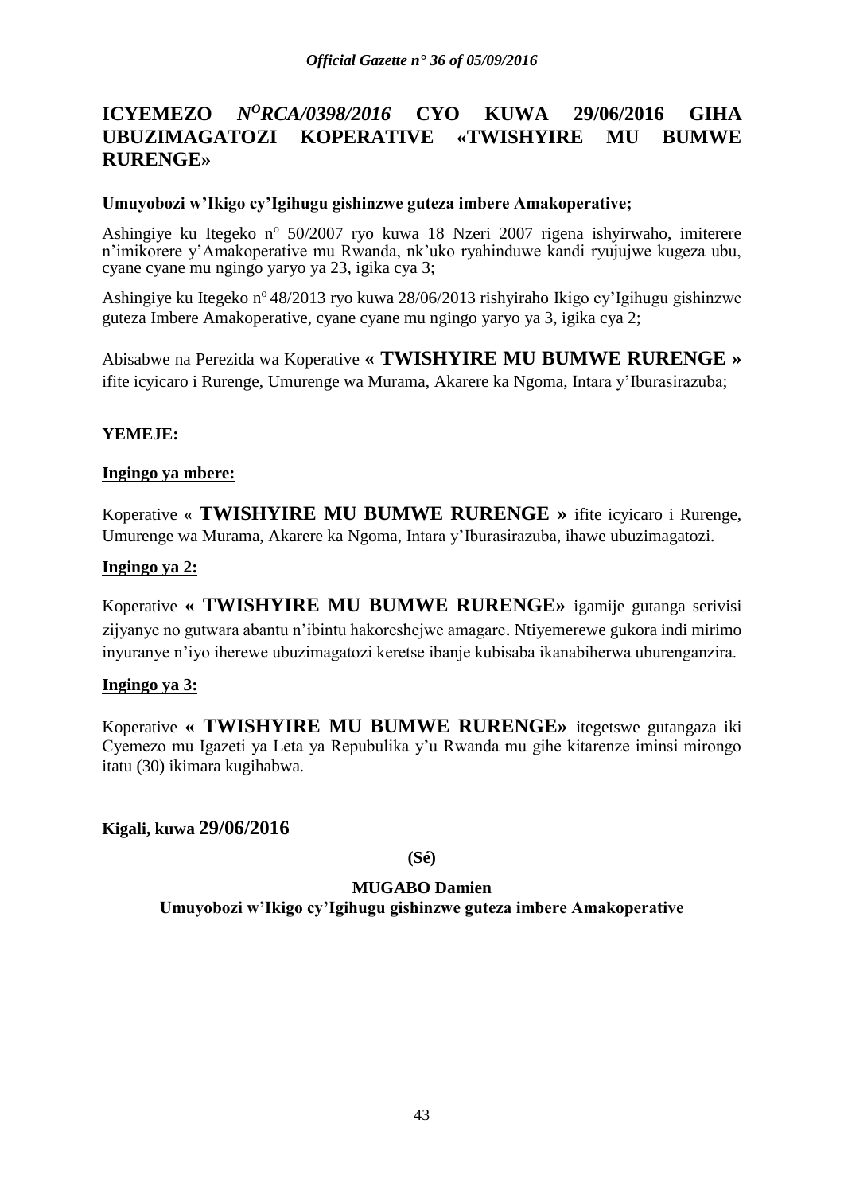# ICYEMEZO *N^O RCA/0398/2016* CYO KUWA 29/06/2016 GIHA UBUZIMAGATOZI KOPERATIVE «TWISHYIRE MU BUMWE RURENGE»

**Umuyobozi w'Ikigo cy'Igihugu gishinzwe guteza imbere Amakoperative;**

Ashingiye ku Itegeko nº 50/2007 ryo kuwa 18 Nzeri 2007 rigena ishyirwaho, imiterere n'imikorere y'Amakoperative mu Rwanda, nk'uko ryahinduwe kandi ryujujwe kugeza ubu, cyane cyane mu ngingo yaryo ya 23, igika cya 3;

Ashingiye ku Itegeko nº 48/2013 ryo kuwa 28/06/2013 rishyiraho Ikigo cy'Igihugu gishinzwe guteza Imbere Amakoperative, cyane cyane mu ngingo yaryo ya 3, igika cya 2;

Abisabwe na Perezida wa Koperative **« TWISHYIRE MU BUMWE RURENGE »** ifite icyicaro i Rurenge, Umurenge wa Murama, Akarere ka Ngoma, Intara y'Iburasirazuba;

**YEMEJE:**

**Ingingo ya mbere:**

Koperative **« TWISHYIRE MU BUMWE RURENGE »** ifite icyicaro i Rurenge, Umurenge wa Murama, Akarere ka Ngoma, Intara y'Iburasirazuba, ihawe ubuzimagatozi.

**Ingingo ya 2:**

Koperative **« TWISHYIRE MU BUMWE RURENGE»** igamije gutanga serivisi zijyanye no gutwara abantu n'ibintu hakoreshejwe amagare. Ntiyemerewe gukora indi mirimo inyuranye n'iyo iherewe ubuzimagatozi keretse ibanje kubisaba ikanabiherwa uburenganzira.

**Ingingo ya 3:**

Koperative **« TWISHYIRE MU BUMWE RURENGE»** itegetswe gutangaza iki Cyemezo mu Igazeti ya Leta ya Repubulika y'u Rwanda mu gihe kitarenze iminsi mirongo itatu (30) ikimara kugihabwa.

**Kigali, kuwa 29/06/2016**

**(Sé)**

**MUGABO Damien**

**Umuyobozi w'Ikigo cy'Igihugu gishinzwe guteza imbere Amakoperative**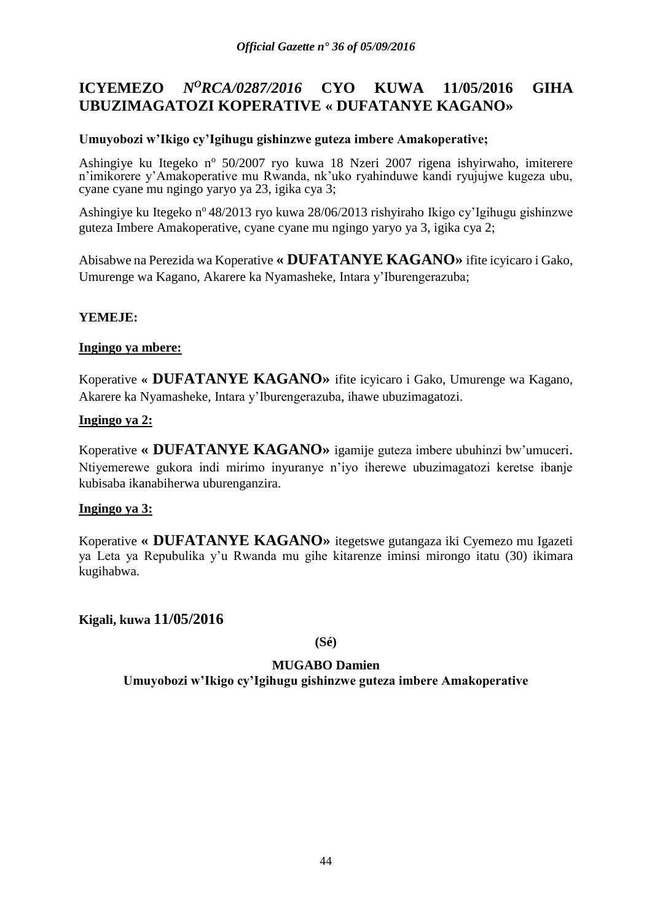# ICYEMEZO *N^O RCA/0287/2016* CYO KUWA 11/05/2016 GIHA UBUZIMAGATOZI KOPERATIVE « DUFATANYE KAGANO»

**Umuyobozi w'Ikigo cy'Igihugu gishinzwe guteza imbere Amakoperative;**

Ashingiye ku Itegeko nº 50/2007 ryo kuwa 18 Nzeri 2007 rigena ishyirwaho, imiterere n'imikorere y'Amakoperative mu Rwanda, nk'uko ryahinduwe kandi ryujujwe kugeza ubu, cyane cyane mu ngingo yaryo ya 23, igika cya 3;

Ashingiye ku Itegeko nº 48/2013 ryo kuwa 28/06/2013 rishyiraho Ikigo cy'Igihugu gishinzwe guteza Imbere Amakoperative, cyane cyane mu ngingo yaryo ya 3, igika cya 2;

Abisabwe na Perezida wa Koperative **« DUFATANYE KAGANO»** ifite icyicaro i Gako, Umurenge wa Kagano, Akarere ka Nyamasheke, Intara y'Iburengerazuba;

**YEMEJE:**

**Ingingo ya mbere:**

Koperative **« DUFATANYE KAGANO»** ifite icyicaro i Gako, Umurenge wa Kagano, Akarere ka Nyamasheke, Intara y'Iburengerazuba, ihawe ubuzimagatozi.

**Ingingo ya 2:**

Koperative **« DUFATANYE KAGANO»** igamije guteza imbere ubuhinzi bw'umuceri. Ntiyemerewe gukora indi mirimo inyuranye n'iyo iherewe ubuzimagatozi keretse ibanje kubisaba ikanabiherwa uburenganzira.

**Ingingo ya 3:**

Koperative **« DUFATANYE KAGANO»** itegetswe gutangaza iki Cyemezo mu Igazeti ya Leta ya Repubulika y'u Rwanda mu gihe kitarenze iminsi mirongo itatu (30) ikimara kugihabwa.

**Kigali, kuwa 11/05/2016**

**(Sé)**

**MUGABO Damien**
**Umuyobozi w'Ikigo cy'Igihugu gishinzwe guteza imbere Amakoperative**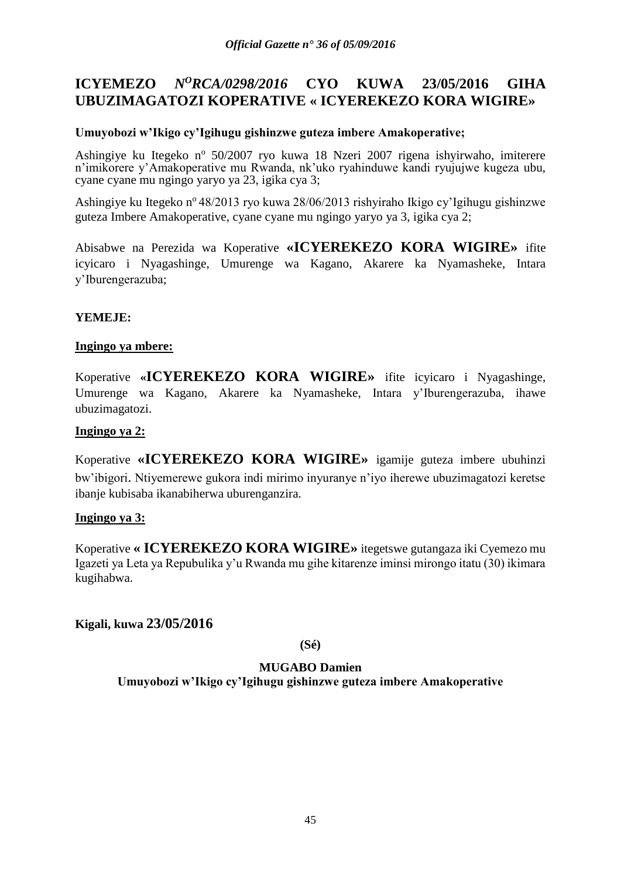## ICYEMEZO *N^O RCA/0298/2016* CYO KUWA 23/05/2016 GIHA UBUZIMAGATOZI KOPERATIVE « ICYEREKEZO KORA WIGIRE»

**Umuyobozi w'Ikigo cy'Igihugu gishinzwe guteza imbere Amakoperative;**

Ashingiye ku Itegeko n° 50/2007 ryo kuwa 18 Nzeri 2007 rigena ishyirwaho, imiterere n'imikorere y'Amakoperative mu Rwanda, nk'uko ryahinduwe kandi ryujujwe kugeza ubu, cyane cyane mu ngingo yaryo ya 23, igika cya 3;

Ashingiye ku Itegeko n° 48/2013 ryo kuwa 28/06/2013 rishyiraho Ikigo cy'Igihugu gishinzwe guteza Imbere Amakoperative, cyane cyane mu ngingo yaryo ya 3, igika cya 2;

Abisabwe na Perezida wa Koperative **«ICYEREKEZO KORA WIGIRE»** ifite icyicaro i Nyagashinge, Umurenge wa Kagano, Akarere ka Nyamasheke, Intara y'Iburengerazuba;

**YEMEJE:**

**Ingingo ya mbere:**

Koperative **«ICYEREKEZO KORA WIGIRE»** ifite icyicaro i Nyagashinge, Umurenge wa Kagano, Akarere ka Nyamasheke, Intara y'Iburengerazuba, ihawe ubuzimagatozi.

**Ingingo ya 2:**

Koperative **«ICYEREKEZO KORA WIGIRE»** igamije guteza imbere ubuhinzi bw'ibigori. Ntiyemerewe gukora indi mirimo inyuranye n'iyo iherewe ubuzimagatozi keretse ibanje kubisaba ikanabiherwa uburenganzira.

**Ingingo ya 3:**

Koperative **« ICYEREKEZO KORA WIGIRE»** itegetswe gutangaza iki Cyemezo mu Igazeti ya Leta ya Repubulika y'u Rwanda mu gihe kitarenze iminsi mirongo itatu (30) ikimara kugihabwa.

**Kigali, kuwa 23/05/2016**

**(Sé)**

**MUGABO Damien**

**Umuyobozi w'Ikigo cy'Igihugu gishinzwe guteza imbere Amakoperative**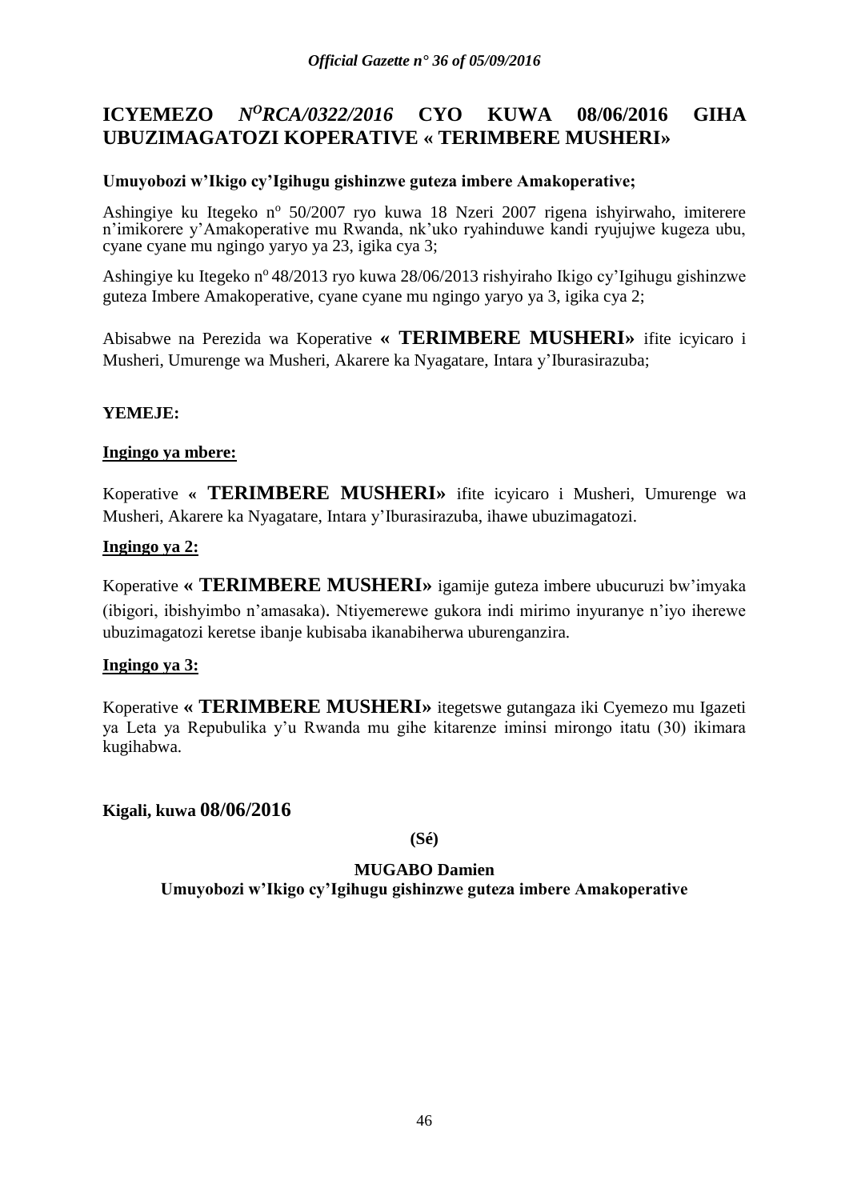# ICYEMEZO *N^O^RCA/0322/2016* CYO KUWA 08/06/2016 GIHA UBUZIMAGATOZI KOPERATIVE « TERIMBERE MUSHERI»

**Umuyobozi w'Ikigo cy'Igihugu gishinzwe guteza imbere Amakoperative;**

Ashingiye ku Itegeko nº 50/2007 ryo kuwa 18 Nzeri 2007 rigena ishyirwaho, imiterere n'imikorere y'Amakoperative mu Rwanda, nk'uko ryahinduwe kandi ryujujwe kugeza ubu, cyane cyane mu ngingo yaryo ya 23, igika cya 3;

Ashingiye ku Itegeko nº 48/2013 ryo kuwa 28/06/2013 rishyiraho Ikigo cy'Igihugu gishinzwe guteza Imbere Amakoperative, cyane cyane mu ngingo yaryo ya 3, igika cya 2;

Abisabwe na Perezida wa Koperative **« TERIMBERE MUSHERI»** ifite icyicaro i Musheri, Umurenge wa Musheri, Akarere ka Nyagatare, Intara y'Iburasirazuba;

**YEMEJE:**

**Ingingo ya mbere:**

Koperative **« TERIMBERE MUSHERI»** ifite icyicaro i Musheri, Umurenge wa Musheri, Akarere ka Nyagatare, Intara y'Iburasirazuba, ihawe ubuzimagatozi.

**Ingingo ya 2:**

Koperative **« TERIMBERE MUSHERI»** igamije guteza imbere ubucuruzi bw'imyaka (ibigori, ibishyimbo n'amasaka). Ntiyemerewe gukora indi mirimo inyuranye n'iyo iherewe ubuzimagatozi keretse ibanje kubisaba ikanabiherwa uburenganzira.

**Ingingo ya 3:**

Koperative **« TERIMBERE MUSHERI»** itegetswe gutangaza iki Cyemezo mu Igazeti ya Leta ya Repubulika y'u Rwanda mu gihe kitarenze iminsi mirongo itatu (30) ikimara kugihabwa.

**Kigali, kuwa 08/06/2016**

**(Sé)**

**MUGABO Damien**
**Umuyobozi w'Ikigo cy'Igihugu gishinzwe guteza imbere Amakoperative**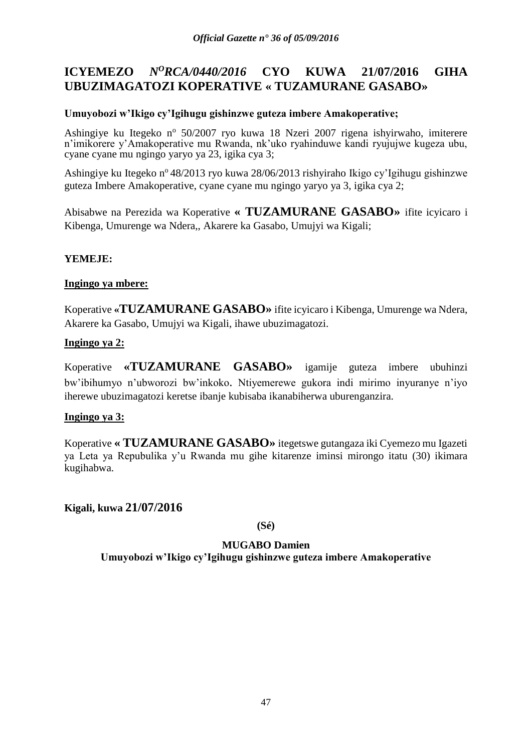# ICYEMEZO *N°RCA/0440/2016* CYO KUWA 21/07/2016 GIHA UBUZIMAGATOZI KOPERATIVE « TUZAMURANE GASABO»

**Umuyobozi w'Ikigo cy'Igihugu gishinzwe guteza imbere Amakoperative;**

Ashingiye ku Itegeko nº 50/2007 ryo kuwa 18 Nzeri 2007 rigena ishyirwaho, imiterere n'imikorere y'Amakoperative mu Rwanda, nk'uko ryahinduwe kandi ryujujwe kugeza ubu, cyane cyane mu ngingo yaryo ya 23, igika cya 3;

Ashingiye ku Itegeko nº 48/2013 ryo kuwa 28/06/2013 rishyiraho Ikigo cy'Igihugu gishinzwe guteza Imbere Amakoperative, cyane cyane mu ngingo yaryo ya 3, igika cya 2;

Abisabwe na Perezida wa Koperative **« TUZAMURANE GASABO»** ifite icyicaro i Kibenga, Umurenge wa Ndera,, Akarere ka Gasabo, Umujyi wa Kigali;

**YEMEJE:**

**Ingingo ya mbere:**

Koperative **«TUZAMURANE GASABO»** ifite icyicaro i Kibenga, Umurenge wa Ndera, Akarere ka Gasabo, Umujyi wa Kigali, ihawe ubuzimagatozi.

**Ingingo ya 2:**

Koperative **«TUZAMURANE GASABO»** igamije guteza imbere ubuhinzi bw'ibihumyo n'ubworozi bw'inkoko. Ntiyemerewe gukora indi mirimo inyuranye n'iyo iherewe ubuzimagatozi keretse ibanje kubisaba ikanabiherwa uburenganzira.

**Ingingo ya 3:**

Koperative **« TUZAMURANE GASABO»** itegetswe gutangaza iki Cyemezo mu Igazeti ya Leta ya Repubulika y'u Rwanda mu gihe kitarenze iminsi mirongo itatu (30) ikimara kugihabwa.

**Kigali, kuwa 21/07/2016**

**(Sé)**

**MUGABO Damien**

**Umuyobozi w'Ikigo cy'Igihugu gishinzwe guteza imbere Amakoperative**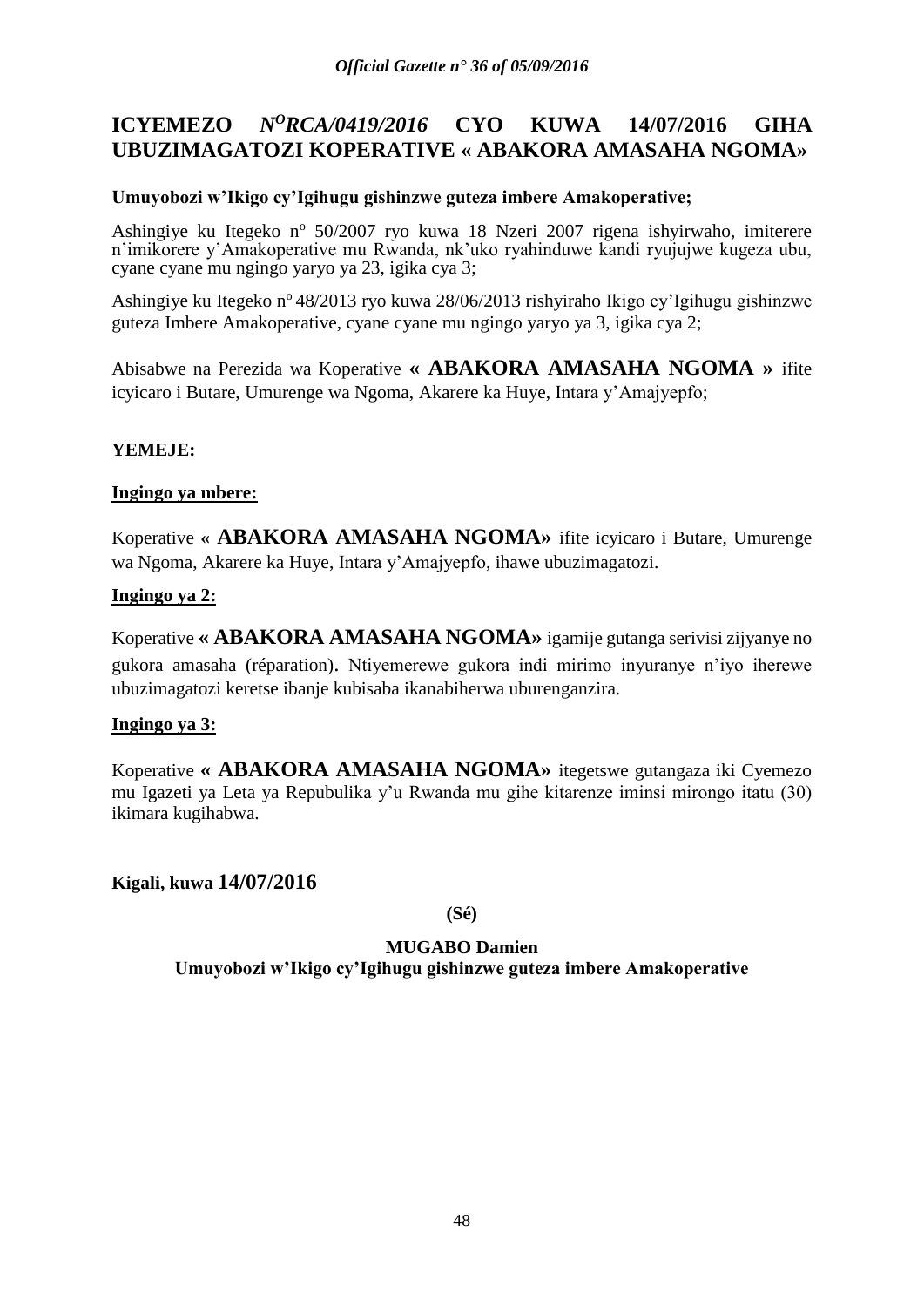# ICYEMEZO *N^O RCA/0419/2016* CYO KUWA 14/07/2016 GIHA UBUZIMAGATOZI KOPERATIVE « ABAKORA AMASAHA NGOMA»

**Umuyobozi w'Ikigo cy'Igihugu gishinzwe guteza imbere Amakoperative;**

Ashingiye ku Itegeko nº 50/2007 ryo kuwa 18 Nzeri 2007 rigena ishyirwaho, imiterere n'imikorere y'Amakoperative mu Rwanda, nk'uko ryahinduwe kandi ryujujwe kugeza ubu, cyane cyane mu ngingo yaryo ya 23, igika cya 3;

Ashingiye ku Itegeko nº 48/2013 ryo kuwa 28/06/2013 rishyiraho Ikigo cy'Igihugu gishinzwe guteza Imbere Amakoperative, cyane cyane mu ngingo yaryo ya 3, igika cya 2;

Abisabwe na Perezida wa Koperative **« ABAKORA AMASAHA NGOMA »** ifite icyicaro i Butare, Umurenge wa Ngoma, Akarere ka Huye, Intara y'Amajyepfo;

**YEMEJE:**

**Ingingo ya mbere:**

Koperative **« ABAKORA AMASAHA NGOMA»** ifite icyicaro i Butare, Umurenge wa Ngoma, Akarere ka Huye, Intara y'Amajyepfo, ihawe ubuzimagatozi.

**Ingingo ya 2:**

Koperative **« ABAKORA AMASAHA NGOMA»** igamije gutanga serivisi zijyanye no gukora amasaha (réparation). Ntiyemerewe gukora indi mirimo inyuranye n'iyo iherewe ubuzimagatozi keretse ibanje kubisaba ikanabiherwa uburenganzira.

**Ingingo ya 3:**

Koperative **« ABAKORA AMASAHA NGOMA»** itegetswe gutangaza iki Cyemezo mu Igazeti ya Leta ya Repubulika y'u Rwanda mu gihe kitarenze iminsi mirongo itatu (30) ikimara kugihabwa.

**Kigali, kuwa 14/07/2016**

**(Sé)**

**MUGABO Damien**

**Umuyobozi w'Ikigo cy'Igihugu gishinzwe guteza imbere Amakoperative**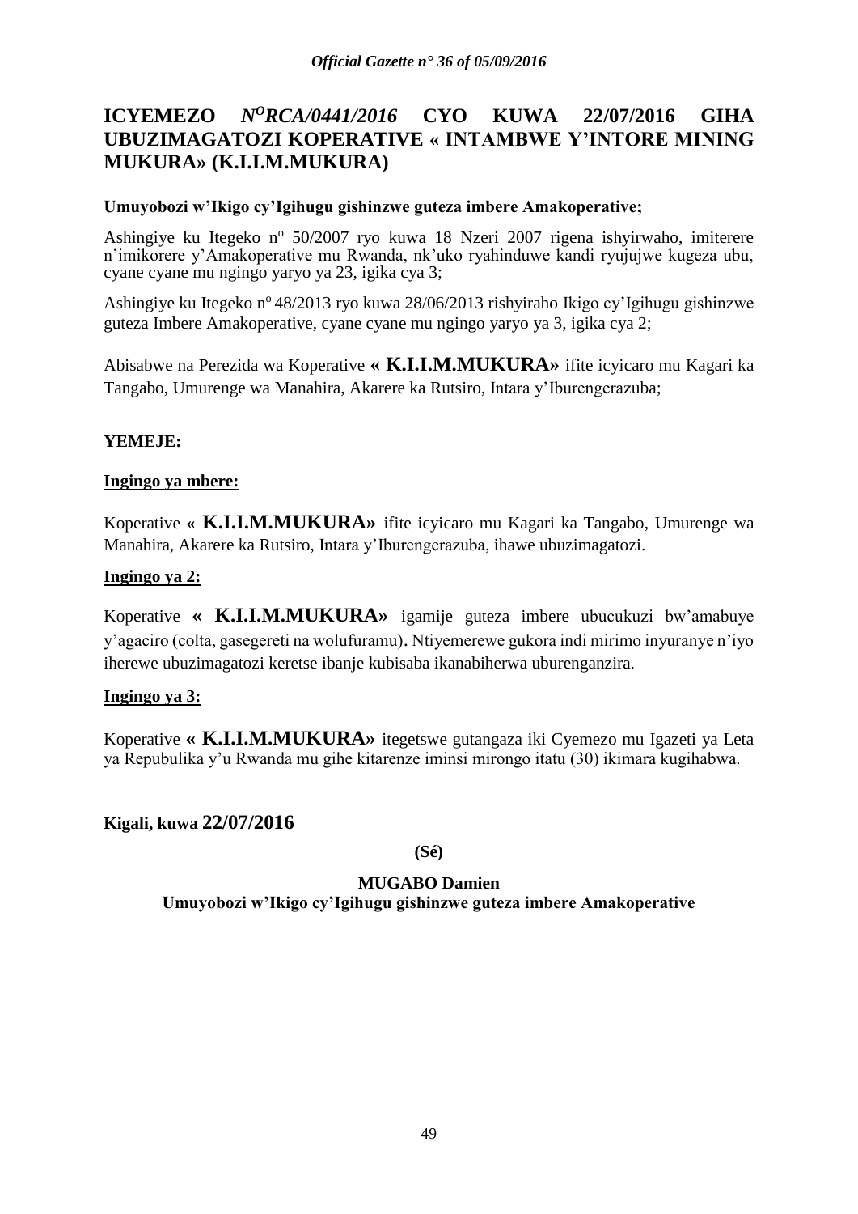# ICYEMEZO *N$^{O}$RCA/0441/2016* CYO KUWA 22/07/2016 GIHA UBUZIMAGATOZI KOPERATIVE « INTAMBWE Y'INTORE MINING MUKURA» (K.I.I.M.MUKURA)

**Umuyobozi w'Ikigo cy'Igihugu gishinzwe guteza imbere Amakoperative;**

Ashingiye ku Itegeko n$^{o}$ 50/2007 ryo kuwa 18 Nzeri 2007 rigena ishyirwaho, imiterere n'imikorere y'Amakoperative mu Rwanda, nk'uko ryahinduwe kandi ryujujwe kugeza ubu, cyane cyane mu ngingo yaryo ya 23, igika cya 3;

Ashingiye ku Itegeko n$^{o}$ 48/2013 ryo kuwa 28/06/2013 rishyiraho Ikigo cy'Igihugu gishinzwe guteza Imbere Amakoperative, cyane cyane mu ngingo yaryo ya 3, igika cya 2;

Abisabwe na Perezida wa Koperative **« K.I.I.M.MUKURA»** ifite icyicaro mu Kagari ka Tangabo, Umurenge wa Manahira, Akarere ka Rutsiro, Intara y'Iburengerazuba;

**YEMEJE:**

**Ingingo ya mbere:**

Koperative **« K.I.I.M.MUKURA»** ifite icyicaro mu Kagari ka Tangabo, Umurenge wa Manahira, Akarere ka Rutsiro, Intara y'Iburengerazuba, ihawe ubuzimagatozi.

**Ingingo ya 2:**

Koperative **« K.I.I.M.MUKURA»** igamije guteza imbere ubucukuzi bw'amabuye y'agaciro (colta, gasegereti na wolufuramu). Ntiyemerewe gukora indi mirimo inyuranye n'iyo iherewe ubuzimagatozi keretse ibanje kubisaba ikanabiherwa uburenganzira.

**Ingingo ya 3:**

Koperative **« K.I.I.M.MUKURA»** itegetswe gutangaza iki Cyemezo mu Igazeti ya Leta ya Repubulika y'u Rwanda mu gihe kitarenze iminsi mirongo itatu (30) ikimara kugihabwa.

**Kigali, kuwa 22/07/2016**

**(Sé)**

**MUGABO Damien**
**Umuyobozi w'Ikigo cy'Igihugu gishinzwe guteza imbere Amakoperative**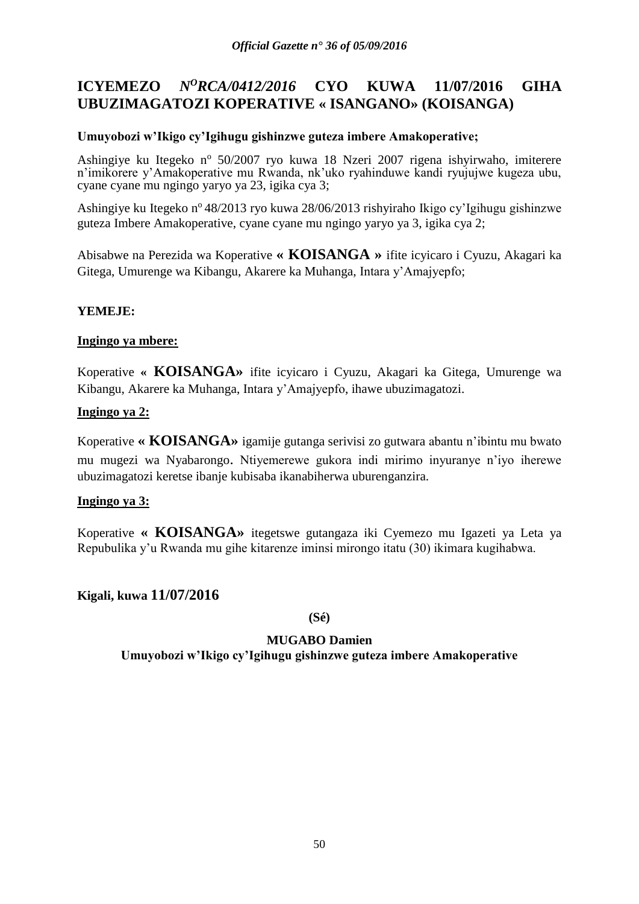# ICYEMEZO *N^O RCA/0412/2016* CYO KUWA 11/07/2016 GIHA UBUZIMAGATOZI KOPERATIVE « ISANGANO» (KOISANGA)

**Umuyobozi w'Ikigo cy'Igihugu gishinzwe guteza imbere Amakoperative;**

Ashingiye ku Itegeko n° 50/2007 ryo kuwa 18 Nzeri 2007 rigena ishyirwaho, imiterere n'imikorere y'Amakoperative mu Rwanda, nk'uko ryahinduwe kandi ryujujwe kugeza ubu, cyane cyane mu ngingo yaryo ya 23, igika cya 3;

Ashingiye ku Itegeko n° 48/2013 ryo kuwa 28/06/2013 rishyiraho Ikigo cy'Igihugu gishinzwe guteza Imbere Amakoperative, cyane cyane mu ngingo yaryo ya 3, igika cya 2;

Abisabwe na Perezida wa Koperative **« KOISANGA »** ifite icyicaro i Cyuzu, Akagari ka Gitega, Umurenge wa Kibangu, Akarere ka Muhanga, Intara y'Amajyepfo;

**YEMEJE:**

**Ingingo ya mbere:**

Koperative « **KOISANGA»** ifite icyicaro i Cyuzu, Akagari ka Gitega, Umurenge wa Kibangu, Akarere ka Muhanga, Intara y'Amajyepfo, ihawe ubuzimagatozi.

**Ingingo ya 2:**

Koperative **« KOISANGA»** igamije gutanga serivisi zo gutwara abantu n'ibintu mu bwato mu mugezi wa Nyabarongo. Ntiyemerewe gukora indi mirimo inyuranye n'iyo iherewe ubuzimagatozi keretse ibanje kubisaba ikanabiherwa uburenganzira.

**Ingingo ya 3:**

Koperative **« KOISANGA»** itegetswe gutangaza iki Cyemezo mu Igazeti ya Leta ya Repubulika y'u Rwanda mu gihe kitarenze iminsi mirongo itatu (30) ikimara kugihabwa.

**Kigali, kuwa 11/07/2016**

**(Sé)**

**MUGABO Damien**
**Umuyobozi w'Ikigo cy'Igihugu gishinzwe guteza imbere Amakoperative**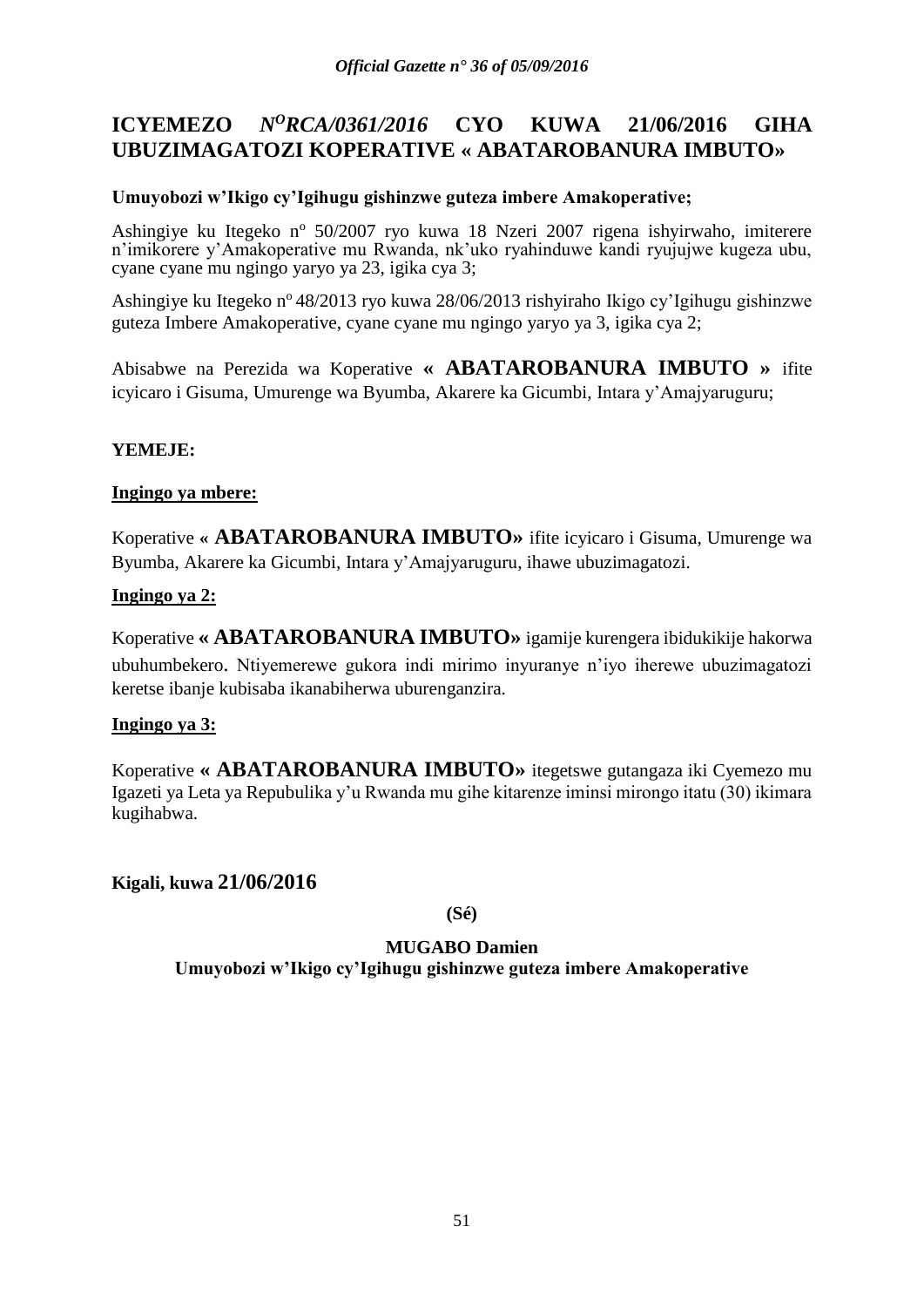# ICYEMEZO *N^O RCA/0361/2016* CYO KUWA 21/06/2016 GIHA UBUZIMAGATOZI KOPERATIVE « ABATAROBANURA IMBUTO»

**Umuyobozi w'Ikigo cy'Igihugu gishinzwe guteza imbere Amakoperative;**

Ashingiye ku Itegeko nº 50/2007 ryo kuwa 18 Nzeri 2007 rigena ishyirwaho, imiterere n'imikorere y'Amakoperative mu Rwanda, nk'uko ryahinduwe kandi ryujujwe kugeza ubu, cyane cyane mu ngingo yaryo ya 23, igika cya 3;

Ashingiye ku Itegeko nº 48/2013 ryo kuwa 28/06/2013 rishyiraho Ikigo cy'Igihugu gishinzwe guteza Imbere Amakoperative, cyane cyane mu ngingo yaryo ya 3, igika cya 2;

Abisabwe na Perezida wa Koperative **« ABATAROBANURA IMBUTO »** ifite icyicaro i Gisuma, Umurenge wa Byumba, Akarere ka Gicumbi, Intara y'Amajyaruguru;

**YEMEJE:**

**Ingingo ya mbere:**

Koperative **« ABATAROBANURA IMBUTO»** ifite icyicaro i Gisuma, Umurenge wa Byumba, Akarere ka Gicumbi, Intara y'Amajyaruguru, ihawe ubuzimagatozi.

**Ingingo ya 2:**

Koperative **« ABATAROBANURA IMBUTO»** igamije kurengera ibidukikije hakorwa ubuhumbekero. Ntiyemerewe gukora indi mirimo inyuranye n'iyo iherewe ubuzimagatozi keretse ibanje kubisaba ikanabiherwa uburenganzira.

**Ingingo ya 3:**

Koperative **« ABATAROBANURA IMBUTO»** itegetswe gutangaza iki Cyemezo mu Igazeti ya Leta ya Repubulika y'u Rwanda mu gihe kitarenze iminsi mirongo itatu (30) ikimara kugihabwa.

**Kigali, kuwa 21/06/2016**

**(Sé)**

**MUGABO Damien**
**Umuyobozi w'Ikigo cy'Igihugu gishinzwe guteza imbere Amakoperative**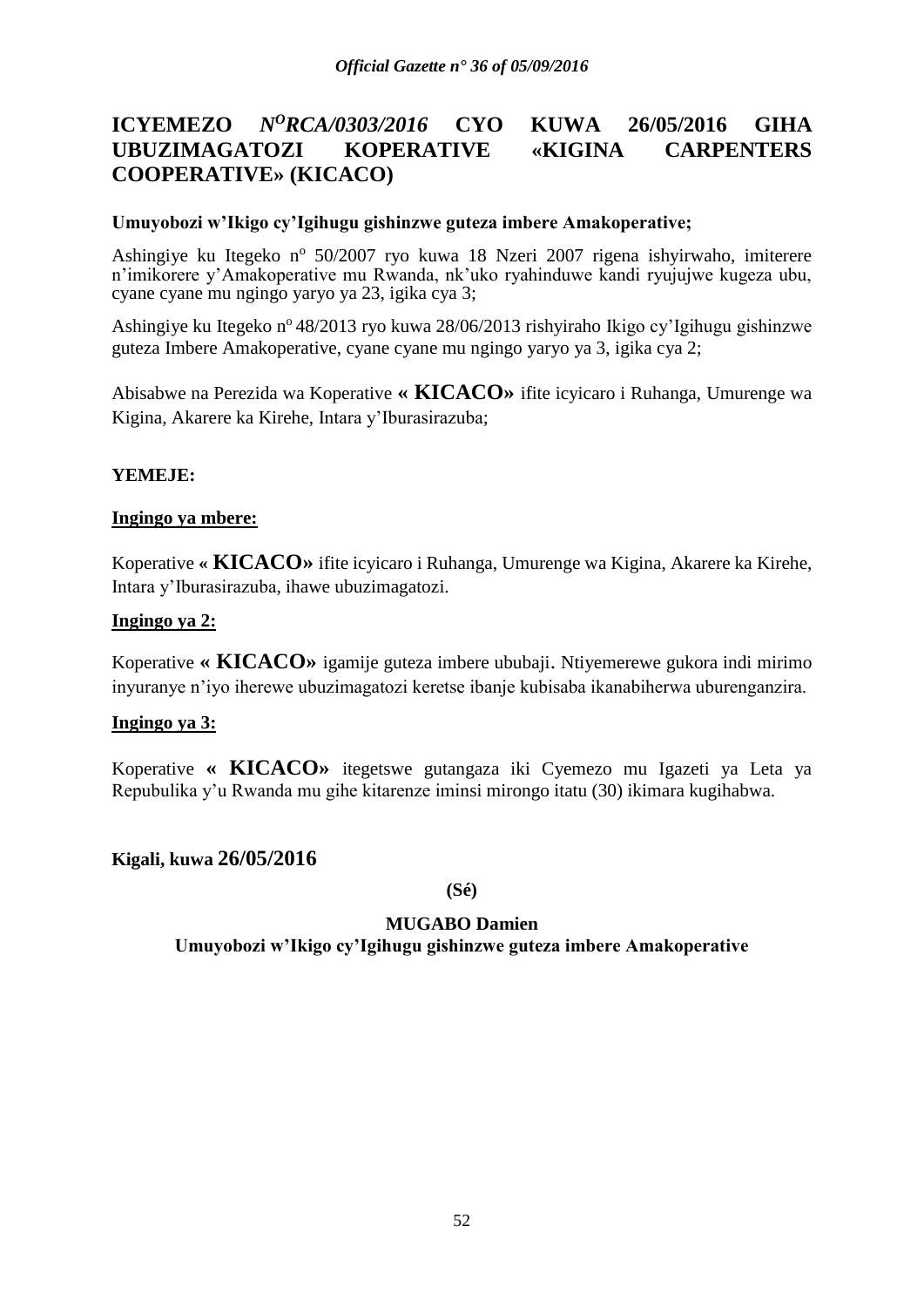# ICYEMEZO *N$^{O}$RCA/0303/2016* CYO KUWA 26/05/2016 GIHA UBUZIMAGATOZI KOPERATIVE «KIGINA CARPENTERS COOPERATIVE» (KICACO)

**Umuyobozi w'Ikigo cy'Igihugu gishinzwe guteza imbere Amakoperative;**

Ashingiye ku Itegeko nº 50/2007 ryo kuwa 18 Nzeri 2007 rigena ishyirwaho, imiterere n'imikorere y'Amakoperative mu Rwanda, nk'uko ryahinduwe kandi ryujujwe kugeza ubu, cyane cyane mu ngingo yaryo ya 23, igika cya 3;

Ashingiye ku Itegeko nº 48/2013 ryo kuwa 28/06/2013 rishyiraho Ikigo cy'Igihugu gishinzwe guteza Imbere Amakoperative, cyane cyane mu ngingo yaryo ya 3, igika cya 2;

Abisabwe na Perezida wa Koperative **« KICACO»** ifite icyicaro i Ruhanga, Umurenge wa Kigina, Akarere ka Kirehe, Intara y'Iburasirazuba;

**YEMEJE:**

**Ingingo ya mbere:**

Koperative **« KICACO»** ifite icyicaro i Ruhanga, Umurenge wa Kigina, Akarere ka Kirehe, Intara y'Iburasirazuba, ihawe ubuzimagatozi.

**Ingingo ya 2:**

Koperative **« KICACO»** igamije guteza imbere ububaji. Ntiyemerewe gukora indi mirimo inyuranye n'iyo iherewe ubuzimagatozi keretse ibanje kubisaba ikanabiherwa uburenganzira.

**Ingingo ya 3:**

Koperative **« KICACO»** itegetswe gutangaza iki Cyemezo mu Igazeti ya Leta ya Repubulika y'u Rwanda mu gihe kitarenze iminsi mirongo itatu (30) ikimara kugihabwa.

**Kigali, kuwa 26/05/2016**

**(Sé)**

**MUGABO Damien**

**Umuyobozi w'Ikigo cy'Igihugu gishinzwe guteza imbere Amakoperative**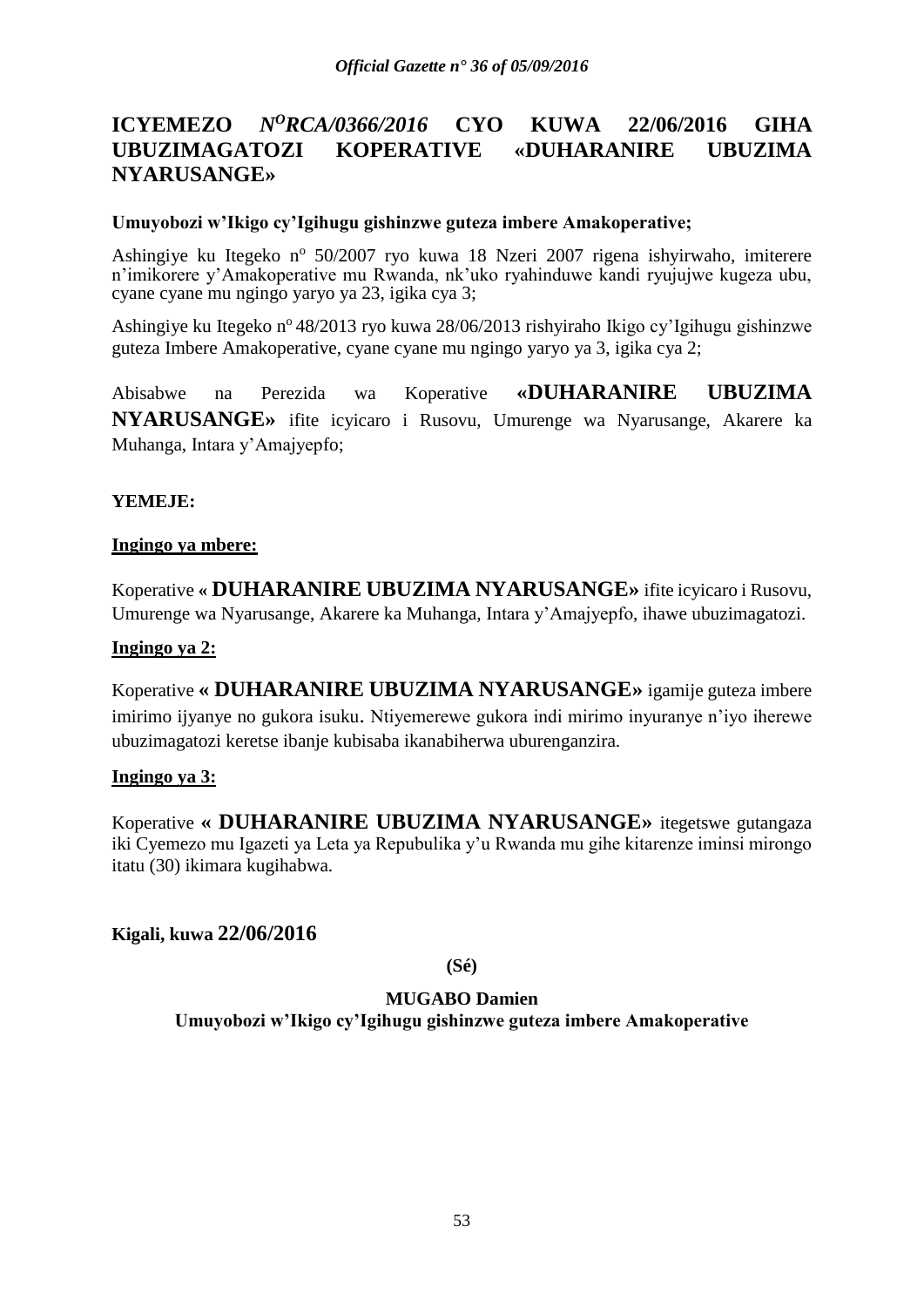# ICYEMEZO *N$^{O}$RCA/0366/2016* CYO KUWA 22/06/2016 GIHA UBUZIMAGATOZI KOPERATIVE «DUHARANIRE UBUZIMA NYARUSANGE»

**Umuyobozi w'Ikigo cy'Igihugu gishinzwe guteza imbere Amakoperative;**

Ashingiye ku Itegeko nº 50/2007 ryo kuwa 18 Nzeri 2007 rigena ishyirwaho, imiterere n'imikorere y'Amakoperative mu Rwanda, nk'uko ryahinduwe kandi ryujujwe kugeza ubu, cyane cyane mu ngingo yaryo ya 23, igika cya 3;

Ashingiye ku Itegeko nº 48/2013 ryo kuwa 28/06/2013 rishyiraho Ikigo cy'Igihugu gishinzwe guteza Imbere Amakoperative, cyane cyane mu ngingo yaryo ya 3, igika cya 2;

Abisabwe na Perezida wa Koperative **«DUHARANIRE UBUZIMA NYARUSANGE»** ifite icyicaro i Rusovu, Umurenge wa Nyarusange, Akarere ka Muhanga, Intara y'Amajyepfo;

**YEMEJE:**

**Ingingo ya mbere:**

Koperative **« DUHARANIRE UBUZIMA NYARUSANGE»** ifite icyicaro i Rusovu, Umurenge wa Nyarusange, Akarere ka Muhanga, Intara y'Amajyepfo, ihawe ubuzimagatozi.

**Ingingo ya 2:**

Koperative **« DUHARANIRE UBUZIMA NYARUSANGE»** igamije guteza imbere imirimo ijyanye no gukora isuku. Ntiyemerewe gukora indi mirimo inyuranye n'iyo iherewe ubuzimagatozi keretse ibanje kubisaba ikanabiherwa uburenganzira.

**Ingingo ya 3:**

Koperative **« DUHARANIRE UBUZIMA NYARUSANGE»** itegetswe gutangaza iki Cyemezo mu Igazeti ya Leta ya Repubulika y'u Rwanda mu gihe kitarenze iminsi mirongo itatu (30) ikimara kugihabwa.

**Kigali, kuwa 22/06/2016**

**(Sé)**

**MUGABO Damien**

**Umuyobozi w'Ikigo cy'Igihugu gishinzwe guteza imbere Amakoperative**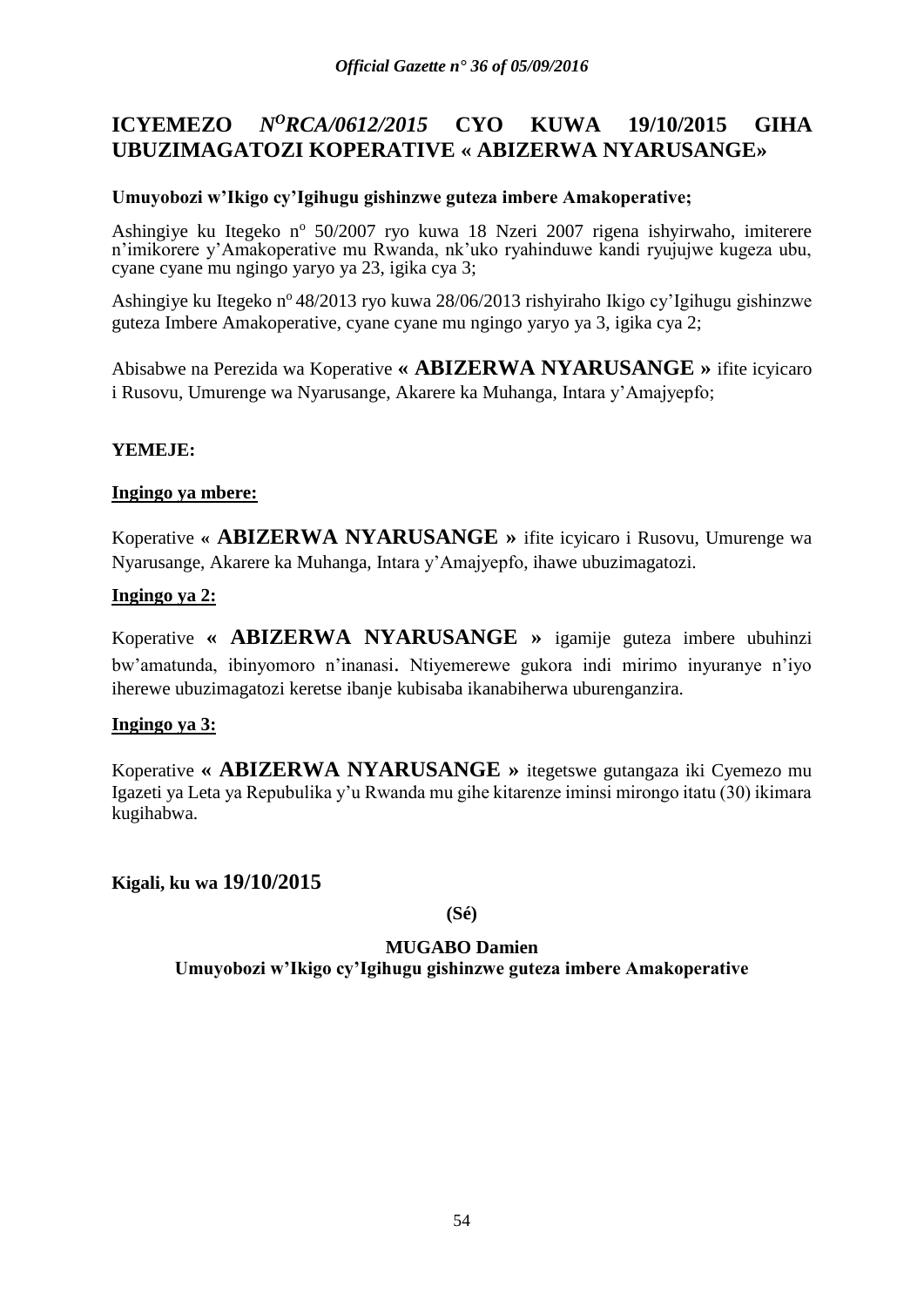# ICYEMEZO *N^O^RCA/0612/2015* CYO KUWA 19/10/2015 GIHA UBUZIMAGATOZI KOPERATIVE « ABIZERWA NYARUSANGE»

**Umuyobozi w'Ikigo cy'Igihugu gishinzwe guteza imbere Amakoperative;**

Ashingiye ku Itegeko nº 50/2007 ryo kuwa 18 Nzeri 2007 rigena ishyirwaho, imiterere n'imikorere y'Amakoperative mu Rwanda, nk'uko ryahinduwe kandi ryujujwe kugeza ubu, cyane cyane mu ngingo yaryo ya 23, igika cya 3;

Ashingiye ku Itegeko nº 48/2013 ryo kuwa 28/06/2013 rishyiraho Ikigo cy'Igihugu gishinzwe guteza Imbere Amakoperative, cyane cyane mu ngingo yaryo ya 3, igika cya 2;

Abisabwe na Perezida wa Koperative **« ABIZERWA NYARUSANGE »** ifite icyicaro i Rusovu, Umurenge wa Nyarusange, Akarere ka Muhanga, Intara y'Amajyepfo;

**YEMEJE:**

**Ingingo ya mbere:**

Koperative **« ABIZERWA NYARUSANGE »** ifite icyicaro i Rusovu, Umurenge wa Nyarusange, Akarere ka Muhanga, Intara y'Amajyepfo, ihawe ubuzimagatozi.

**Ingingo ya 2:**

Koperative **« ABIZERWA NYARUSANGE »** igamije guteza imbere ubuhinzi bw'amatunda, ibinyomoro n'inanasi. Ntiyemerewe gukora indi mirimo inyuranye n'iyo iherewe ubuzimagatozi keretse ibanje kubisaba ikanabiherwa uburenganzira.

**Ingingo ya 3:**

Koperative **« ABIZERWA NYARUSANGE »** itegetswe gutangaza iki Cyemezo mu Igazeti ya Leta ya Repubulika y'u Rwanda mu gihe kitarenze iminsi mirongo itatu (30) ikimara kugihabwa.

**Kigali, ku wa 19/10/2015**

**(Sé)**

**MUGABO Damien**

**Umuyobozi w'Ikigo cy'Igihugu gishinzwe guteza imbere Amakoperative**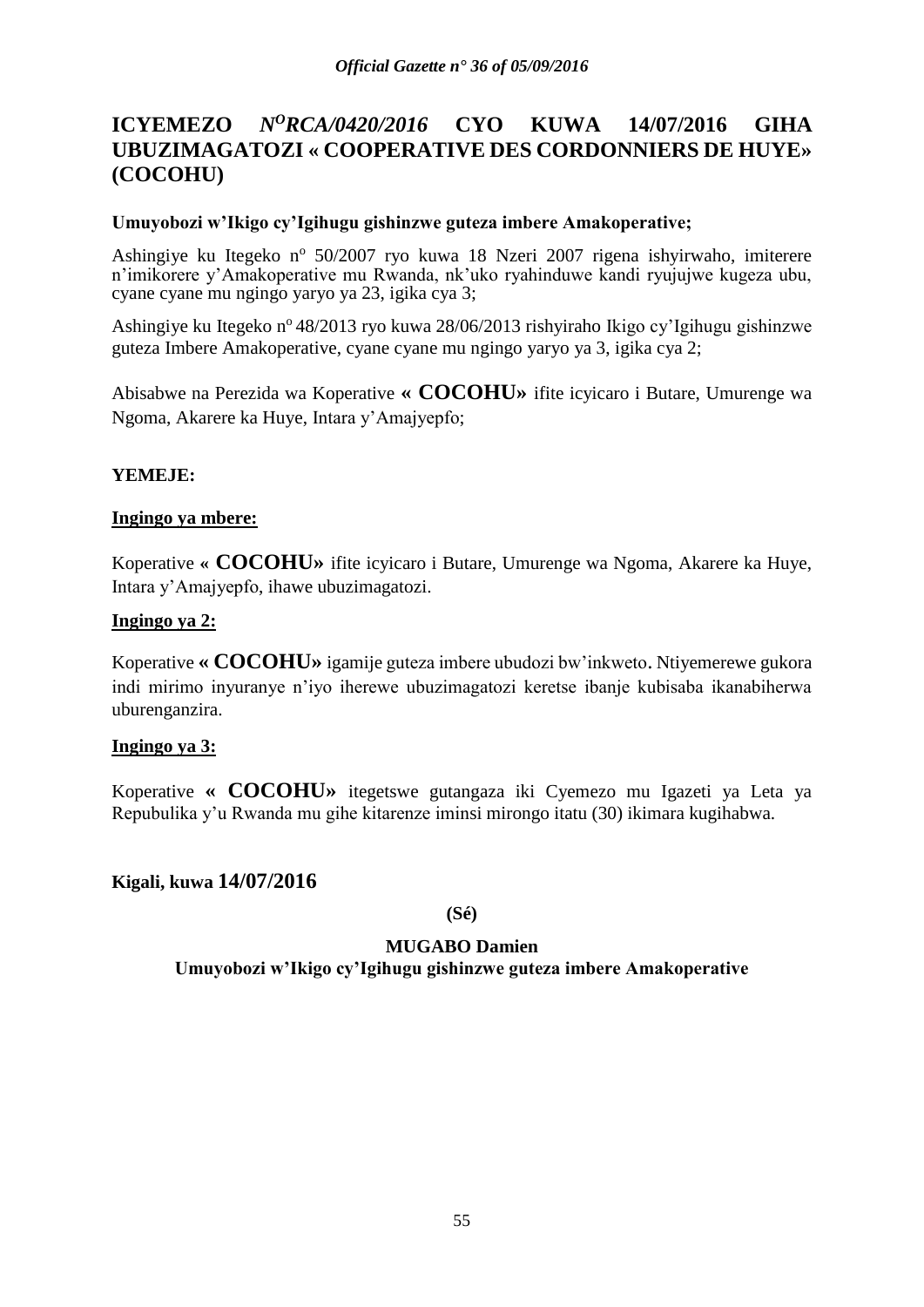# ICYEMEZO *N<sup>O</sup>RCA/0420/2016* CYO KUWA 14/07/2016 GIHA UBUZIMAGATOZI « COOPERATIVE DES CORDONNIERS DE HUYE» (COCOHU)

**Umuyobozi w'Ikigo cy'Igihugu gishinzwe guteza imbere Amakoperative;**

Ashingiye ku Itegeko n° 50/2007 ryo kuwa 18 Nzeri 2007 rigena ishyirwaho, imiterere n'imikorere y'Amakoperative mu Rwanda, nk'uko ryahinduwe kandi ryujujwe kugeza ubu, cyane cyane mu ngingo yaryo ya 23, igika cya 3;

Ashingiye ku Itegeko n° 48/2013 ryo kuwa 28/06/2013 rishyiraho Ikigo cy'Igihugu gishinzwe guteza Imbere Amakoperative, cyane cyane mu ngingo yaryo ya 3, igika cya 2;

Abisabwe na Perezida wa Koperative **« COCOHU»** ifite icyicaro i Butare, Umurenge wa Ngoma, Akarere ka Huye, Intara y'Amajyepfo;

**YEMEJE:**

**Ingingo ya mbere:**

Koperative **« COCOHU»** ifite icyicaro i Butare, Umurenge wa Ngoma, Akarere ka Huye, Intara y'Amajyepfo, ihawe ubuzimagatozi.

**Ingingo ya 2:**

Koperative **« COCOHU»** igamije guteza imbere ubudozi bw'inkweto. Ntiyemerewe gukora indi mirimo inyuranye n'iyo iherewe ubuzimagatozi keretse ibanje kubisaba ikanabiherwa uburenganzira.

**Ingingo ya 3:**

Koperative **« COCOHU»** itegetswe gutangaza iki Cyemezo mu Igazeti ya Leta ya Repubulika y'u Rwanda mu gihe kitarenze iminsi mirongo itatu (30) ikimara kugihabwa.

**Kigali, kuwa 14/07/2016**

**(Sé)**

**MUGABO Damien**

**Umuyobozi w'Ikigo cy'Igihugu gishinzwe guteza imbere Amakoperative**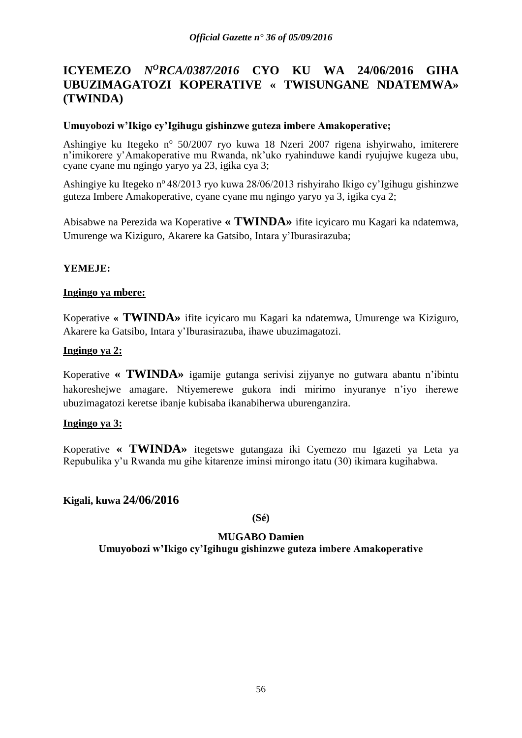# ICYEMEZO *N^O RCA/0387/2016* CYO KU WA 24/06/2016 GIHA UBUZIMAGATOZI KOPERATIVE « TWISUNGANE NDATEMWA» (TWINDA)

**Umuyobozi w'Ikigo cy'Igihugu gishinzwe guteza imbere Amakoperative;**

Ashingiye ku Itegeko nº 50/2007 ryo kuwa 18 Nzeri 2007 rigena ishyirwaho, imiterere n'imikorere y'Amakoperative mu Rwanda, nk'uko ryahinduwe kandi ryujujwe kugeza ubu, cyane cyane mu ngingo yaryo ya 23, igika cya 3;

Ashingiye ku Itegeko nº 48/2013 ryo kuwa 28/06/2013 rishyiraho Ikigo cy'Igihugu gishinzwe guteza Imbere Amakoperative, cyane cyane mu ngingo yaryo ya 3, igika cya 2;

Abisabwe na Perezida wa Koperative **« TWINDA»** ifite icyicaro mu Kagari ka ndatemwa, Umurenge wa Kiziguro, Akarere ka Gatsibo, Intara y'Iburasirazuba;

**YEMEJE:**

**Ingingo ya mbere:**

Koperative **« TWINDA»** ifite icyicaro mu Kagari ka ndatemwa, Umurenge wa Kiziguro, Akarere ka Gatsibo, Intara y'Iburasirazuba, ihawe ubuzimagatozi.

**Ingingo ya 2:**

Koperative **« TWINDA»** igamije gutanga serivisi zijyanye no gutwara abantu n'ibintu hakoreshejwe amagare. Ntiyemerewe gukora indi mirimo inyuranye n'iyo iherewe ubuzimagatozi keretse ibanje kubisaba ikanabiherwa uburenganzira.

**Ingingo ya 3:**

Koperative **« TWINDA»** itegetswe gutangaza iki Cyemezo mu Igazeti ya Leta ya Repubulika y'u Rwanda mu gihe kitarenze iminsi mirongo itatu (30) ikimara kugihabwa.

**Kigali, kuwa 24/06/2016**

**(Sé)**

**MUGABO Damien**
**Umuyobozi w'Ikigo cy'Igihugu gishinzwe guteza imbere Amakoperative**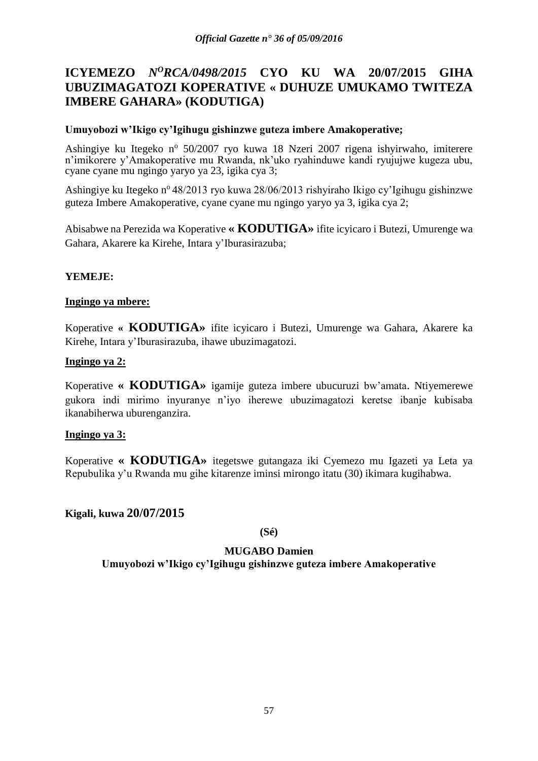# ICYEMEZO *N$^{O}$RCA/0498/2015* CYO KU WA 20/07/2015 GIHA UBUZIMAGATOZI KOPERATIVE « DUHUZE UMUKAMO TWITEZA IMBERE GAHARA» (KODUTIGA)

**Umuyobozi w'Ikigo cy'Igihugu gishinzwe guteza imbere Amakoperative;**

Ashingiye ku Itegeko nº 50/2007 ryo kuwa 18 Nzeri 2007 rigena ishyirwaho, imiterere n'imikorere y'Amakoperative mu Rwanda, nk'uko ryahinduwe kandi ryujujwe kugeza ubu, cyane cyane mu ngingo yaryo ya 23, igika cya 3;

Ashingiye ku Itegeko nº 48/2013 ryo kuwa 28/06/2013 rishyiraho Ikigo cy'Igihugu gishinzwe guteza Imbere Amakoperative, cyane cyane mu ngingo yaryo ya 3, igika cya 2;

Abisabwe na Perezida wa Koperative **« KODUTIGA»** ifite icyicaro i Butezi, Umurenge wa Gahara, Akarere ka Kirehe, Intara y'Iburasirazuba;

**YEMEJE:**

**Ingingo ya mbere:**

Koperative **« KODUTIGA»** ifite icyicaro i Butezi, Umurenge wa Gahara, Akarere ka Kirehe, Intara y'Iburasirazuba, ihawe ubuzimagatozi.

**Ingingo ya 2:**

Koperative **« KODUTIGA»** igamije guteza imbere ubucuruzi bw'amata. Ntiyemerewe gukora indi mirimo inyuranye n'iyo iherewe ubuzimagatozi keretse ibanje kubisaba ikanabiherwa uburenganzira.

**Ingingo ya 3:**

Koperative **« KODUTIGA»** itegetswe gutangaza iki Cyemezo mu Igazeti ya Leta ya Repubulika y'u Rwanda mu gihe kitarenze iminsi mirongo itatu (30) ikimara kugihabwa.

**Kigali, kuwa 20/07/2015**

**(Sé)**

**MUGABO Damien**

**Umuyobozi w'Ikigo cy'Igihugu gishinzwe guteza imbere Amakoperative**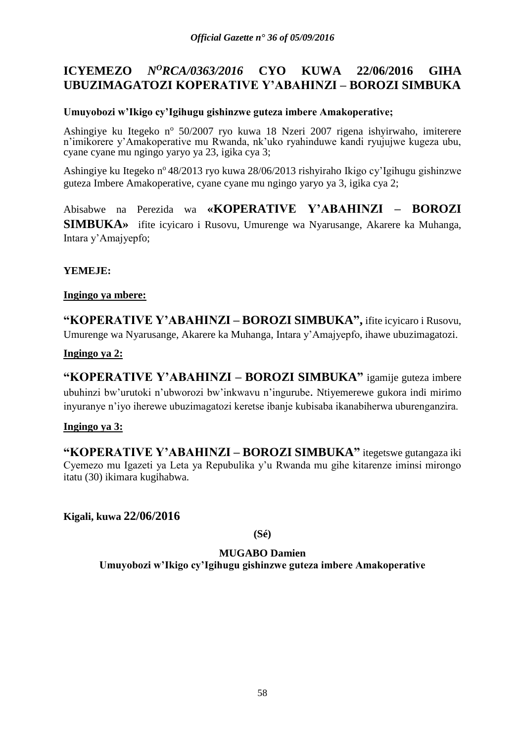# ICYEMEZO *N^O^RCA/0363/2016* CYO KUWA 22/06/2016 GIHA UBUZIMAGATOZI KOPERATIVE Y'ABAHINZI – BOROZI SIMBUKA

**Umuyobozi w'Ikigo cy'Igihugu gishinzwe guteza imbere Amakoperative;**

Ashingiye ku Itegeko nº 50/2007 ryo kuwa 18 Nzeri 2007 rigena ishyirwaho, imiterere n'imikorere y'Amakoperative mu Rwanda, nk'uko ryahinduwe kandi ryujujwe kugeza ubu, cyane cyane mu ngingo yaryo ya 23, igika cya 3;

Ashingiye ku Itegeko nº 48/2013 ryo kuwa 28/06/2013 rishyiraho Ikigo cy'Igihugu gishinzwe guteza Imbere Amakoperative, cyane cyane mu ngingo yaryo ya 3, igika cya 2;

Abisabwe na Perezida wa **«KOPERATIVE Y'ABAHINZI – BOROZI SIMBUKA»** ifite icyicaro i Rusovu, Umurenge wa Nyarusange, Akarere ka Muhanga, Intara y'Amajyepfo;

**YEMEJE:**

**Ingingo ya mbere:**

**"KOPERATIVE Y'ABAHINZI – BOROZI SIMBUKA",** ifite icyicaro i Rusovu, Umurenge wa Nyarusange, Akarere ka Muhanga, Intara y'Amajyepfo, ihawe ubuzimagatozi.

**Ingingo ya 2:**

**"KOPERATIVE Y'ABAHINZI – BOROZI SIMBUKA"** igamije guteza imbere ubuhinzi bw'urutoki n'ubworozi bw'inkwavu n'ingurube. Ntiyemerewe gukora indi mirimo inyuranye n'iyo iherewe ubuzimagatozi keretse ibanje kubisaba ikanabiherwa uburenganzira.

**Ingingo ya 3:**

**"KOPERATIVE Y'ABAHINZI – BOROZI SIMBUKA"** itegetswe gutangaza iki Cyemezo mu Igazeti ya Leta ya Repubulika y'u Rwanda mu gihe kitarenze iminsi mirongo itatu (30) ikimara kugihabwa.

**Kigali, kuwa 22/06/2016**

**(Sé)**

**MUGABO Damien**
**Umuyobozi w'Ikigo cy'Igihugu gishinzwe guteza imbere Amakoperative**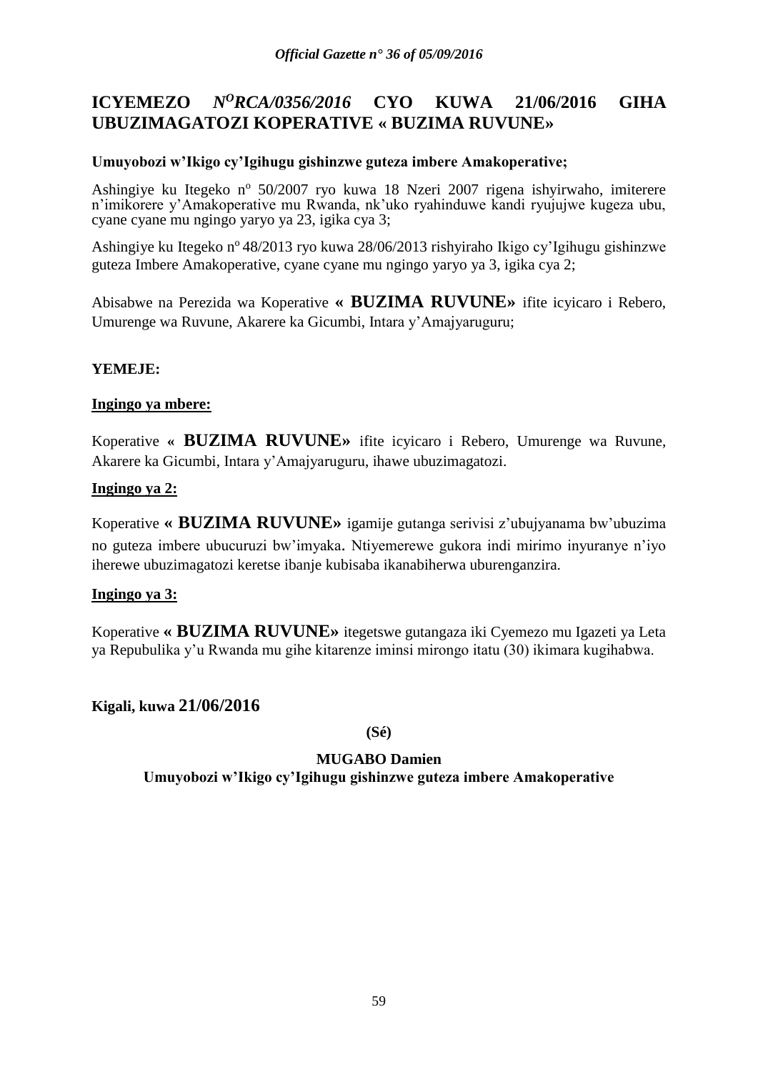# ICYEMEZO *N^O^RCA/0356/2016* CYO KUWA 21/06/2016 GIHA UBUZIMAGATOZI KOPERATIVE « BUZIMA RUVUNE»

**Umuyobozi w'Ikigo cy'Igihugu gishinzwe guteza imbere Amakoperative;**

Ashingiye ku Itegeko nº 50/2007 ryo kuwa 18 Nzeri 2007 rigena ishyirwaho, imiterere n'imikorere y'Amakoperative mu Rwanda, nk'uko ryahinduwe kandi ryujujwe kugeza ubu, cyane cyane mu ngingo yaryo ya 23, igika cya 3;

Ashingiye ku Itegeko nº 48/2013 ryo kuwa 28/06/2013 rishyiraho Ikigo cy'Igihugu gishinzwe guteza Imbere Amakoperative, cyane cyane mu ngingo yaryo ya 3, igika cya 2;

Abisabwe na Perezida wa Koperative **« BUZIMA RUVUNE»** ifite icyicaro i Rebero, Umurenge wa Ruvune, Akarere ka Gicumbi, Intara y'Amajyaruguru;

**YEMEJE:**

**Ingingo ya mbere:**

Koperative **« BUZIMA RUVUNE»** ifite icyicaro i Rebero, Umurenge wa Ruvune, Akarere ka Gicumbi, Intara y'Amajyaruguru, ihawe ubuzimagatozi.

**Ingingo ya 2:**

Koperative **« BUZIMA RUVUNE»** igamije gutanga serivisi z'ubujyanama bw'ubuzima no guteza imbere ubucuruzi bw'imyaka. Ntiyemerewe gukora indi mirimo inyuranye n'iyo iherewe ubuzimagatozi keretse ibanje kubisaba ikanabiherwa uburenganzira.

**Ingingo ya 3:**

Koperative **« BUZIMA RUVUNE»** itegetswe gutangaza iki Cyemezo mu Igazeti ya Leta ya Repubulika y'u Rwanda mu gihe kitarenze iminsi mirongo itatu (30) ikimara kugihabwa.

**Kigali, kuwa 21/06/2016**

**(Sé)**

**MUGABO Damien**
**Umuyobozi w'Ikigo cy'Igihugu gishinzwe guteza imbere Amakoperative**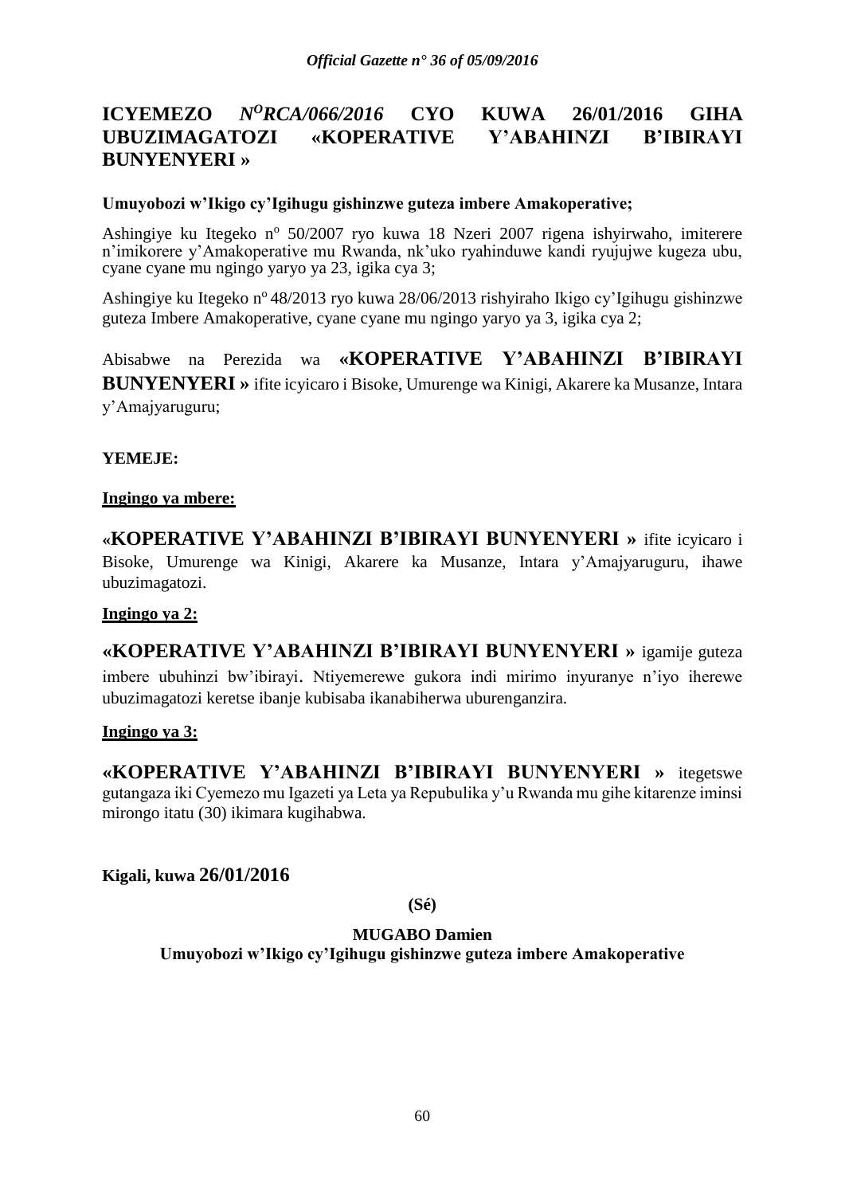# ICYEMEZO *N<sup>O</sup>RCA/066/2016* CYO KUWA 26/01/2016 GIHA UBUZIMAGATOZI «KOPERATIVE Y'ABAHINZI B'IBIRAYI BUNYENYERI »

**Umuyobozi w'Ikigo cy'Igihugu gishinzwe guteza imbere Amakoperative;**

Ashingiye ku Itegeko n° 50/2007 ryo kuwa 18 Nzeri 2007 rigena ishyirwaho, imiterere n'imikorere y'Amakoperative mu Rwanda, nk'uko ryahinduwe kandi ryujujwe kugeza ubu, cyane cyane mu ngingo yaryo ya 23, igika cya 3;

Ashingiye ku Itegeko n° 48/2013 ryo kuwa 28/06/2013 rishyiraho Ikigo cy'Igihugu gishinzwe guteza Imbere Amakoperative, cyane cyane mu ngingo yaryo ya 3, igika cya 2;

Abisabwe na Perezida wa **«KOPERATIVE Y'ABAHINZI B'IBIRAYI BUNYENYERI »** ifite icyicaro i Bisoke, Umurenge wa Kinigi, Akarere ka Musanze, Intara y'Amajyaruguru;

**YEMEJE:**

**Ingingo ya mbere:**

**«KOPERATIVE Y'ABAHINZI B'IBIRAYI BUNYENYERI »** ifite icyicaro i Bisoke, Umurenge wa Kinigi, Akarere ka Musanze, Intara y'Amajyaruguru, ihawe ubuzimagatozi.

**Ingingo ya 2:**

**«KOPERATIVE Y'ABAHINZI B'IBIRAYI BUNYENYERI »** igamije guteza imbere ubuhinzi bw'ibirayi. Ntiyemerewe gukora indi mirimo inyuranye n'iyo iherewe ubuzimagatozi keretse ibanje kubisaba ikanabiherwa uburenganzira.

**Ingingo ya 3:**

**«KOPERATIVE Y'ABAHINZI B'IBIRAYI BUNYENYERI »** itegetswe gutangaza iki Cyemezo mu Igazeti ya Leta ya Repubulika y'u Rwanda mu gihe kitarenze iminsi mirongo itatu (30) ikimara kugihabwa.

**Kigali, kuwa 26/01/2016**

**(Sé)**

**MUGABO Damien**
**Umuyobozi w'Ikigo cy'Igihugu gishinzwe guteza imbere Amakoperative**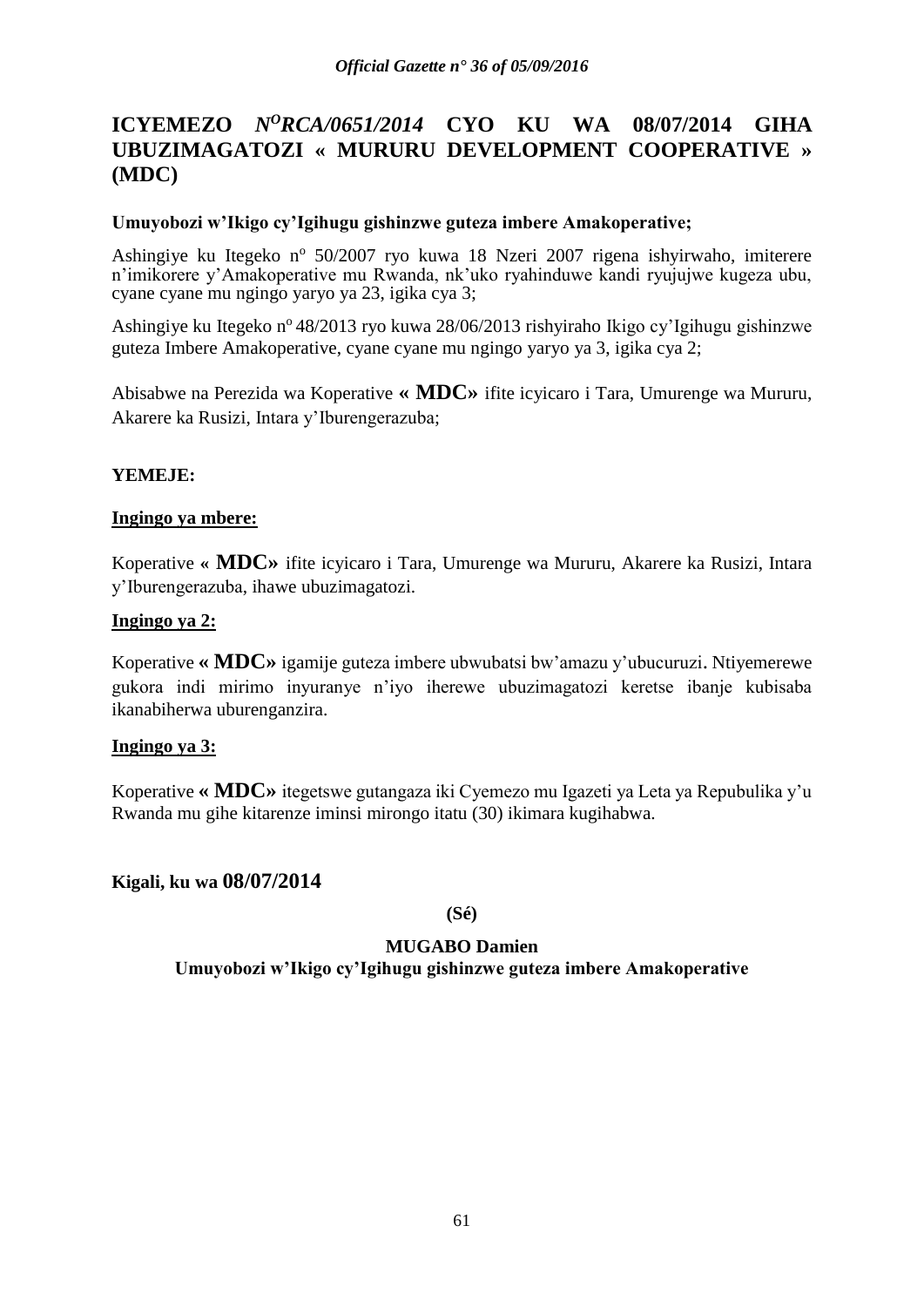# ICYEMEZO *N^O RCA/0651/2014* CYO KU WA 08/07/2014 GIHA UBUZIMAGATOZI « MURURU DEVELOPMENT COOPERATIVE » (MDC)

**Umuyobozi w'Ikigo cy'Igihugu gishinzwe guteza imbere Amakoperative;**

Ashingiye ku Itegeko nº 50/2007 ryo kuwa 18 Nzeri 2007 rigena ishyirwaho, imiterere n'imikorere y'Amakoperative mu Rwanda, nk'uko ryahinduwe kandi ryujujwe kugeza ubu, cyane cyane mu ngingo yaryo ya 23, igika cya 3;

Ashingiye ku Itegeko nº 48/2013 ryo kuwa 28/06/2013 rishyiraho Ikigo cy'Igihugu gishinzwe guteza Imbere Amakoperative, cyane cyane mu ngingo yaryo ya 3, igika cya 2;

Abisabwe na Perezida wa Koperative **« MDC»** ifite icyicaro i Tara, Umurenge wa Mururu, Akarere ka Rusizi, Intara y'Iburengerazuba;

**YEMEJE:**

**Ingingo ya mbere:**

Koperative **« MDC»** ifite icyicaro i Tara, Umurenge wa Mururu, Akarere ka Rusizi, Intara y'Iburengerazuba, ihawe ubuzimagatozi.

**Ingingo ya 2:**

Koperative **« MDC»** igamije guteza imbere ubwubatsi bw'amazu y'ubucuruzi. Ntiyemerewe gukora indi mirimo inyuranye n'iyo iherewe ubuzimagatozi keretse ibanje kubisaba ikanabiherwa uburenganzira.

**Ingingo ya 3:**

Koperative **« MDC»** itegetswe gutangaza iki Cyemezo mu Igazeti ya Leta ya Repubulika y'u Rwanda mu gihe kitarenze iminsi mirongo itatu (30) ikimara kugihabwa.

**Kigali, ku wa 08/07/2014**

**(Sé)**

**MUGABO Damien**

**Umuyobozi w'Ikigo cy'Igihugu gishinzwe guteza imbere Amakoperative**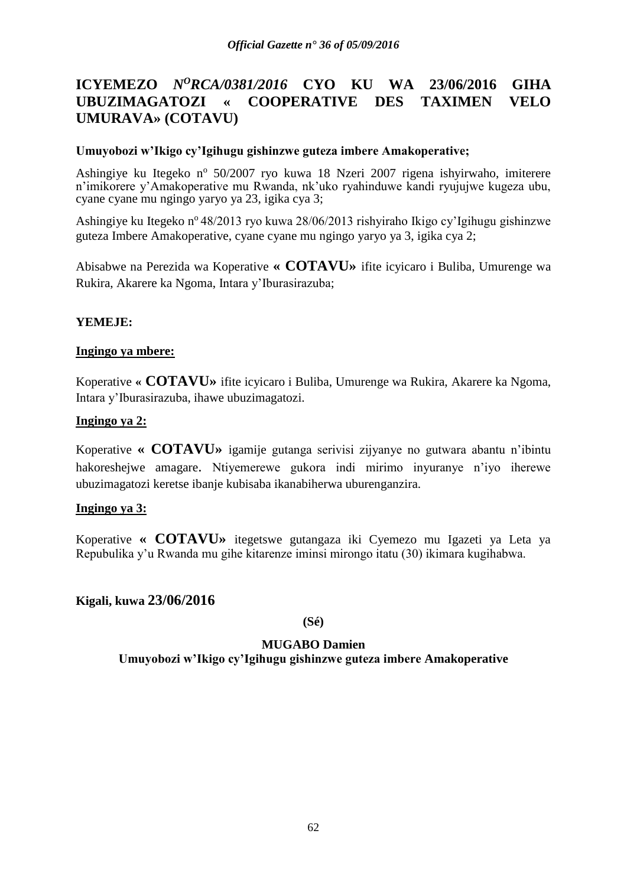# ICYEMEZO *N[o]RCA/0381/2016* CYO KU WA 23/06/2016 GIHA UBUZIMAGATOZI « COOPERATIVE DES TAXIMEN VELO UMURAVA» (COTAVU)

**Umuyobozi w'Ikigo cy'Igihugu gishinzwe guteza imbere Amakoperative;**

Ashingiye ku Itegeko nº 50/2007 ryo kuwa 18 Nzeri 2007 rigena ishyirwaho, imiterere n'imikorere y'Amakoperative mu Rwanda, nk'uko ryahinduwe kandi ryujujwe kugeza ubu, cyane cyane mu ngingo yaryo ya 23, igika cya 3;

Ashingiye ku Itegeko nº 48/2013 ryo kuwa 28/06/2013 rishyiraho Ikigo cy'Igihugu gishinzwe guteza Imbere Amakoperative, cyane cyane mu ngingo yaryo ya 3, igika cya 2;

Abisabwe na Perezida wa Koperative **« COTAVU»** ifite icyicaro i Buliba, Umurenge wa Rukira, Akarere ka Ngoma, Intara y'Iburasirazuba;

**YEMEJE:**

**Ingingo ya mbere:**

Koperative **« COTAVU»** ifite icyicaro i Buliba, Umurenge wa Rukira, Akarere ka Ngoma, Intara y'Iburasirazuba, ihawe ubuzimagatozi.

**Ingingo ya 2:**

Koperative **« COTAVU»** igamije gutanga serivisi zijyanye no gutwara abantu n'ibintu hakoreshejwe amagare. Ntiyemerewe gukora indi mirimo inyuranye n'iyo iherewe ubuzimagatozi keretse ibanje kubisaba ikanabiherwa uburenganzira.

**Ingingo ya 3:**

Koperative **« COTAVU»** itegetswe gutangaza iki Cyemezo mu Igazeti ya Leta ya Repubulika y'u Rwanda mu gihe kitarenze iminsi mirongo itatu (30) ikimara kugihabwa.

**Kigali, kuwa 23/06/2016**

**(Sé)**

**MUGABO Damien**
**Umuyobozi w'Ikigo cy'Igihugu gishinzwe guteza imbere Amakoperative**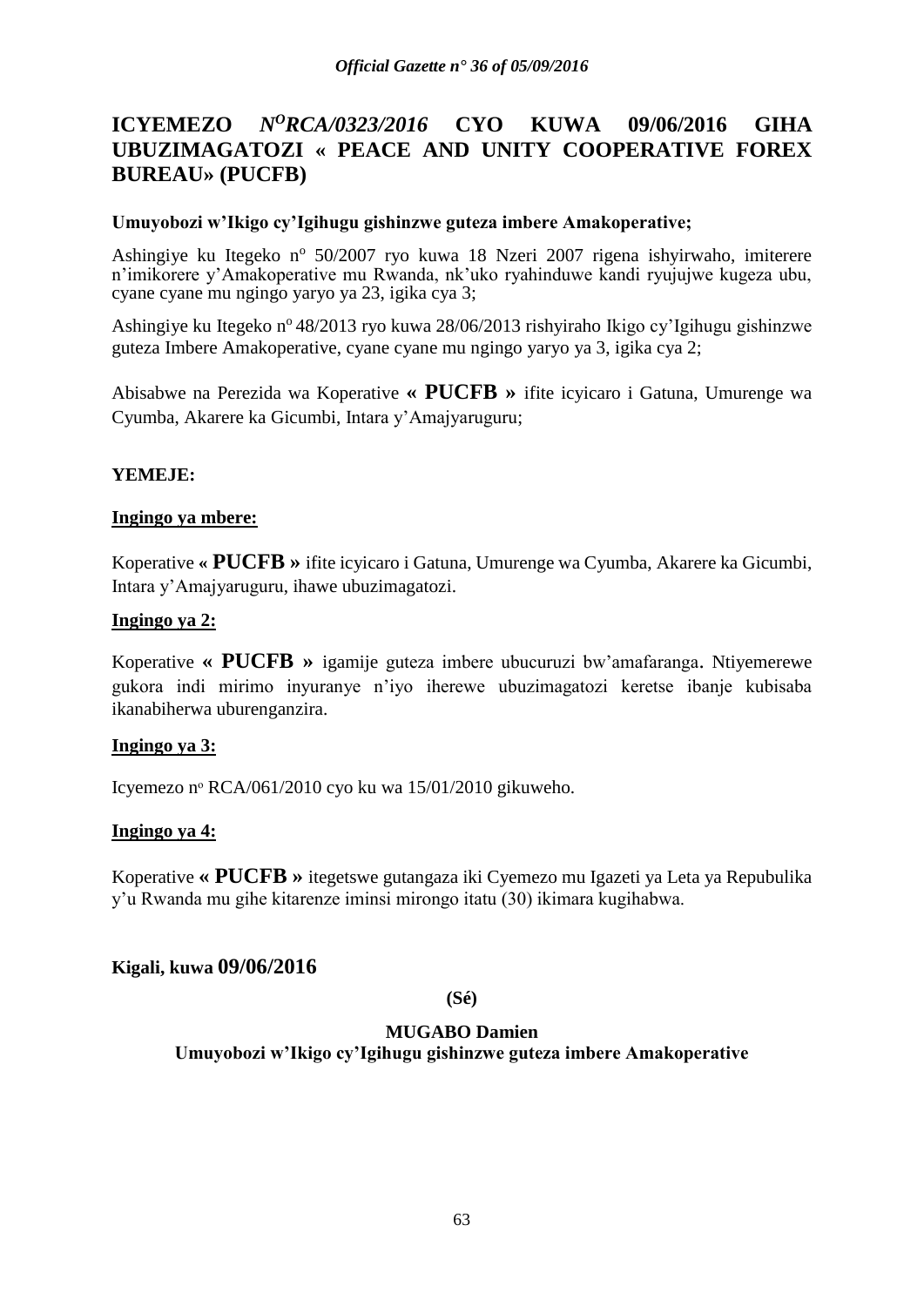# ICYEMEZO *N<sup>O</sup>RCA/0323/2016* CYO KUWA 09/06/2016 GIHA UBUZIMAGATOZI « PEACE AND UNITY COOPERATIVE FOREX BUREAU» (PUCFB)

**Umuyobozi w'Ikigo cy'Igihugu gishinzwe guteza imbere Amakoperative;**

Ashingiye ku Itegeko n° 50/2007 ryo kuwa 18 Nzeri 2007 rigena ishyirwaho, imiterere n'imikorere y'Amakoperative mu Rwanda, nk'uko ryahinduwe kandi ryujujwe kugeza ubu, cyane cyane mu ngingo yaryo ya 23, igika cya 3;

Ashingiye ku Itegeko n° 48/2013 ryo kuwa 28/06/2013 rishyiraho Ikigo cy'Igihugu gishinzwe guteza Imbere Amakoperative, cyane cyane mu ngingo yaryo ya 3, igika cya 2;

Abisabwe na Perezida wa Koperative **« PUCFB »** ifite icyicaro i Gatuna, Umurenge wa Cyumba, Akarere ka Gicumbi, Intara y'Amajyaruguru;

**YEMEJE:**

**Ingingo ya mbere:**

Koperative **« PUCFB »** ifite icyicaro i Gatuna, Umurenge wa Cyumba, Akarere ka Gicumbi, Intara y'Amajyaruguru, ihawe ubuzimagatozi.

**Ingingo ya 2:**

Koperative **« PUCFB »** igamije guteza imbere ubucuruzi bw'amafaranga. Ntiyemerewe gukora indi mirimo inyuranye n'iyo iherewe ubuzimagatozi keretse ibanje kubisaba ikanabiherwa uburenganzira.

**Ingingo ya 3:**

Icyemezo n° RCA/061/2010 cyo ku wa 15/01/2010 gikuweho.

**Ingingo ya 4:**

Koperative **« PUCFB »** itegetswe gutangaza iki Cyemezo mu Igazeti ya Leta ya Repubulika y'u Rwanda mu gihe kitarenze iminsi mirongo itatu (30) ikimara kugihabwa.

**Kigali, kuwa 09/06/2016**

**(Sé)**

**MUGABO Damien**

**Umuyobozi w'Ikigo cy'Igihugu gishinzwe guteza imbere Amakoperative**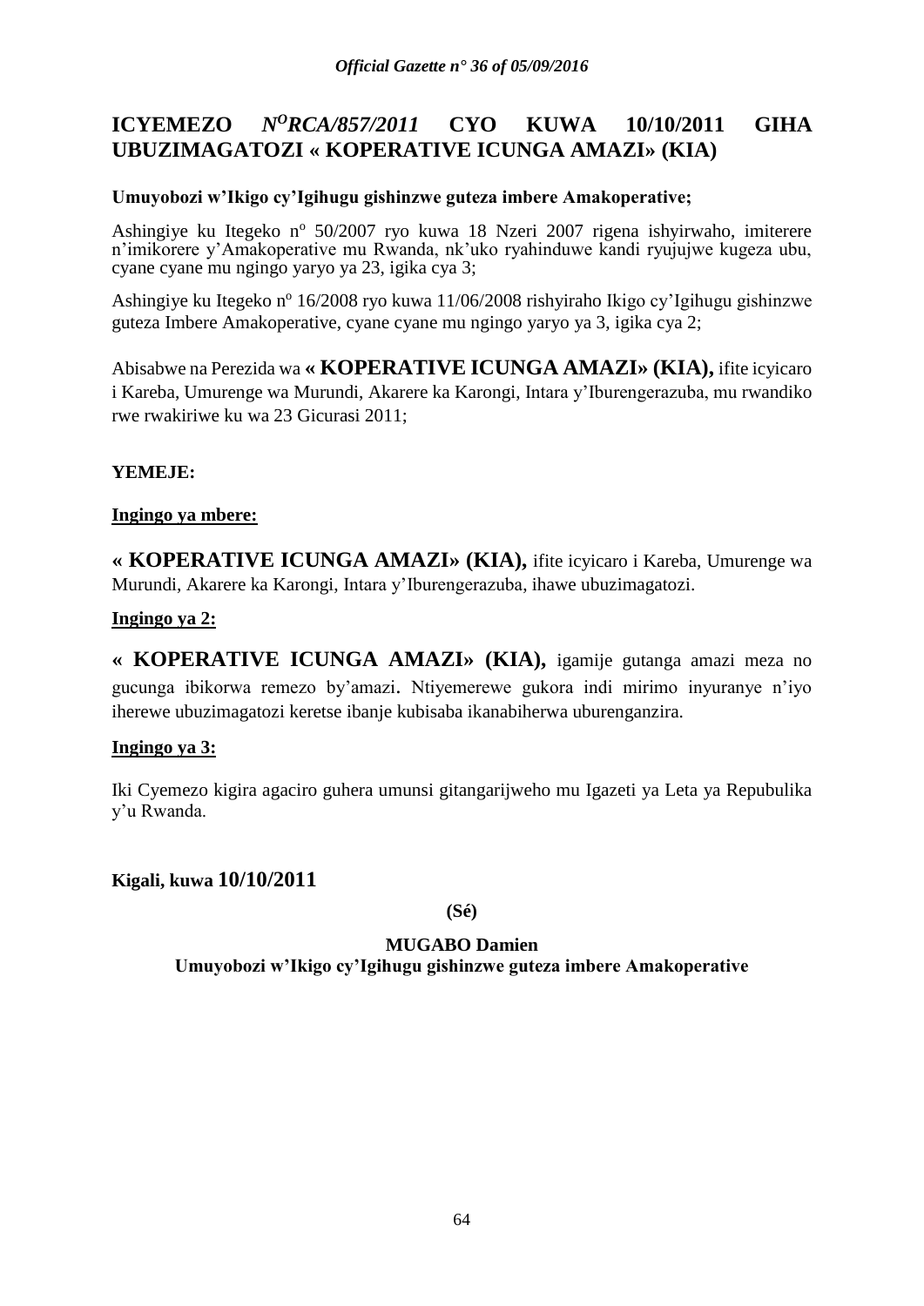# ICYEMEZO *N^O RCA/857/2011* CYO KUWA 10/10/2011 GIHA UBUZIMAGATOZI « KOPERATIVE ICUNGA AMAZI» (KIA)

**Umuyobozi w'Ikigo cy'Igihugu gishinzwe guteza imbere Amakoperative;**

Ashingiye ku Itegeko nº 50/2007 ryo kuwa 18 Nzeri 2007 rigena ishyirwaho, imiterere n'imikorere y'Amakoperative mu Rwanda, nk'uko ryahinduwe kandi ryujujwe kugeza ubu, cyane cyane mu ngingo yaryo ya 23, igika cya 3;

Ashingiye ku Itegeko nº 16/2008 ryo kuwa 11/06/2008 rishyiraho Ikigo cy'Igihugu gishinzwe guteza Imbere Amakoperative, cyane cyane mu ngingo yaryo ya 3, igika cya 2;

Abisabwe na Perezida wa **« KOPERATIVE ICUNGA AMAZI» (KIA),** ifite icyicaro i Kareba, Umurenge wa Murundi, Akarere ka Karongi, Intara y'Iburengerazuba, mu rwandiko rwe rwakiriwe ku wa 23 Gicurasi 2011;

**YEMEJE:**

**Ingingo ya mbere:**

**« KOPERATIVE ICUNGA AMAZI» (KIA),** ifite icyicaro i Kareba, Umurenge wa Murundi, Akarere ka Karongi, Intara y'Iburengerazuba, ihawe ubuzimagatozi.

**Ingingo ya 2:**

**« KOPERATIVE ICUNGA AMAZI» (KIA),** igamije gutanga amazi meza no gucunga ibikorwa remezo by'amazi. Ntiyemerewe gukora indi mirimo inyuranye n'iyo iherewe ubuzimagatozi keretse ibanje kubisaba ikanabiherwa uburenganzira.

**Ingingo ya 3:**

Iki Cyemezo kigira agaciro guhera umunsi gitangarijweho mu Igazeti ya Leta ya Repubulika y'u Rwanda.

**Kigali, kuwa 10/10/2011**

**(Sé)**

**MUGABO Damien**

**Umuyobozi w'Ikigo cy'Igihugu gishinzwe guteza imbere Amakoperative**